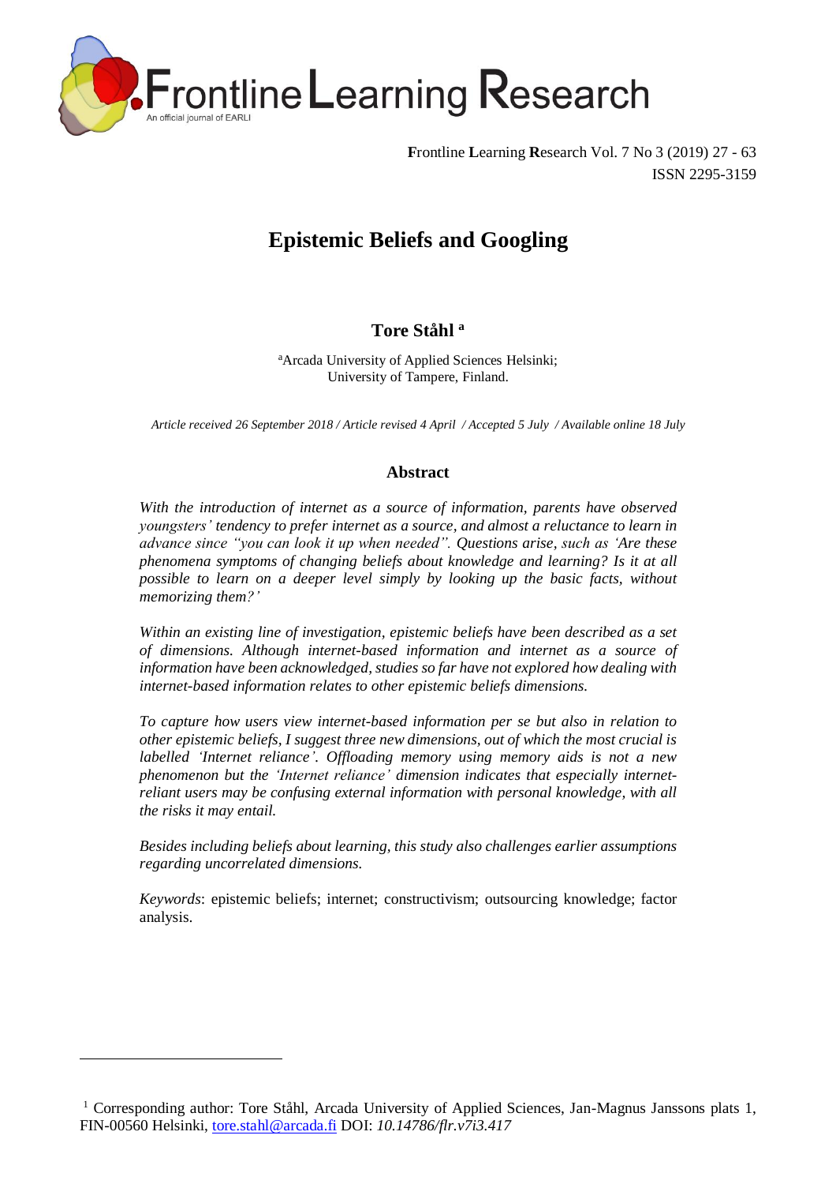# Epistemic Beliefs and Googling

**Tore Ståhl** [a]

[a] Arcada University of Applied Sciences Helsinki; University of Tampere, Finland.

*Article received 26 September 2018 / Article revised 4 April / Accepted 5 July / Available online 18 July*

## Abstract

*With the introduction of internet as a source of information, parents have observed youngsters' tendency to prefer internet as a source, and almost a reluctance to learn in advance since "you can look it up when needed". Questions arise, such as 'Are these phenomena symptoms of changing beliefs about knowledge and learning? Is it at all possible to learn on a deeper level simply by looking up the basic facts, without memorizing them?'*

*Within an existing line of investigation, epistemic beliefs have been described as a set of dimensions. Although internet-based information and internet as a source of information have been acknowledged, studies so far have not explored how dealing with internet-based information relates to other epistemic beliefs dimensions.*

*To capture how users view internet-based information per se but also in relation to other epistemic beliefs, I suggest three new dimensions, out of which the most crucial is labelled 'Internet reliance'. Offloading memory using memory aids is not a new phenomenon but the 'Internet reliance' dimension indicates that especially internet-reliant users may be confusing external information with personal knowledge, with all the risks it may entail.*

*Besides including beliefs about learning, this study also challenges earlier assumptions regarding uncorrelated dimensions.*

*Keywords*: epistemic beliefs; internet; constructivism; outsourcing knowledge; factor analysis.

---

[1] Corresponding author: Tore Ståhl, Arcada University of Applied Sciences, Jan-Magnus Janssons plats 1, FIN-00560 Helsinki, tore.stahl@arcada.fi DOI: *10.14786/flr.v7i3.417*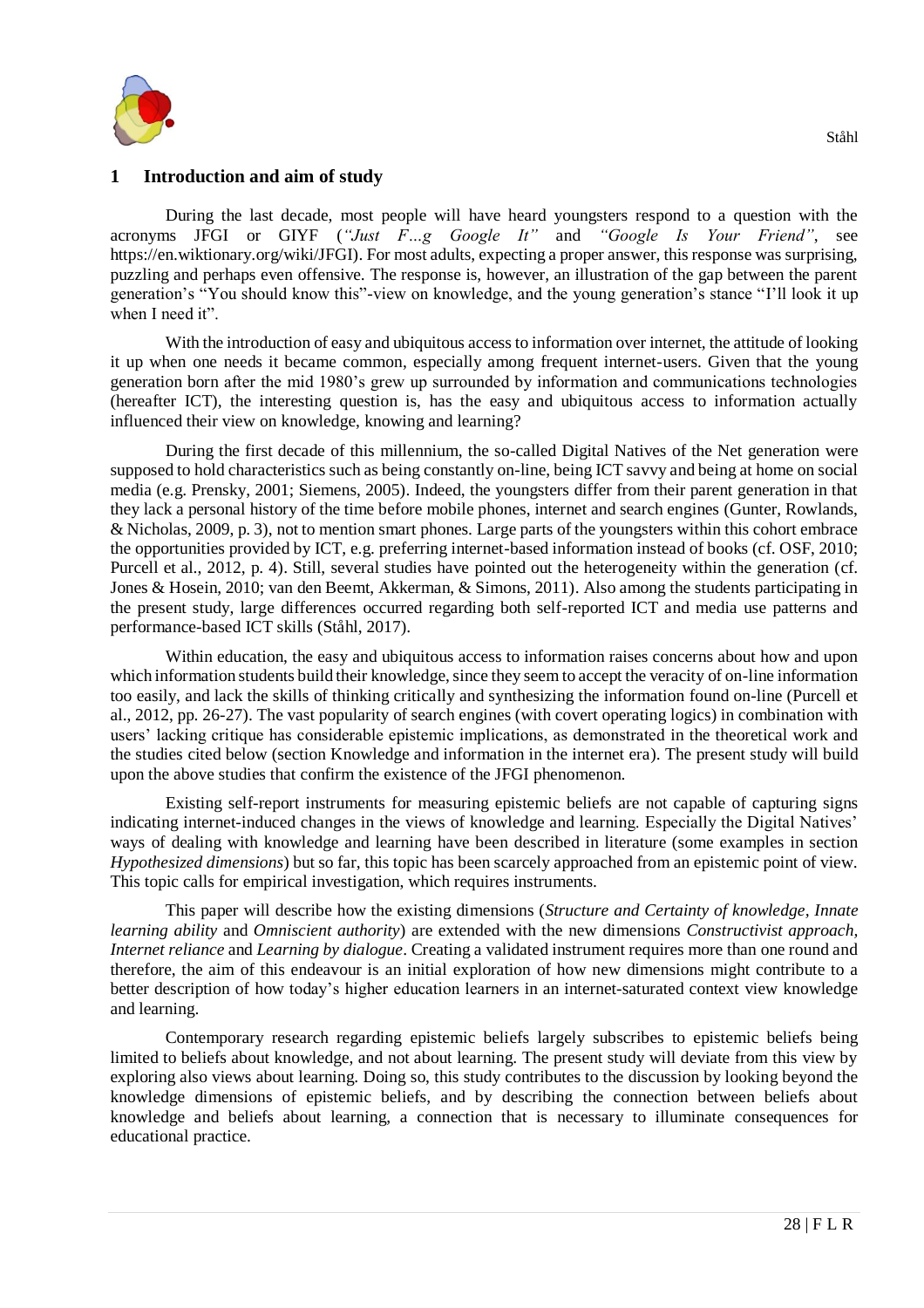## 1 Introduction and aim of study

During the last decade, most people will have heard youngsters respond to a question with the acronyms JFGI or GIYF (*"Just F…g Google It"* and *"Google Is Your Friend"*, see https://en.wiktionary.org/wiki/JFGI). For most adults, expecting a proper answer, this response was surprising, puzzling and perhaps even offensive. The response is, however, an illustration of the gap between the parent generation's "You should know this"-view on knowledge, and the young generation's stance "I'll look it up when I need it".

With the introduction of easy and ubiquitous access to information over internet, the attitude of looking it up when one needs it became common, especially among frequent internet-users. Given that the young generation born after the mid 1980's grew up surrounded by information and communications technologies (hereafter ICT), the interesting question is, has the easy and ubiquitous access to information actually influenced their view on knowledge, knowing and learning?

During the first decade of this millennium, the so-called Digital Natives of the Net generation were supposed to hold characteristics such as being constantly on-line, being ICT savvy and being at home on social media (e.g. Prensky, 2001; Siemens, 2005). Indeed, the youngsters differ from their parent generation in that they lack a personal history of the time before mobile phones, internet and search engines (Gunter, Rowlands, & Nicholas, 2009, p. 3), not to mention smart phones. Large parts of the youngsters within this cohort embrace the opportunities provided by ICT, e.g. preferring internet-based information instead of books (cf. OSF, 2010; Purcell et al., 2012, p. 4). Still, several studies have pointed out the heterogeneity within the generation (cf. Jones & Hosein, 2010; van den Beemt, Akkerman, & Simons, 2011). Also among the students participating in the present study, large differences occurred regarding both self-reported ICT and media use patterns and performance-based ICT skills (Ståhl, 2017).

Within education, the easy and ubiquitous access to information raises concerns about how and upon which information students build their knowledge, since they seem to accept the veracity of on-line information too easily, and lack the skills of thinking critically and synthesizing the information found on-line (Purcell et al., 2012, pp. 26-27). The vast popularity of search engines (with covert operating logics) in combination with users' lacking critique has considerable epistemic implications, as demonstrated in the theoretical work and the studies cited below (section Knowledge and information in the internet era). The present study will build upon the above studies that confirm the existence of the JFGI phenomenon.

Existing self-report instruments for measuring epistemic beliefs are not capable of capturing signs indicating internet-induced changes in the views of knowledge and learning. Especially the Digital Natives' ways of dealing with knowledge and learning have been described in literature (some examples in section *Hypothesized dimensions*) but so far, this topic has been scarcely approached from an epistemic point of view. This topic calls for empirical investigation, which requires instruments.

This paper will describe how the existing dimensions (*Structure and Certainty of knowledge*, *Innate learning ability* and *Omniscient authority*) are extended with the new dimensions *Constructivist approach*, *Internet reliance* and *Learning by dialogue*. Creating a validated instrument requires more than one round and therefore, the aim of this endeavour is an initial exploration of how new dimensions might contribute to a better description of how today's higher education learners in an internet-saturated context view knowledge and learning.

Contemporary research regarding epistemic beliefs largely subscribes to epistemic beliefs being limited to beliefs about knowledge, and not about learning. The present study will deviate from this view by exploring also views about learning. Doing so, this study contributes to the discussion by looking beyond the knowledge dimensions of epistemic beliefs, and by describing the connection between beliefs about knowledge and beliefs about learning, a connection that is necessary to illuminate consequences for educational practice.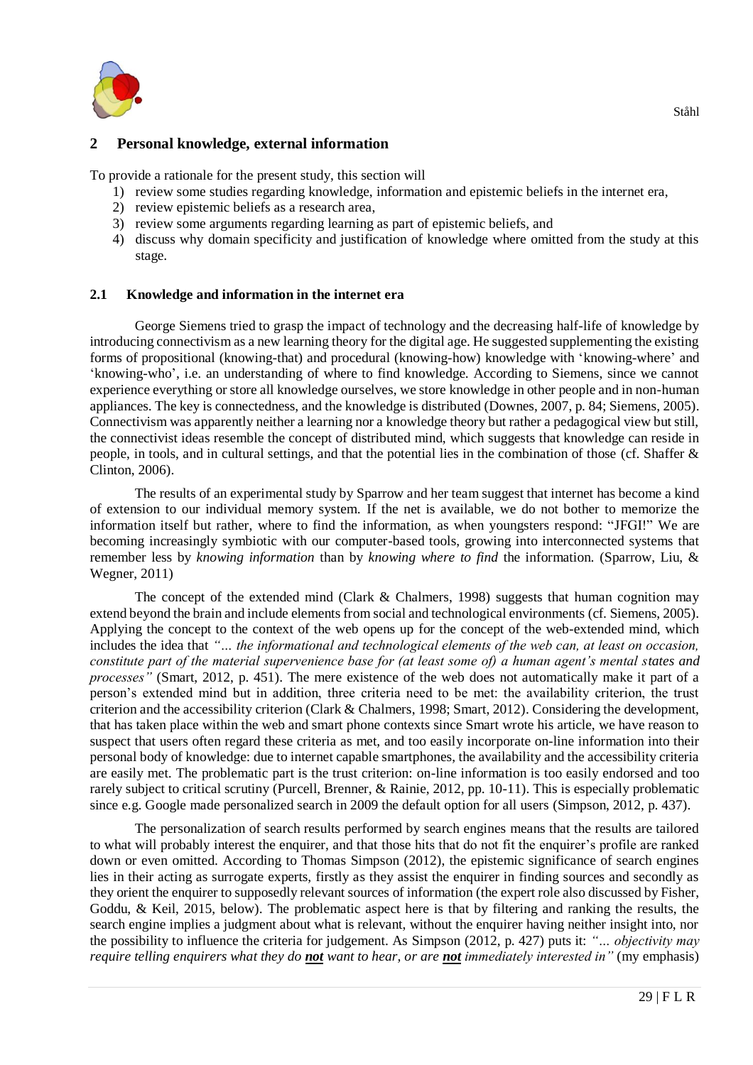## 2 Personal knowledge, external information

To provide a rationale for the present study, this section will

1) review some studies regarding knowledge, information and epistemic beliefs in the internet era,
2) review epistemic beliefs as a research area,
3) review some arguments regarding learning as part of epistemic beliefs, and
4) discuss why domain specificity and justification of knowledge where omitted from the study at this stage.

### 2.1 Knowledge and information in the internet era

George Siemens tried to grasp the impact of technology and the decreasing half-life of knowledge by introducing connectivism as a new learning theory for the digital age. He suggested supplementing the existing forms of propositional (knowing-that) and procedural (knowing-how) knowledge with 'knowing-where' and 'knowing-who', i.e. an understanding of where to find knowledge. According to Siemens, since we cannot experience everything or store all knowledge ourselves, we store knowledge in other people and in non-human appliances. The key is connectedness, and the knowledge is distributed (Downes, 2007, p. 84; Siemens, 2005). Connectivism was apparently neither a learning nor a knowledge theory but rather a pedagogical view but still, the connectivist ideas resemble the concept of distributed mind, which suggests that knowledge can reside in people, in tools, and in cultural settings, and that the potential lies in the combination of those (cf. Shaffer & Clinton, 2006).

The results of an experimental study by Sparrow and her team suggest that internet has become a kind of extension to our individual memory system. If the net is available, we do not bother to memorize the information itself but rather, where to find the information, as when youngsters respond: "JFGI!" We are becoming increasingly symbiotic with our computer-based tools, growing into interconnected systems that remember less by *knowing information* than by *knowing where to find* the information. (Sparrow, Liu, & Wegner, 2011)

The concept of the extended mind (Clark & Chalmers, 1998) suggests that human cognition may extend beyond the brain and include elements from social and technological environments (cf. Siemens, 2005). Applying the concept to the context of the web opens up for the concept of the web-extended mind, which includes the idea that *"… the informational and technological elements of the web can, at least on occasion, constitute part of the material supervenience base for (at least some of) a human agent's mental states and processes"* (Smart, 2012, p. 451). The mere existence of the web does not automatically make it part of a person's extended mind but in addition, three criteria need to be met: the availability criterion, the trust criterion and the accessibility criterion (Clark & Chalmers, 1998; Smart, 2012). Considering the development, that has taken place within the web and smart phone contexts since Smart wrote his article, we have reason to suspect that users often regard these criteria as met, and too easily incorporate on-line information into their personal body of knowledge: due to internet capable smartphones, the availability and the accessibility criteria are easily met. The problematic part is the trust criterion: on-line information is too easily endorsed and too rarely subject to critical scrutiny (Purcell, Brenner, & Rainie, 2012, pp. 10-11). This is especially problematic since e.g. Google made personalized search in 2009 the default option for all users (Simpson, 2012, p. 437).

The personalization of search results performed by search engines means that the results are tailored to what will probably interest the enquirer, and that those hits that do not fit the enquirer's profile are ranked down or even omitted. According to Thomas Simpson (2012), the epistemic significance of search engines lies in their acting as surrogate experts, firstly as they assist the enquirer in finding sources and secondly as they orient the enquirer to supposedly relevant sources of information (the expert role also discussed by Fisher, Goddu, & Keil, 2015, below). The problematic aspect here is that by filtering and ranking the results, the search engine implies a judgment about what is relevant, without the enquirer having neither insight into, nor the possibility to influence the criteria for judgement. As Simpson (2012, p. 427) puts it: *"… objectivity may require telling enquirers what they do **not** want to hear, or are **not** immediately interested in"* (my emphasis)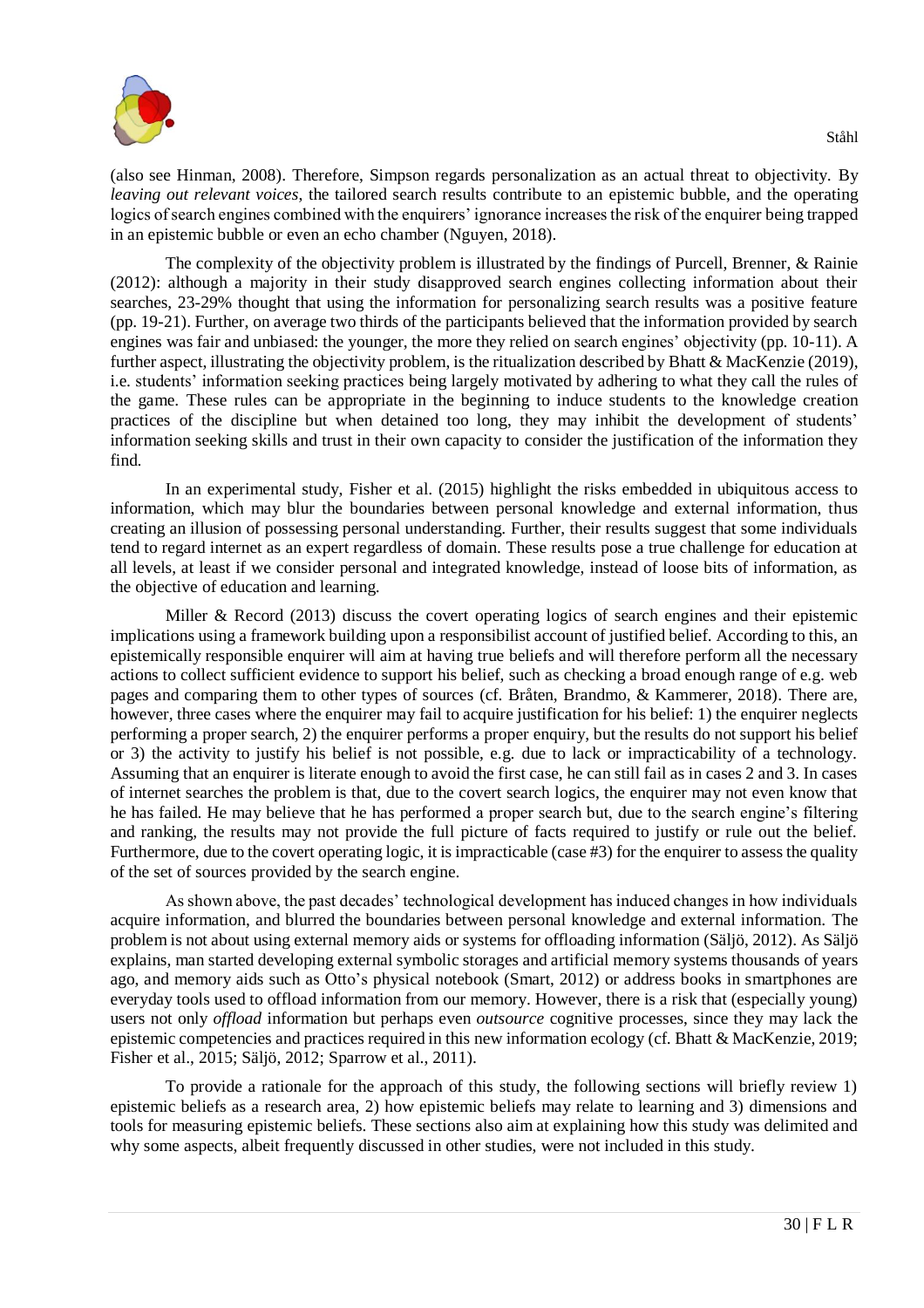(also see Hinman, 2008). Therefore, Simpson regards personalization as an actual threat to objectivity. By *leaving out relevant voices*, the tailored search results contribute to an epistemic bubble, and the operating logics of search engines combined with the enquirers' ignorance increases the risk of the enquirer being trapped in an epistemic bubble or even an echo chamber (Nguyen, 2018).

The complexity of the objectivity problem is illustrated by the findings of Purcell, Brenner, & Rainie (2012): although a majority in their study disapproved search engines collecting information about their searches, 23-29% thought that using the information for personalizing search results was a positive feature (pp. 19-21). Further, on average two thirds of the participants believed that the information provided by search engines was fair and unbiased: the younger, the more they relied on search engines' objectivity (pp. 10-11). A further aspect, illustrating the objectivity problem, is the ritualization described by Bhatt & MacKenzie (2019), i.e. students' information seeking practices being largely motivated by adhering to what they call the rules of the game. These rules can be appropriate in the beginning to induce students to the knowledge creation practices of the discipline but when detained too long, they may inhibit the development of students' information seeking skills and trust in their own capacity to consider the justification of the information they find.

In an experimental study, Fisher et al. (2015) highlight the risks embedded in ubiquitous access to information, which may blur the boundaries between personal knowledge and external information, thus creating an illusion of possessing personal understanding. Further, their results suggest that some individuals tend to regard internet as an expert regardless of domain. These results pose a true challenge for education at all levels, at least if we consider personal and integrated knowledge, instead of loose bits of information, as the objective of education and learning.

Miller & Record (2013) discuss the covert operating logics of search engines and their epistemic implications using a framework building upon a responsibilist account of justified belief. According to this, an epistemically responsible enquirer will aim at having true beliefs and will therefore perform all the necessary actions to collect sufficient evidence to support his belief, such as checking a broad enough range of e.g. web pages and comparing them to other types of sources (cf. Bråten, Brandmo, & Kammerer, 2018). There are, however, three cases where the enquirer may fail to acquire justification for his belief: 1) the enquirer neglects performing a proper search, 2) the enquirer performs a proper enquiry, but the results do not support his belief or 3) the activity to justify his belief is not possible, e.g. due to lack or impracticability of a technology. Assuming that an enquirer is literate enough to avoid the first case, he can still fail as in cases 2 and 3. In cases of internet searches the problem is that, due to the covert search logics, the enquirer may not even know that he has failed. He may believe that he has performed a proper search but, due to the search engine's filtering and ranking, the results may not provide the full picture of facts required to justify or rule out the belief. Furthermore, due to the covert operating logic, it is impracticable (case #3) for the enquirer to assess the quality of the set of sources provided by the search engine.

As shown above, the past decades' technological development has induced changes in how individuals acquire information, and blurred the boundaries between personal knowledge and external information. The problem is not about using external memory aids or systems for offloading information (Säljö, 2012). As Säljö explains, man started developing external symbolic storages and artificial memory systems thousands of years ago, and memory aids such as Otto's physical notebook (Smart, 2012) or address books in smartphones are everyday tools used to offload information from our memory. However, there is a risk that (especially young) users not only *offload* information but perhaps even *outsource* cognitive processes, since they may lack the epistemic competencies and practices required in this new information ecology (cf. Bhatt & MacKenzie, 2019; Fisher et al., 2015; Säljö, 2012; Sparrow et al., 2011).

To provide a rationale for the approach of this study, the following sections will briefly review 1) epistemic beliefs as a research area, 2) how epistemic beliefs may relate to learning and 3) dimensions and tools for measuring epistemic beliefs. These sections also aim at explaining how this study was delimited and why some aspects, albeit frequently discussed in other studies, were not included in this study.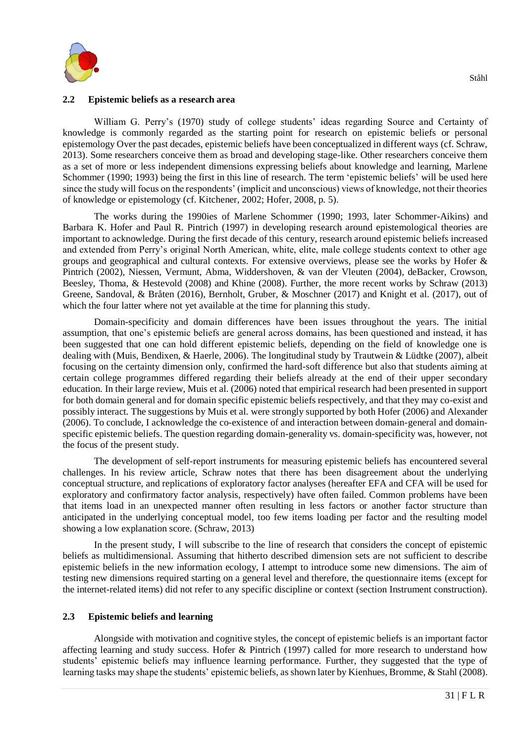### 2.2 Epistemic beliefs as a research area

William G. Perry's (1970) study of college students' ideas regarding Source and Certainty of knowledge is commonly regarded as the starting point for research on epistemic beliefs or personal epistemology Over the past decades, epistemic beliefs have been conceptualized in different ways (cf. Schraw, 2013). Some researchers conceive them as broad and developing stage-like. Other researchers conceive them as a set of more or less independent dimensions expressing beliefs about knowledge and learning, Marlene Schommer (1990; 1993) being the first in this line of research. The term 'epistemic beliefs' will be used here since the study will focus on the respondents' (implicit and unconscious) views of knowledge, not their theories of knowledge or epistemology (cf. Kitchener, 2002; Hofer, 2008, p. 5).

The works during the 1990ies of Marlene Schommer (1990; 1993, later Schommer-Aikins) and Barbara K. Hofer and Paul R. Pintrich (1997) in developing research around epistemological theories are important to acknowledge. During the first decade of this century, research around epistemic beliefs increased and extended from Perry's original North American, white, elite, male college students context to other age groups and geographical and cultural contexts. For extensive overviews, please see the works by Hofer & Pintrich (2002), Niessen, Vermunt, Abma, Widdershoven, & van der Vleuten (2004), deBacker, Crowson, Beesley, Thoma, & Hestevold (2008) and Khine (2008). Further, the more recent works by Schraw (2013) Greene, Sandoval, & Bråten (2016), Bernholt, Gruber, & Moschner (2017) and Knight et al. (2017), out of which the four latter where not yet available at the time for planning this study.

Domain-specificity and domain differences have been issues throughout the years. The initial assumption, that one's epistemic beliefs are general across domains, has been questioned and instead, it has been suggested that one can hold different epistemic beliefs, depending on the field of knowledge one is dealing with (Muis, Bendixen, & Haerle, 2006). The longitudinal study by Trautwein & Lüdtke (2007), albeit focusing on the certainty dimension only, confirmed the hard-soft difference but also that students aiming at certain college programmes differed regarding their beliefs already at the end of their upper secondary education. In their large review, Muis et al. (2006) noted that empirical research had been presented in support for both domain general and for domain specific epistemic beliefs respectively, and that they may co-exist and possibly interact. The suggestions by Muis et al. were strongly supported by both Hofer (2006) and Alexander (2006). To conclude, I acknowledge the co-existence of and interaction between domain-general and domain-specific epistemic beliefs. The question regarding domain-generality vs. domain-specificity was, however, not the focus of the present study.

The development of self-report instruments for measuring epistemic beliefs has encountered several challenges. In his review article, Schraw notes that there has been disagreement about the underlying conceptual structure, and replications of exploratory factor analyses (hereafter EFA and CFA will be used for exploratory and confirmatory factor analysis, respectively) have often failed. Common problems have been that items load in an unexpected manner often resulting in less factors or another factor structure than anticipated in the underlying conceptual model, too few items loading per factor and the resulting model showing a low explanation score. (Schraw, 2013)

In the present study, I will subscribe to the line of research that considers the concept of epistemic beliefs as multidimensional. Assuming that hitherto described dimension sets are not sufficient to describe epistemic beliefs in the new information ecology, I attempt to introduce some new dimensions. The aim of testing new dimensions required starting on a general level and therefore, the questionnaire items (except for the internet-related items) did not refer to any specific discipline or context (section Instrument construction).

### 2.3 Epistemic beliefs and learning

Alongside with motivation and cognitive styles, the concept of epistemic beliefs is an important factor affecting learning and study success. Hofer & Pintrich (1997) called for more research to understand how students' epistemic beliefs may influence learning performance. Further, they suggested that the type of learning tasks may shape the students' epistemic beliefs, as shown later by Kienhues, Bromme, & Stahl (2008).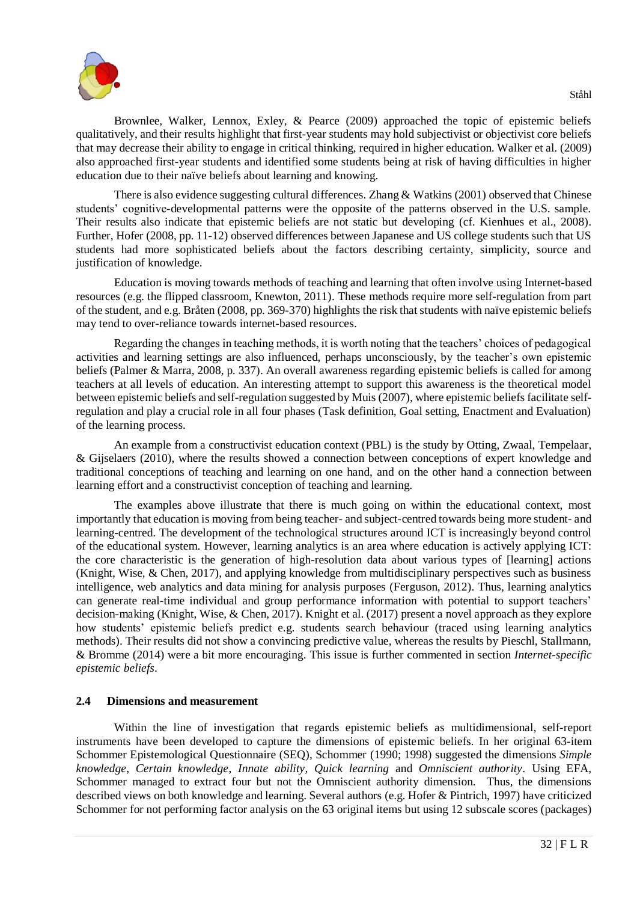Brownlee, Walker, Lennox, Exley, & Pearce (2009) approached the topic of epistemic beliefs qualitatively, and their results highlight that first-year students may hold subjectivist or objectivist core beliefs that may decrease their ability to engage in critical thinking, required in higher education. Walker et al. (2009) also approached first-year students and identified some students being at risk of having difficulties in higher education due to their naïve beliefs about learning and knowing.

There is also evidence suggesting cultural differences. Zhang & Watkins (2001) observed that Chinese students' cognitive-developmental patterns were the opposite of the patterns observed in the U.S. sample. Their results also indicate that epistemic beliefs are not static but developing (cf. Kienhues et al., 2008). Further, Hofer (2008, pp. 11-12) observed differences between Japanese and US college students such that US students had more sophisticated beliefs about the factors describing certainty, simplicity, source and justification of knowledge.

Education is moving towards methods of teaching and learning that often involve using Internet-based resources (e.g. the flipped classroom, Knewton, 2011). These methods require more self-regulation from part of the student, and e.g. Bråten (2008, pp. 369-370) highlights the risk that students with naïve epistemic beliefs may tend to over-reliance towards internet-based resources.

Regarding the changes in teaching methods, it is worth noting that the teachers' choices of pedagogical activities and learning settings are also influenced, perhaps unconsciously, by the teacher's own epistemic beliefs (Palmer & Marra, 2008, p. 337). An overall awareness regarding epistemic beliefs is called for among teachers at all levels of education. An interesting attempt to support this awareness is the theoretical model between epistemic beliefs and self-regulation suggested by Muis (2007), where epistemic beliefs facilitate self-regulation and play a crucial role in all four phases (Task definition, Goal setting, Enactment and Evaluation) of the learning process.

An example from a constructivist education context (PBL) is the study by Otting, Zwaal, Tempelaar, & Gijselaers (2010), where the results showed a connection between conceptions of expert knowledge and traditional conceptions of teaching and learning on one hand, and on the other hand a connection between learning effort and a constructivist conception of teaching and learning.

The examples above illustrate that there is much going on within the educational context, most importantly that education is moving from being teacher- and subject-centred towards being more student- and learning-centred. The development of the technological structures around ICT is increasingly beyond control of the educational system. However, learning analytics is an area where education is actively applying ICT: the core characteristic is the generation of high-resolution data about various types of [learning] actions (Knight, Wise, & Chen, 2017), and applying knowledge from multidisciplinary perspectives such as business intelligence, web analytics and data mining for analysis purposes (Ferguson, 2012). Thus, learning analytics can generate real-time individual and group performance information with potential to support teachers' decision-making (Knight, Wise, & Chen, 2017). Knight et al. (2017) present a novel approach as they explore how students' epistemic beliefs predict e.g. students search behaviour (traced using learning analytics methods). Their results did not show a convincing predictive value, whereas the results by Pieschl, Stallmann, & Bromme (2014) were a bit more encouraging. This issue is further commented in section *Internet-specific epistemic beliefs*.

### 2.4 Dimensions and measurement

Within the line of investigation that regards epistemic beliefs as multidimensional, self-report instruments have been developed to capture the dimensions of epistemic beliefs. In her original 63-item Schommer Epistemological Questionnaire (SEQ), Schommer (1990; 1998) suggested the dimensions *Simple knowledge*, *Certain knowledge*, *Innate ability*, *Quick learning* and *Omniscient authority*. Using EFA, Schommer managed to extract four but not the Omniscient authority dimension. Thus, the dimensions described views on both knowledge and learning. Several authors (e.g. Hofer & Pintrich, 1997) have criticized Schommer for not performing factor analysis on the 63 original items but using 12 subscale scores (packages)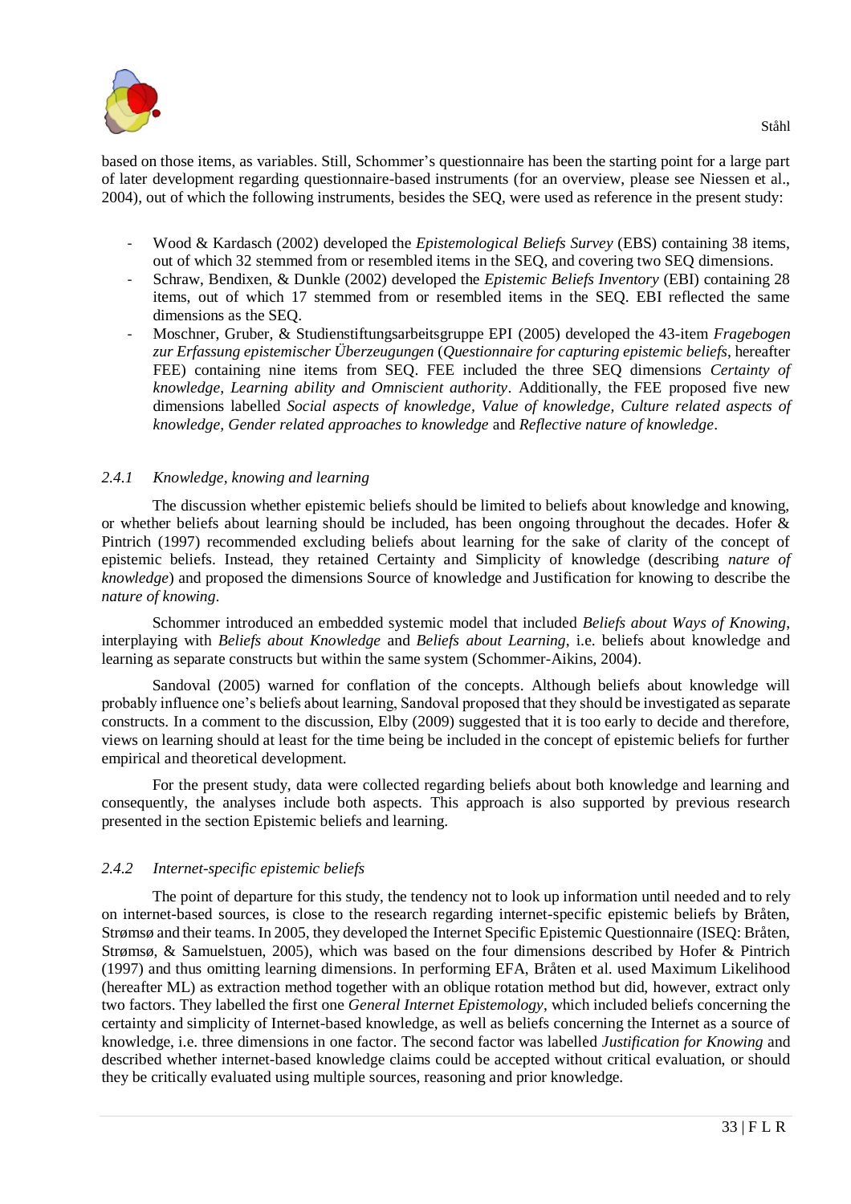based on those items, as variables. Still, Schommer's questionnaire has been the starting point for a large part of later development regarding questionnaire-based instruments (for an overview, please see Niessen et al., 2004), out of which the following instruments, besides the SEQ, were used as reference in the present study:

- Wood & Kardasch (2002) developed the *Epistemological Beliefs Survey* (EBS) containing 38 items, out of which 32 stemmed from or resembled items in the SEQ, and covering two SEQ dimensions.
- Schraw, Bendixen, & Dunkle (2002) developed the *Epistemic Beliefs Inventory* (EBI) containing 28 items, out of which 17 stemmed from or resembled items in the SEQ. EBI reflected the same dimensions as the SEQ.
- Moschner, Gruber, & Studienstiftungsarbeitsgruppe EPI (2005) developed the 43-item *Fragebogen zur Erfassung epistemischer Überzeugungen* (*Questionnaire for capturing epistemic beliefs*, hereafter FEE) containing nine items from SEQ. FEE included the three SEQ dimensions *Certainty of knowledge, Learning ability and Omniscient authority*. Additionally, the FEE proposed five new dimensions labelled *Social aspects of knowledge, Value of knowledge, Culture related aspects of knowledge, Gender related approaches to knowledge* and *Reflective nature of knowledge*.

### *2.4.1 Knowledge, knowing and learning*

The discussion whether epistemic beliefs should be limited to beliefs about knowledge and knowing, or whether beliefs about learning should be included, has been ongoing throughout the decades. Hofer & Pintrich (1997) recommended excluding beliefs about learning for the sake of clarity of the concept of epistemic beliefs. Instead, they retained Certainty and Simplicity of knowledge (describing *nature of knowledge*) and proposed the dimensions Source of knowledge and Justification for knowing to describe the *nature of knowing*.

Schommer introduced an embedded systemic model that included *Beliefs about Ways of Knowing*, interplaying with *Beliefs about Knowledge* and *Beliefs about Learning*, i.e. beliefs about knowledge and learning as separate constructs but within the same system (Schommer-Aikins, 2004).

Sandoval (2005) warned for conflation of the concepts. Although beliefs about knowledge will probably influence one's beliefs about learning, Sandoval proposed that they should be investigated as separate constructs. In a comment to the discussion, Elby (2009) suggested that it is too early to decide and therefore, views on learning should at least for the time being be included in the concept of epistemic beliefs for further empirical and theoretical development.

For the present study, data were collected regarding beliefs about both knowledge and learning and consequently, the analyses include both aspects. This approach is also supported by previous research presented in the section Epistemic beliefs and learning.

### *2.4.2 Internet-specific epistemic beliefs*

The point of departure for this study, the tendency not to look up information until needed and to rely on internet-based sources, is close to the research regarding internet-specific epistemic beliefs by Bråten, Strømsø and their teams. In 2005, they developed the Internet Specific Epistemic Questionnaire (ISEQ: Bråten, Strømsø, & Samuelstuen, 2005), which was based on the four dimensions described by Hofer & Pintrich (1997) and thus omitting learning dimensions. In performing EFA, Bråten et al. used Maximum Likelihood (hereafter ML) as extraction method together with an oblique rotation method but did, however, extract only two factors. They labelled the first one *General Internet Epistemology*, which included beliefs concerning the certainty and simplicity of Internet-based knowledge, as well as beliefs concerning the Internet as a source of knowledge, i.e. three dimensions in one factor. The second factor was labelled *Justification for Knowing* and described whether internet-based knowledge claims could be accepted without critical evaluation, or should they be critically evaluated using multiple sources, reasoning and prior knowledge.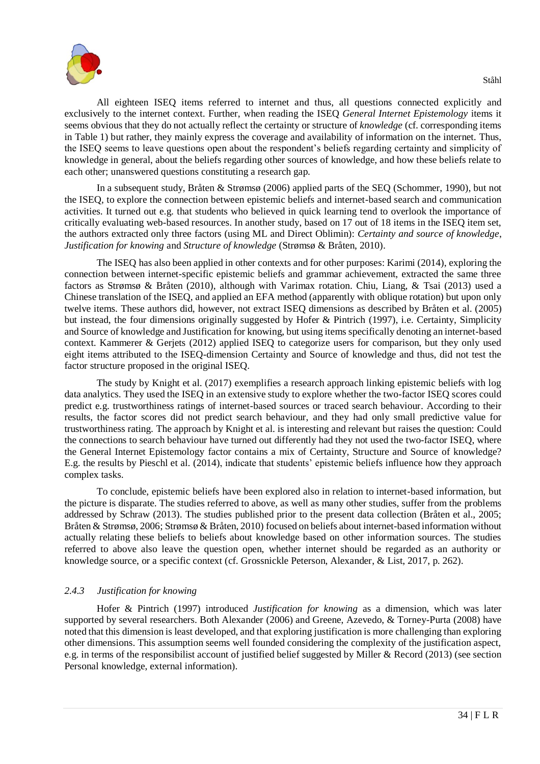All eighteen ISEQ items referred to internet and thus, all questions connected explicitly and exclusively to the internet context. Further, when reading the ISEQ *General Internet Epistemology* items it seems obvious that they do not actually reflect the certainty or structure of *knowledge* (cf. corresponding items in Table 1) but rather, they mainly express the coverage and availability of information on the internet. Thus, the ISEQ seems to leave questions open about the respondent's beliefs regarding certainty and simplicity of knowledge in general, about the beliefs regarding other sources of knowledge, and how these beliefs relate to each other; unanswered questions constituting a research gap.

In a subsequent study, Bråten & Strømsø (2006) applied parts of the SEQ (Schommer, 1990), but not the ISEQ, to explore the connection between epistemic beliefs and internet-based search and communication activities. It turned out e.g. that students who believed in quick learning tend to overlook the importance of critically evaluating web-based resources. In another study, based on 17 out of 18 items in the ISEQ item set, the authors extracted only three factors (using ML and Direct Oblimin): *Certainty and source of knowledge*, *Justification for knowing* and *Structure of knowledge* (Strømsø & Bråten, 2010).

The ISEQ has also been applied in other contexts and for other purposes: Karimi (2014), exploring the connection between internet-specific epistemic beliefs and grammar achievement, extracted the same three factors as Strømsø & Bråten (2010), although with Varimax rotation. Chiu, Liang, & Tsai (2013) used a Chinese translation of the ISEQ, and applied an EFA method (apparently with oblique rotation) but upon only twelve items. These authors did, however, not extract ISEQ dimensions as described by Bråten et al. (2005) but instead, the four dimensions originally suggested by Hofer & Pintrich (1997), i.e. Certainty, Simplicity and Source of knowledge and Justification for knowing, but using items specifically denoting an internet-based context. Kammerer & Gerjets (2012) applied ISEQ to categorize users for comparison, but they only used eight items attributed to the ISEQ-dimension Certainty and Source of knowledge and thus, did not test the factor structure proposed in the original ISEQ.

The study by Knight et al. (2017) exemplifies a research approach linking epistemic beliefs with log data analytics. They used the ISEQ in an extensive study to explore whether the two-factor ISEQ scores could predict e.g. trustworthiness ratings of internet-based sources or traced search behaviour. According to their results, the factor scores did not predict search behaviour, and they had only small predictive value for trustworthiness rating. The approach by Knight et al. is interesting and relevant but raises the question: Could the connections to search behaviour have turned out differently had they not used the two-factor ISEQ, where the General Internet Epistemology factor contains a mix of Certainty, Structure and Source of knowledge? E.g. the results by Pieschl et al. (2014), indicate that students' epistemic beliefs influence how they approach complex tasks.

To conclude, epistemic beliefs have been explored also in relation to internet-based information, but the picture is disparate. The studies referred to above, as well as many other studies, suffer from the problems addressed by Schraw (2013). The studies published prior to the present data collection (Bråten et al., 2005; Bråten & Strømsø, 2006; Strømsø & Bråten, 2010) focused on beliefs about internet-based information without actually relating these beliefs to beliefs about knowledge based on other information sources. The studies referred to above also leave the question open, whether internet should be regarded as an authority or knowledge source, or a specific context (cf. Grossnickle Peterson, Alexander, & List, 2017, p. 262).

### *2.4.3 Justification for knowing*

Hofer & Pintrich (1997) introduced *Justification for knowing* as a dimension, which was later supported by several researchers. Both Alexander (2006) and Greene, Azevedo, & Torney-Purta (2008) have noted that this dimension is least developed, and that exploring justification is more challenging than exploring other dimensions. This assumption seems well founded considering the complexity of the justification aspect, e.g. in terms of the responsibilist account of justified belief suggested by Miller & Record (2013) (see section Personal knowledge, external information).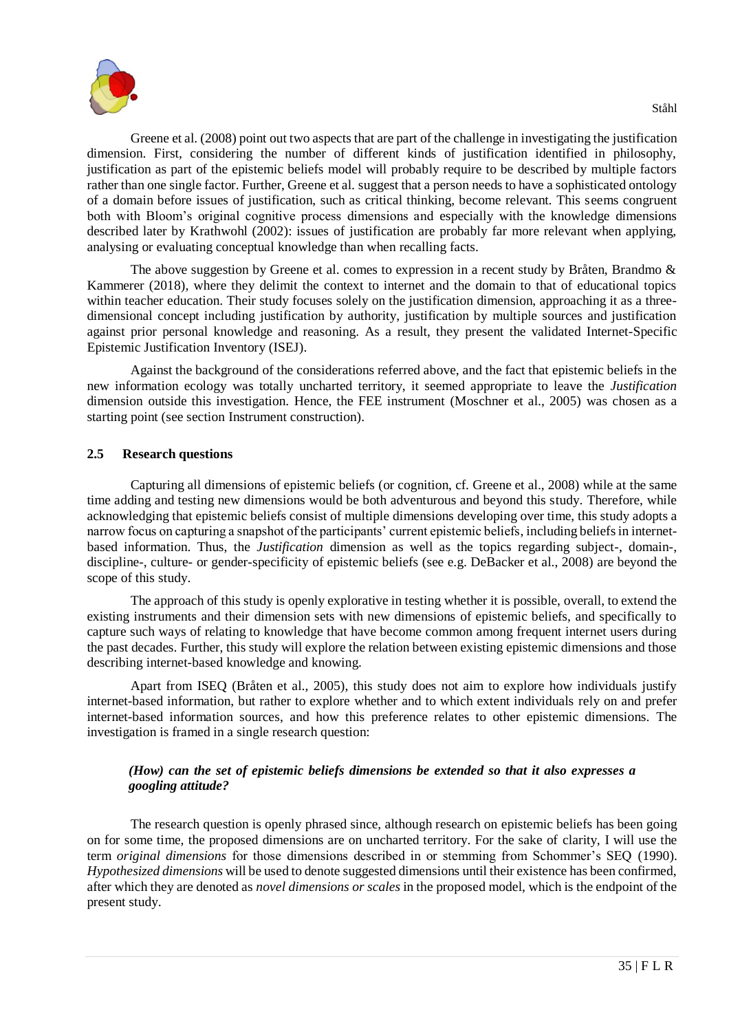Greene et al. (2008) point out two aspects that are part of the challenge in investigating the justification dimension. First, considering the number of different kinds of justification identified in philosophy, justification as part of the epistemic beliefs model will probably require to be described by multiple factors rather than one single factor. Further, Greene et al. suggest that a person needs to have a sophisticated ontology of a domain before issues of justification, such as critical thinking, become relevant. This seems congruent both with Bloom's original cognitive process dimensions and especially with the knowledge dimensions described later by Krathwohl (2002): issues of justification are probably far more relevant when applying, analysing or evaluating conceptual knowledge than when recalling facts.

The above suggestion by Greene et al. comes to expression in a recent study by Bråten, Brandmo & Kammerer (2018), where they delimit the context to internet and the domain to that of educational topics within teacher education. Their study focuses solely on the justification dimension, approaching it as a three-dimensional concept including justification by authority, justification by multiple sources and justification against prior personal knowledge and reasoning. As a result, they present the validated Internet-Specific Epistemic Justification Inventory (ISEJ).

Against the background of the considerations referred above, and the fact that epistemic beliefs in the new information ecology was totally uncharted territory, it seemed appropriate to leave the *Justification* dimension outside this investigation. Hence, the FEE instrument (Moschner et al., 2005) was chosen as a starting point (see section Instrument construction).

## 2.5 Research questions

Capturing all dimensions of epistemic beliefs (or cognition, cf. Greene et al., 2008) while at the same time adding and testing new dimensions would be both adventurous and beyond this study. Therefore, while acknowledging that epistemic beliefs consist of multiple dimensions developing over time, this study adopts a narrow focus on capturing a snapshot of the participants' current epistemic beliefs, including beliefs in internet-based information. Thus, the *Justification* dimension as well as the topics regarding subject-, domain-, discipline-, culture- or gender-specificity of epistemic beliefs (see e.g. DeBacker et al., 2008) are beyond the scope of this study.

The approach of this study is openly explorative in testing whether it is possible, overall, to extend the existing instruments and their dimension sets with new dimensions of epistemic beliefs, and specifically to capture such ways of relating to knowledge that have become common among frequent internet users during the past decades. Further, this study will explore the relation between existing epistemic dimensions and those describing internet-based knowledge and knowing.

Apart from ISEQ (Bråten et al., 2005), this study does not aim to explore how individuals justify internet-based information, but rather to explore whether and to which extent individuals rely on and prefer internet-based information sources, and how this preference relates to other epistemic dimensions. The investigation is framed in a single research question:

> ***(How) can the set of epistemic beliefs dimensions be extended so that it also expresses a googling attitude?***

The research question is openly phrased since, although research on epistemic beliefs has been going on for some time, the proposed dimensions are on uncharted territory. For the sake of clarity, I will use the term *original dimensions* for those dimensions described in or stemming from Schommer's SEQ (1990). *Hypothesized dimensions* will be used to denote suggested dimensions until their existence has been confirmed, after which they are denoted as *novel dimensions or scales* in the proposed model, which is the endpoint of the present study.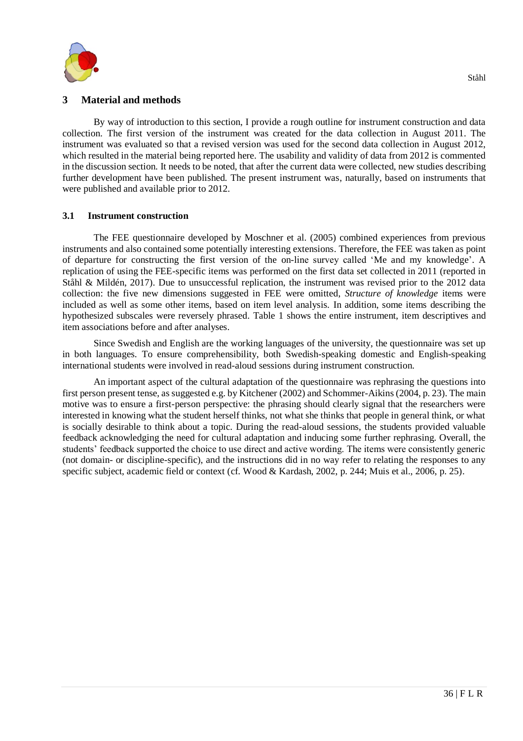## 3 Material and methods

By way of introduction to this section, I provide a rough outline for instrument construction and data collection. The first version of the instrument was created for the data collection in August 2011. The instrument was evaluated so that a revised version was used for the second data collection in August 2012, which resulted in the material being reported here. The usability and validity of data from 2012 is commented in the discussion section. It needs to be noted, that after the current data were collected, new studies describing further development have been published. The present instrument was, naturally, based on instruments that were published and available prior to 2012.

### 3.1 Instrument construction

The FEE questionnaire developed by Moschner et al. (2005) combined experiences from previous instruments and also contained some potentially interesting extensions. Therefore, the FEE was taken as point of departure for constructing the first version of the on-line survey called 'Me and my knowledge'. A replication of using the FEE-specific items was performed on the first data set collected in 2011 (reported in Ståhl & Mildén, 2017). Due to unsuccessful replication, the instrument was revised prior to the 2012 data collection: the five new dimensions suggested in FEE were omitted, *Structure of knowledge* items were included as well as some other items, based on item level analysis. In addition, some items describing the hypothesized subscales were reversely phrased. Table 1 shows the entire instrument, item descriptives and item associations before and after analyses.

Since Swedish and English are the working languages of the university, the questionnaire was set up in both languages. To ensure comprehensibility, both Swedish-speaking domestic and English-speaking international students were involved in read-aloud sessions during instrument construction.

An important aspect of the cultural adaptation of the questionnaire was rephrasing the questions into first person present tense, as suggested e.g. by Kitchener (2002) and Schommer-Aikins (2004, p. 23). The main motive was to ensure a first-person perspective: the phrasing should clearly signal that the researchers were interested in knowing what the student herself thinks, not what she thinks that people in general think, or what is socially desirable to think about a topic. During the read-aloud sessions, the students provided valuable feedback acknowledging the need for cultural adaptation and inducing some further rephrasing. Overall, the students' feedback supported the choice to use direct and active wording. The items were consistently generic (not domain- or discipline-specific), and the instructions did in no way refer to relating the responses to any specific subject, academic field or context (cf. Wood & Kardash, 2002, p. 244; Muis et al., 2006, p. 25).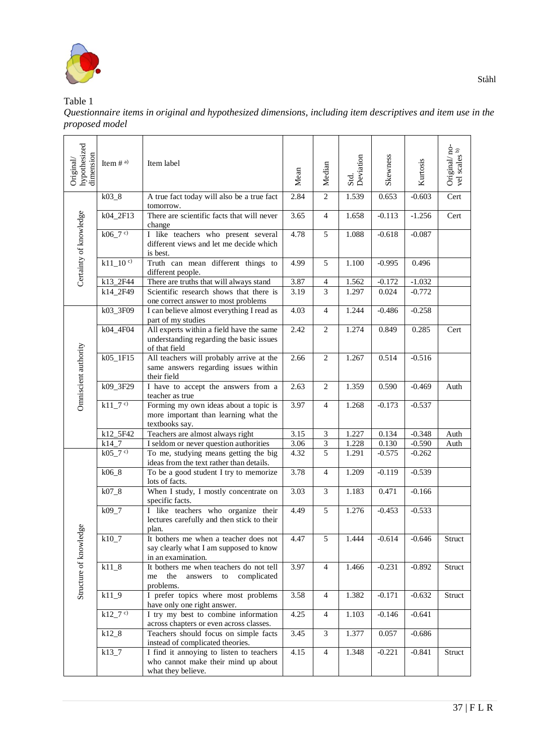Table 1

*Questionnaire items in original and hypothesized dimensions, including item descriptives and item use in the proposed model*

| Original/ hypothesized dimension | Item # [a)] | Item label | Mean | Median | Std. Deviation | Skewness | Kurtosis | Original/ novel scales [b)] |
|---|---|---|---|---|---|---|---|---|
| Certainty of knowledge | k03_8 | A true fact today will also be a true fact tomorrow. | 2.84 | 2 | 1.539 | 0.653 | -0.603 | Cert |
| | k04_2F13 | There are scientific facts that will never change | 3.65 | 4 | 1.658 | -0.113 | -1.256 | Cert |
| | k06_7 [c)] | I like teachers who present several different views and let me decide which is best. | 4.78 | 5 | 1.088 | -0.618 | -0.087 | |
| | k11_10 [c)] | Truth can mean different things to different people. | 4.99 | 5 | 1.100 | -0.995 | 0.496 | |
| | k13_2F44 | There are truths that will always stand | 3.87 | 4 | 1.562 | -0.172 | -1.032 | |
| | k14_2F49 | Scientific research shows that there is one correct answer to most problems | 3.19 | 3 | 1.297 | 0.024 | -0.772 | |
| Omniscient authority | k03_3F09 | I can believe almost everything I read as part of my studies | 4.03 | 4 | 1.244 | -0.486 | -0.258 | |
| | k04_4F04 | All experts within a field have the same understanding regarding the basic issues of that field | 2.42 | 2 | 1.274 | 0.849 | 0.285 | Cert |
| | k05_1F15 | All teachers will probably arrive at the same answers regarding issues within their field | 2.66 | 2 | 1.267 | 0.514 | -0.516 | |
| | k09_3F29 | I have to accept the answers from a teacher as true | 2.63 | 2 | 1.359 | 0.590 | -0.469 | Auth |
| | k11_7 [c)] | Forming my own ideas about a topic is more important than learning what the textbooks say. | 3.97 | 4 | 1.268 | -0.173 | -0.537 | |
| | k12_5F42 | Teachers are almost always right | 3.15 | 3 | 1.227 | 0.134 | -0.348 | Auth |
| | k14_7 | I seldom or never question authorities | 3.06 | 3 | 1.228 | 0.130 | -0.590 | Auth |
| Structure of knowledge | k05_7 [c)] | To me, studying means getting the big ideas from the text rather than details. | 4.32 | 5 | 1.291 | -0.575 | -0.262 | |
| | k06_8 | To be a good student I try to memorize lots of facts. | 3.78 | 4 | 1.209 | -0.119 | -0.539 | |
| | k07_8 | When I study, I mostly concentrate on specific facts. | 3.03 | 3 | 1.183 | 0.471 | -0.166 | |
| | k09_7 | I like teachers who organize their lectures carefully and then stick to their plan. | 4.49 | 5 | 1.276 | -0.453 | -0.533 | |
| | k10_7 | It bothers me when a teacher does not say clearly what I am supposed to know in an examination. | 4.47 | 5 | 1.444 | -0.614 | -0.646 | Struct |
| | k11_8 | It bothers me when teachers do not tell me the answers to complicated problems. | 3.97 | 4 | 1.466 | -0.231 | -0.892 | Struct |
| | k11_9 | I prefer topics where most problems have only one right answer. | 3.58 | 4 | 1.382 | -0.171 | -0.632 | Struct |
| | k12_7 [c)] | I try my best to combine information across chapters or even across classes. | 4.25 | 4 | 1.103 | -0.146 | -0.641 | |
| | k12_8 | Teachers should focus on simple facts instead of complicated theories. | 3.45 | 3 | 1.377 | 0.057 | -0.686 | |
| | k13_7 | I find it annoying to listen to teachers who cannot make their mind up about what they believe. | 4.15 | 4 | 1.348 | -0.221 | -0.841 | Struct |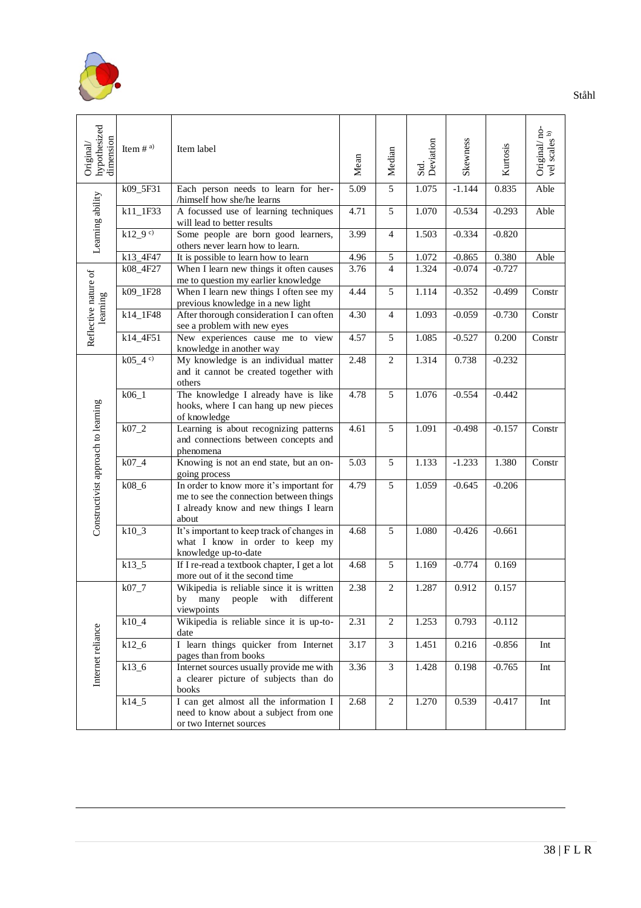| Original/ hypothesized dimension | Item # [a] | Item label | Mean | Median | Std. Deviation | Skewness | Kurtosis | Original/ novel scales [b] |
|---|---|---|---|---|---|---|---|---|
| Learning ability | k09_5F31 | Each person needs to learn for her-/himself how she/he learns | 5.09 | 5 | 1.075 | -1.144 | 0.835 | Able |
| | k11_1F33 | A focussed use of learning techniques will lead to better results | 4.71 | 5 | 1.070 | -0.534 | -0.293 | Able |
| | k12_9 [c] | Some people are born good learners, others never learn how to learn. | 3.99 | 4 | 1.503 | -0.334 | -0.820 | |
| | k13_4F47 | It is possible to learn how to learn | 4.96 | 5 | 1.072 | -0.865 | 0.380 | Able |
| Reflective nature of learning | k08_4F27 | When I learn new things it often causes me to question my earlier knowledge | 3.76 | 4 | 1.324 | -0.074 | -0.727 | |
| | k09_1F28 | When I learn new things I often see my previous knowledge in a new light | 4.44 | 5 | 1.114 | -0.352 | -0.499 | Constr |
| | k14_1F48 | After thorough consideration I can often see a problem with new eyes | 4.30 | 4 | 1.093 | -0.059 | -0.730 | Constr |
| | k14_4F51 | New experiences cause me to view knowledge in another way | 4.57 | 5 | 1.085 | -0.527 | 0.200 | Constr |
| Constructivist approach to learning | k05_4 [c] | My knowledge is an individual matter and it cannot be created together with others | 2.48 | 2 | 1.314 | 0.738 | -0.232 | |
| | k06_1 | The knowledge I already have is like hooks, where I can hang up new pieces of knowledge | 4.78 | 5 | 1.076 | -0.554 | -0.442 | |
| | k07_2 | Learning is about recognizing patterns and connections between concepts and phenomena | 4.61 | 5 | 1.091 | -0.498 | -0.157 | Constr |
| | k07_4 | Knowing is not an end state, but an on-going process | 5.03 | 5 | 1.133 | -1.233 | 1.380 | Constr |
| | k08_6 | In order to know more it's important for me to see the connection between things I already know and new things I learn about | 4.79 | 5 | 1.059 | -0.645 | -0.206 | |
| | k10_3 | It's important to keep track of changes in what I know in order to keep my knowledge up-to-date | 4.68 | 5 | 1.080 | -0.426 | -0.661 | |
| | k13_5 | If I re-read a textbook chapter, I get a lot more out of it the second time | 4.68 | 5 | 1.169 | -0.774 | 0.169 | |
| Internet reliance | k07_7 | Wikipedia is reliable since it is written by many people with different viewpoints | 2.38 | 2 | 1.287 | 0.912 | 0.157 | |
| | k10_4 | Wikipedia is reliable since it is up-to-date | 2.31 | 2 | 1.253 | 0.793 | -0.112 | |
| | k12_6 | I learn things quicker from Internet pages than from books | 3.17 | 3 | 1.451 | 0.216 | -0.856 | Int |
| | k13_6 | Internet sources usually provide me with a clearer picture of subjects than do books | 3.36 | 3 | 1.428 | 0.198 | -0.765 | Int |
| | k14_5 | I can get almost all the information I need to know about a subject from one or two Internet sources | 2.68 | 2 | 1.270 | 0.539 | -0.417 | Int |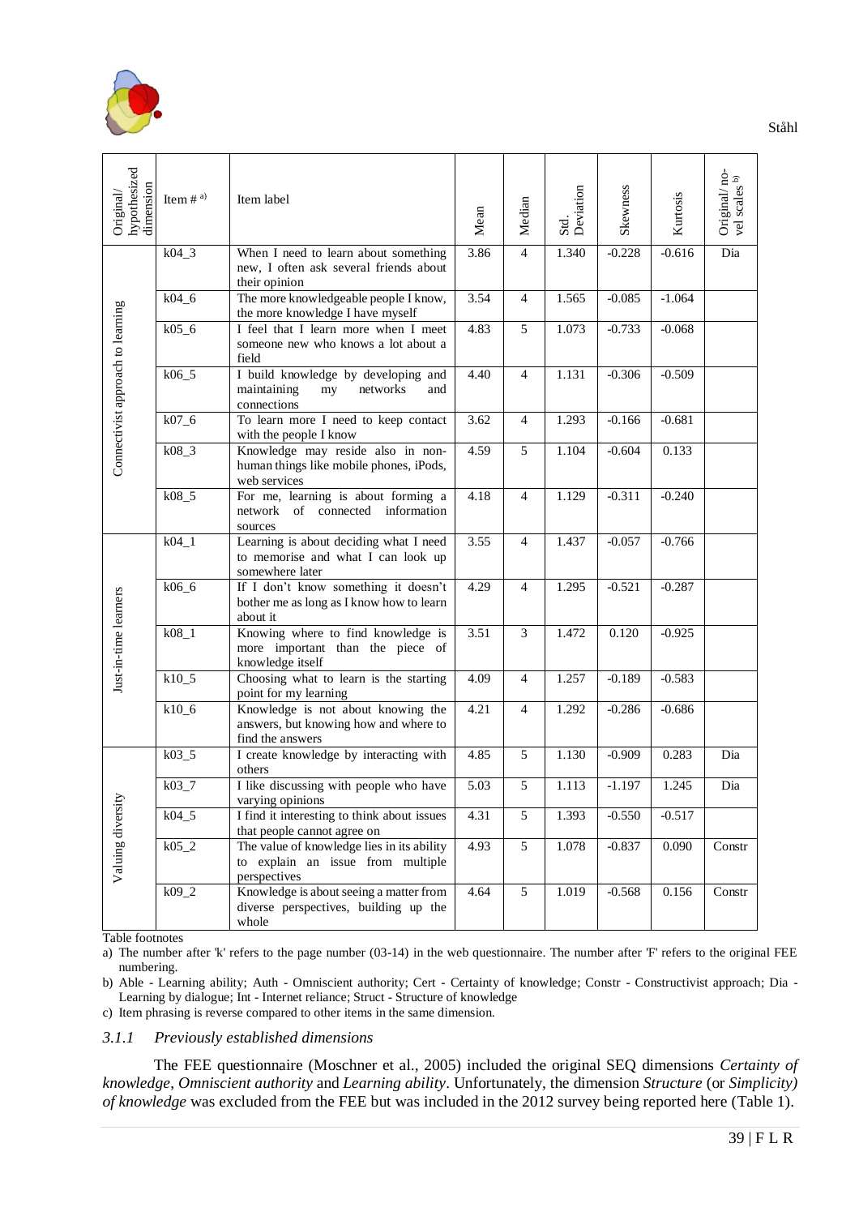| Original/ hypothesized dimension | Item # a) | Item label | Mean | Median | Std. Deviation | Skewness | Kurtosis | Original/ novel scales b) |
|---|---|---|---|---|---|---|---|---|
| Connectivist approach to learning | k04_3 | When I need to learn about something new, I often ask several friends about their opinion | 3.86 | 4 | 1.340 | -0.228 | -0.616 | Dia |
| | k04_6 | The more knowledgeable people I know, the more knowledge I have myself | 3.54 | 4 | 1.565 | -0.085 | -1.064 | |
| | k05_6 | I feel that I learn more when I meet someone new who knows a lot about a field | 4.83 | 5 | 1.073 | -0.733 | -0.068 | |
| | k06_5 | I build knowledge by developing and maintaining my networks and connections | 4.40 | 4 | 1.131 | -0.306 | -0.509 | |
| | k07_6 | To learn more I need to keep contact with the people I know | 3.62 | 4 | 1.293 | -0.166 | -0.681 | |
| | k08_3 | Knowledge may reside also in non-human things like mobile phones, iPods, web services | 4.59 | 5 | 1.104 | -0.604 | 0.133 | |
| | k08_5 | For me, learning is about forming a network of connected information sources | 4.18 | 4 | 1.129 | -0.311 | -0.240 | |
| Just-in-time learners | k04_1 | Learning is about deciding what I need to memorise and what I can look up somewhere later | 3.55 | 4 | 1.437 | -0.057 | -0.766 | |
| | k06_6 | If I don't know something it doesn't bother me as long as I know how to learn about it | 4.29 | 4 | 1.295 | -0.521 | -0.287 | |
| | k08_1 | Knowing where to find knowledge is more important than the piece of knowledge itself | 3.51 | 3 | 1.472 | 0.120 | -0.925 | |
| | k10_5 | Choosing what to learn is the starting point for my learning | 4.09 | 4 | 1.257 | -0.189 | -0.583 | |
| | k10_6 | Knowledge is not about knowing the answers, but knowing how and where to find the answers | 4.21 | 4 | 1.292 | -0.286 | -0.686 | |
| Valuing diversity | k03_5 | I create knowledge by interacting with others | 4.85 | 5 | 1.130 | -0.909 | 0.283 | Dia |
| | k03_7 | I like discussing with people who have varying opinions | 5.03 | 5 | 1.113 | -1.197 | 1.245 | Dia |
| | k04_5 | I find it interesting to think about issues that people cannot agree on | 4.31 | 5 | 1.393 | -0.550 | -0.517 | |
| | k05_2 | The value of knowledge lies in its ability to explain an issue from multiple perspectives | 4.93 | 5 | 1.078 | -0.837 | 0.090 | Constr |
| | k09_2 | Knowledge is about seeing a matter from diverse perspectives, building up the whole | 4.64 | 5 | 1.019 | -0.568 | 0.156 | Constr |

Table footnotes

a) The number after 'k' refers to the page number (03-14) in the web questionnaire. The number after 'F' refers to the original FEE numbering.

b) Able - Learning ability; Auth - Omniscient authority; Cert - Certainty of knowledge; Constr - Constructivist approach; Dia - Learning by dialogue; Int - Internet reliance; Struct - Structure of knowledge

c) Item phrasing is reverse compared to other items in the same dimension.

### *3.1.1 Previously established dimensions*

The FEE questionnaire (Moschner et al., 2005) included the original SEQ dimensions *Certainty of knowledge*, *Omniscient authority* and *Learning ability*. Unfortunately, the dimension *Structure* (or *Simplicity) of knowledge* was excluded from the FEE but was included in the 2012 survey being reported here (Table 1).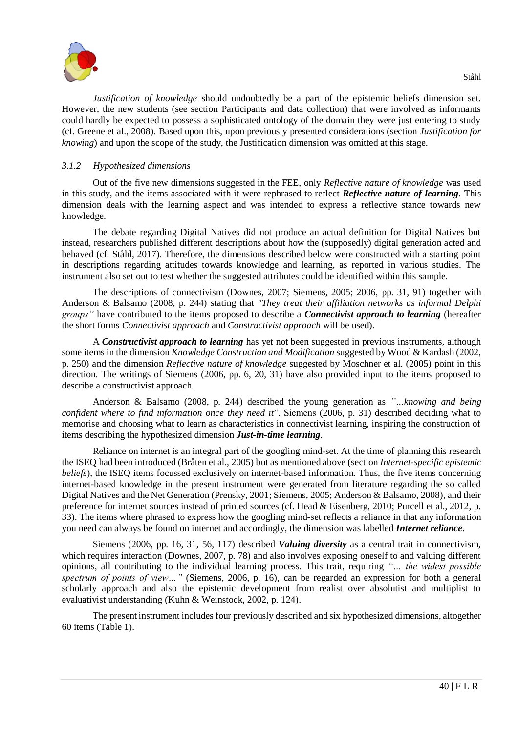*Justification of knowledge* should undoubtedly be a part of the epistemic beliefs dimension set. However, the new students (see section Participants and data collection) that were involved as informants could hardly be expected to possess a sophisticated ontology of the domain they were just entering to study (cf. Greene et al., 2008). Based upon this, upon previously presented considerations (section *Justification for knowing*) and upon the scope of the study, the Justification dimension was omitted at this stage.

### *3.1.2 Hypothesized dimensions*

Out of the five new dimensions suggested in the FEE, only *Reflective nature of knowledge* was used in this study, and the items associated with it were rephrased to reflect ***Reflective nature of learning***. This dimension deals with the learning aspect and was intended to express a reflective stance towards new knowledge.

The debate regarding Digital Natives did not produce an actual definition for Digital Natives but instead, researchers published different descriptions about how the (supposedly) digital generation acted and behaved (cf. Ståhl, 2017). Therefore, the dimensions described below were constructed with a starting point in descriptions regarding attitudes towards knowledge and learning, as reported in various studies. The instrument also set out to test whether the suggested attributes could be identified within this sample.

The descriptions of connectivism (Downes, 2007; Siemens, 2005; 2006, pp. 31, 91) together with Anderson & Balsamo (2008, p. 244) stating that *"They treat their affiliation networks as informal Delphi groups"* have contributed to the items proposed to describe a ***Connectivist approach to learning*** (hereafter the short forms *Connectivist approach* and *Constructivist approach* will be used).

A ***Constructivist approach to learning*** has yet not been suggested in previous instruments, although some items in the dimension *Knowledge Construction and Modification* suggested by Wood & Kardash (2002, p. 250) and the dimension *Reflective nature of knowledge* suggested by Moschner et al. (2005) point in this direction. The writings of Siemens (2006, pp. 6, 20, 31) have also provided input to the items proposed to describe a constructivist approach.

Anderson & Balsamo (2008, p. 244) described the young generation as *"...knowing and being confident where to find information once they need it*". Siemens (2006, p. 31) described deciding what to memorise and choosing what to learn as characteristics in connectivist learning, inspiring the construction of items describing the hypothesized dimension ***Just-in-time learning***.

Reliance on internet is an integral part of the googling mind-set. At the time of planning this research the ISEQ had been introduced (Bråten et al., 2005) but as mentioned above (section *Internet-specific epistemic beliefs*), the ISEQ items focussed exclusively on internet-based information. Thus, the five items concerning internet-based knowledge in the present instrument were generated from literature regarding the so called Digital Natives and the Net Generation (Prensky, 2001; Siemens, 2005; Anderson & Balsamo, 2008), and their preference for internet sources instead of printed sources (cf. Head & Eisenberg, 2010; Purcell et al., 2012, p. 33). The items where phrased to express how the googling mind-set reflects a reliance in that any information you need can always be found on internet and accordingly, the dimension was labelled ***Internet reliance***.

Siemens (2006, pp. 16, 31, 56, 117) described ***Valuing diversity*** as a central trait in connectivism, which requires interaction (Downes, 2007, p. 78) and also involves exposing oneself to and valuing different opinions, all contributing to the individual learning process. This trait, requiring *"... the widest possible spectrum of points of view..."* (Siemens, 2006, p. 16), can be regarded an expression for both a general scholarly approach and also the epistemic development from realist over absolutist and multiplist to evaluativist understanding (Kuhn & Weinstock, 2002, p. 124).

The present instrument includes four previously described and six hypothesized dimensions, altogether 60 items (Table 1).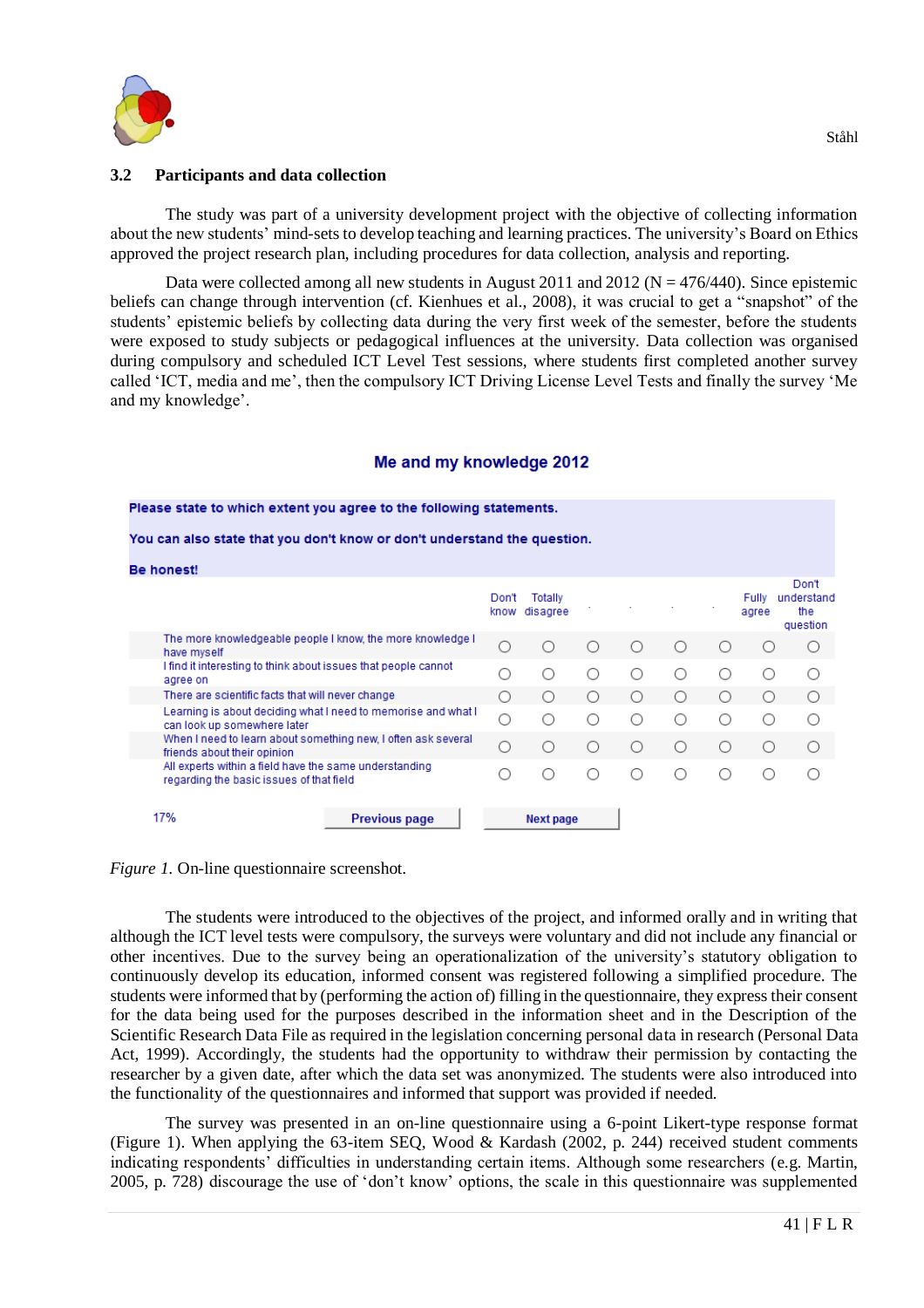## 3.2 Participants and data collection

The study was part of a university development project with the objective of collecting information about the new students' mind-sets to develop teaching and learning practices. The university's Board on Ethics approved the project research plan, including procedures for data collection, analysis and reporting.

Data were collected among all new students in August 2011 and 2012 (N = 476/440). Since epistemic beliefs can change through intervention (cf. Kienhues et al., 2008), it was crucial to get a "snapshot" of the students' epistemic beliefs by collecting data during the very first week of the semester, before the students were exposed to study subjects or pedagogical influences at the university. Data collection was organised during compulsory and scheduled ICT Level Test sessions, where students first completed another survey called 'ICT, media and me', then the compulsory ICT Driving License Level Tests and finally the survey 'Me and my knowledge'.

**Me and my knowledge 2012**

**Please state to which extent you agree to the following statements.**

**You can also state that you don't know or don't understand the question.**

**Be honest!**

| | Don't know | Totally disagree | . | . | . | . | Fully agree | Don't understand the question |
|---|---|---|---|---|---|---|---|---|
| The more knowledgeable people I know, the more knowledge I have myself | ○ | ○ | ○ | ○ | ○ | ○ | ○ | ○ |
| I find it interesting to think about issues that people cannot agree on | ○ | ○ | ○ | ○ | ○ | ○ | ○ | ○ |
| There are scientific facts that will never change | ○ | ○ | ○ | ○ | ○ | ○ | ○ | ○ |
| Learning is about deciding what I need to memorise and what I can look up somewhere later | ○ | ○ | ○ | ○ | ○ | ○ | ○ | ○ |
| When I need to learn about something new, I often ask several friends about their opinion | ○ | ○ | ○ | ○ | ○ | ○ | ○ | ○ |
| All experts within a field have the same understanding regarding the basic issues of that field | ○ | ○ | ○ | ○ | ○ | ○ | ○ | ○ |

17% [Previous page] [Next page]

*Figure 1.* On-line questionnaire screenshot.

The students were introduced to the objectives of the project, and informed orally and in writing that although the ICT level tests were compulsory, the surveys were voluntary and did not include any financial or other incentives. Due to the survey being an operationalization of the university's statutory obligation to continuously develop its education, informed consent was registered following a simplified procedure. The students were informed that by (performing the action of) filling in the questionnaire, they express their consent for the data being used for the purposes described in the information sheet and in the Description of the Scientific Research Data File as required in the legislation concerning personal data in research (Personal Data Act, 1999). Accordingly, the students had the opportunity to withdraw their permission by contacting the researcher by a given date, after which the data set was anonymized. The students were also introduced into the functionality of the questionnaires and informed that support was provided if needed.

The survey was presented in an on-line questionnaire using a 6-point Likert-type response format (Figure 1). When applying the 63-item SEQ, Wood & Kardash (2002, p. 244) received student comments indicating respondents' difficulties in understanding certain items. Although some researchers (e.g. Martin, 2005, p. 728) discourage the use of 'don't know' options, the scale in this questionnaire was supplemented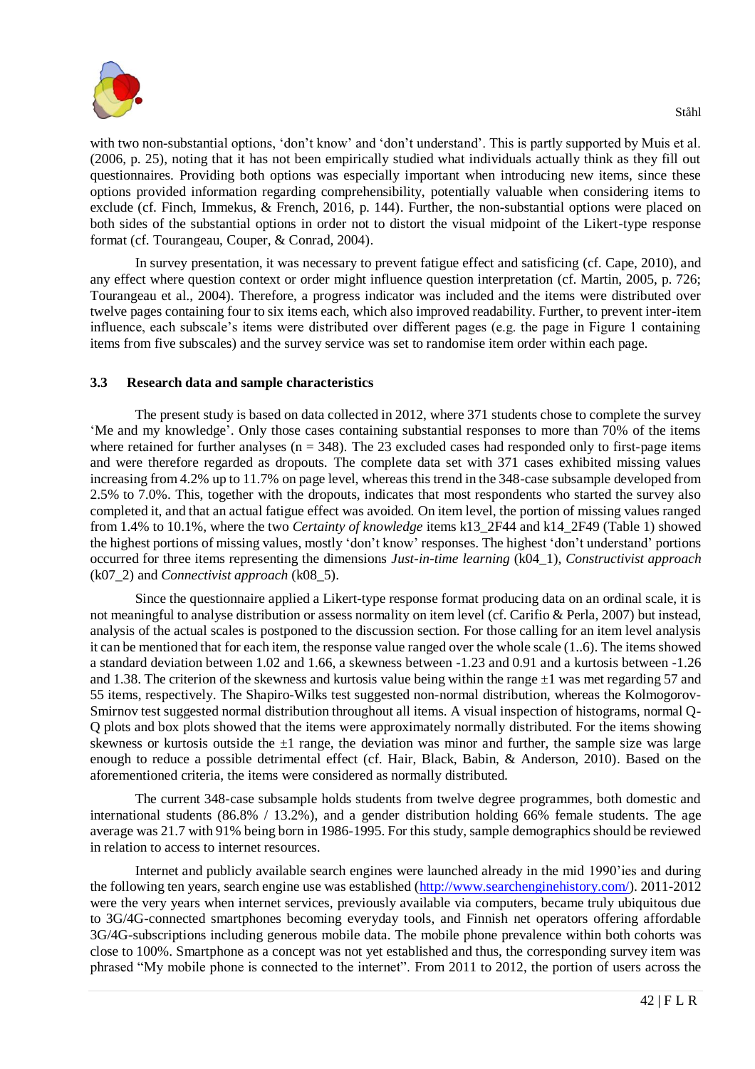with two non-substantial options, ‘don’t know’ and ‘don’t understand’. This is partly supported by Muis et al. (2006, p. 25), noting that it has not been empirically studied what individuals actually think as they fill out questionnaires. Providing both options was especially important when introducing new items, since these options provided information regarding comprehensibility, potentially valuable when considering items to exclude (cf. Finch, Immekus, & French, 2016, p. 144). Further, the non-substantial options were placed on both sides of the substantial options in order not to distort the visual midpoint of the Likert-type response format (cf. Tourangeau, Couper, & Conrad, 2004).

In survey presentation, it was necessary to prevent fatigue effect and satisficing (cf. Cape, 2010), and any effect where question context or order might influence question interpretation (cf. Martin, 2005, p. 726; Tourangeau et al., 2004). Therefore, a progress indicator was included and the items were distributed over twelve pages containing four to six items each, which also improved readability. Further, to prevent inter-item influence, each subscale’s items were distributed over different pages (e.g. the page in Figure 1 containing items from five subscales) and the survey service was set to randomise item order within each page.

### 3.3 Research data and sample characteristics

The present study is based on data collected in 2012, where 371 students chose to complete the survey ‘Me and my knowledge’. Only those cases containing substantial responses to more than 70% of the items where retained for further analyses (n = 348). The 23 excluded cases had responded only to first-page items and were therefore regarded as dropouts. The complete data set with 371 cases exhibited missing values increasing from 4.2% up to 11.7% on page level, whereas this trend in the 348-case subsample developed from 2.5% to 7.0%. This, together with the dropouts, indicates that most respondents who started the survey also completed it, and that an actual fatigue effect was avoided. On item level, the portion of missing values ranged from 1.4% to 10.1%, where the two *Certainty of knowledge* items k13_2F44 and k14_2F49 (Table 1) showed the highest portions of missing values, mostly ‘don’t know’ responses. The highest ‘don’t understand’ portions occurred for three items representing the dimensions *Just-in-time learning* (k04_1), *Constructivist approach* (k07_2) and *Connectivist approach* (k08_5).

Since the questionnaire applied a Likert-type response format producing data on an ordinal scale, it is not meaningful to analyse distribution or assess normality on item level (cf. Carifio & Perla, 2007) but instead, analysis of the actual scales is postponed to the discussion section. For those calling for an item level analysis it can be mentioned that for each item, the response value ranged over the whole scale (1..6). The items showed a standard deviation between 1.02 and 1.66, a skewness between -1.23 and 0.91 and a kurtosis between -1.26 and 1.38. The criterion of the skewness and kurtosis value being within the range ±1 was met regarding 57 and 55 items, respectively. The Shapiro-Wilks test suggested non-normal distribution, whereas the Kolmogorov-Smirnov test suggested normal distribution throughout all items. A visual inspection of histograms, normal Q-Q plots and box plots showed that the items were approximately normally distributed. For the items showing skewness or kurtosis outside the ±1 range, the deviation was minor and further, the sample size was large enough to reduce a possible detrimental effect (cf. Hair, Black, Babin, & Anderson, 2010). Based on the aforementioned criteria, the items were considered as normally distributed.

The current 348-case subsample holds students from twelve degree programmes, both domestic and international students (86.8% / 13.2%), and a gender distribution holding 66% female students. The age average was 21.7 with 91% being born in 1986-1995. For this study, sample demographics should be reviewed in relation to access to internet resources.

Internet and publicly available search engines were launched already in the mid 1990’ies and during the following ten years, search engine use was established (http://www.searchenginehistory.com/). 2011-2012 were the very years when internet services, previously available via computers, became truly ubiquitous due to 3G/4G-connected smartphones becoming everyday tools, and Finnish net operators offering affordable 3G/4G-subscriptions including generous mobile data. The mobile phone prevalence within both cohorts was close to 100%. Smartphone as a concept was not yet established and thus, the corresponding survey item was phrased “My mobile phone is connected to the internet”. From 2011 to 2012, the portion of users across the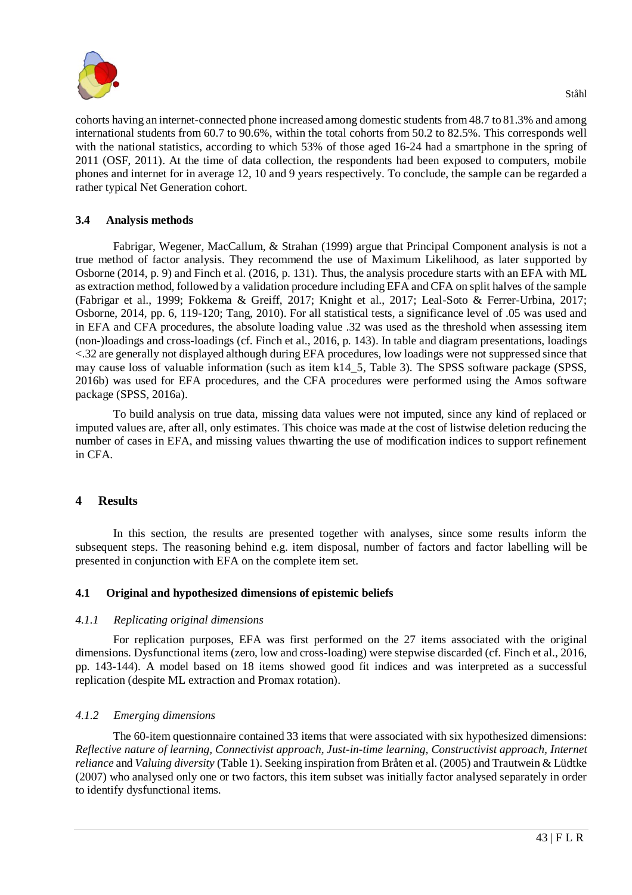cohorts having an internet-connected phone increased among domestic students from 48.7 to 81.3% and among international students from 60.7 to 90.6%, within the total cohorts from 50.2 to 82.5%. This corresponds well with the national statistics, according to which 53% of those aged 16-24 had a smartphone in the spring of 2011 (OSF, 2011). At the time of data collection, the respondents had been exposed to computers, mobile phones and internet for in average 12, 10 and 9 years respectively. To conclude, the sample can be regarded a rather typical Net Generation cohort.

### 3.4 Analysis methods

Fabrigar, Wegener, MacCallum, & Strahan (1999) argue that Principal Component analysis is not a true method of factor analysis. They recommend the use of Maximum Likelihood, as later supported by Osborne (2014, p. 9) and Finch et al. (2016, p. 131). Thus, the analysis procedure starts with an EFA with ML as extraction method, followed by a validation procedure including EFA and CFA on split halves of the sample (Fabrigar et al., 1999; Fokkema & Greiff, 2017; Knight et al., 2017; Leal-Soto & Ferrer-Urbina, 2017; Osborne, 2014, pp. 6, 119-120; Tang, 2010). For all statistical tests, a significance level of .05 was used and in EFA and CFA procedures, the absolute loading value .32 was used as the threshold when assessing item (non-)loadings and cross-loadings (cf. Finch et al., 2016, p. 143). In table and diagram presentations, loadings <.32 are generally not displayed although during EFA procedures, low loadings were not suppressed since that may cause loss of valuable information (such as item k14_5, Table 3). The SPSS software package (SPSS, 2016b) was used for EFA procedures, and the CFA procedures were performed using the Amos software package (SPSS, 2016a).

To build analysis on true data, missing data values were not imputed, since any kind of replaced or imputed values are, after all, only estimates. This choice was made at the cost of listwise deletion reducing the number of cases in EFA, and missing values thwarting the use of modification indices to support refinement in CFA.

## 4 Results

In this section, the results are presented together with analyses, since some results inform the subsequent steps. The reasoning behind e.g. item disposal, number of factors and factor labelling will be presented in conjunction with EFA on the complete item set.

### 4.1 Original and hypothesized dimensions of epistemic beliefs

#### *4.1.1 Replicating original dimensions*

For replication purposes, EFA was first performed on the 27 items associated with the original dimensions. Dysfunctional items (zero, low and cross-loading) were stepwise discarded (cf. Finch et al., 2016, pp. 143-144). A model based on 18 items showed good fit indices and was interpreted as a successful replication (despite ML extraction and Promax rotation).

#### *4.1.2 Emerging dimensions*

The 60-item questionnaire contained 33 items that were associated with six hypothesized dimensions: *Reflective nature of learning, Connectivist approach, Just-in-time learning, Constructivist approach, Internet reliance* and *Valuing diversity* (Table 1). Seeking inspiration from Bråten et al. (2005) and Trautwein & Lüdtke (2007) who analysed only one or two factors, this item subset was initially factor analysed separately in order to identify dysfunctional items.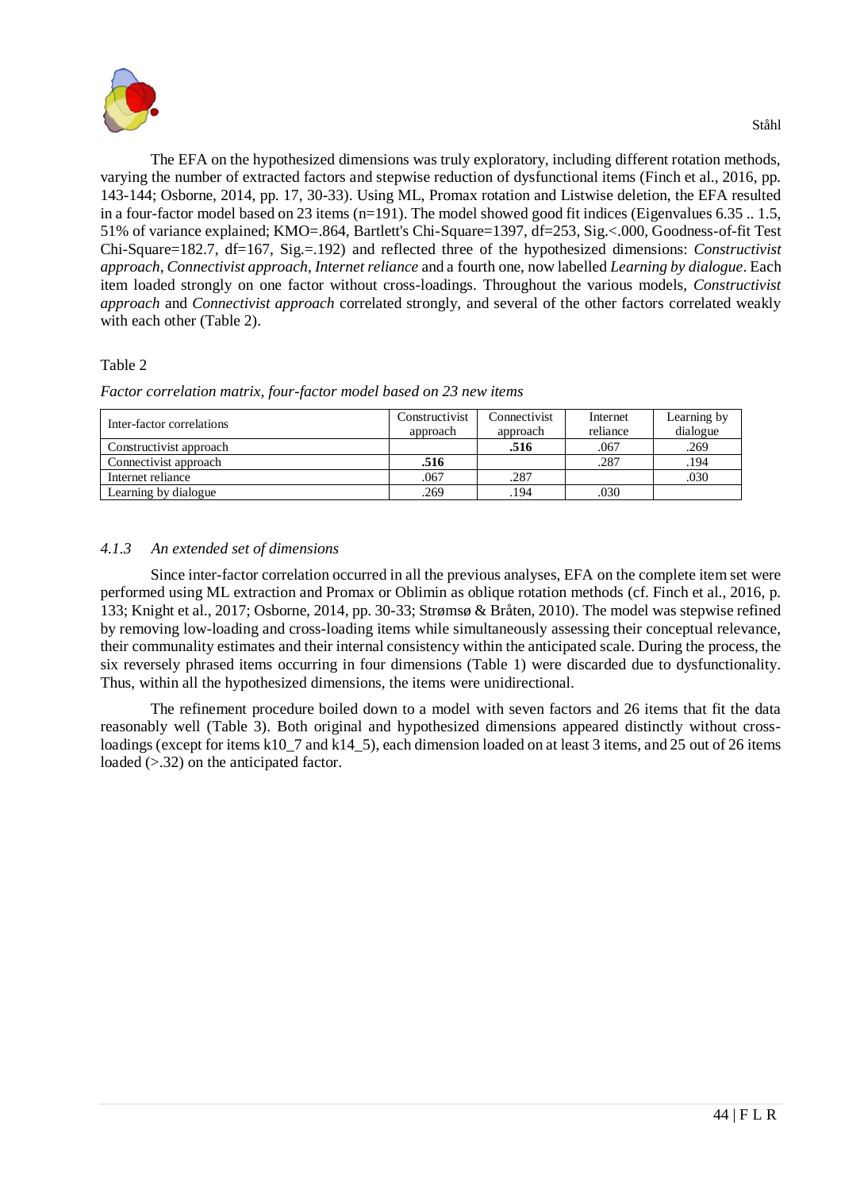The EFA on the hypothesized dimensions was truly exploratory, including different rotation methods, varying the number of extracted factors and stepwise reduction of dysfunctional items (Finch et al., 2016, pp. 143-144; Osborne, 2014, pp. 17, 30-33). Using ML, Promax rotation and Listwise deletion, the EFA resulted in a four-factor model based on 23 items (n=191). The model showed good fit indices (Eigenvalues 6.35 .. 1.5, 51% of variance explained; KMO=.864, Bartlett's Chi-Square=1397, df=253, Sig.<.000, Goodness-of-fit Test Chi-Square=182.7, df=167, Sig.=.192) and reflected three of the hypothesized dimensions: *Constructivist approach*, *Connectivist approach*, *Internet reliance* and a fourth one, now labelled *Learning by dialogue*. Each item loaded strongly on one factor without cross-loadings. Throughout the various models, *Constructivist approach* and *Connectivist approach* correlated strongly, and several of the other factors correlated weakly with each other (Table 2).

Table 2

*Factor correlation matrix, four-factor model based on 23 new items*

| Inter-factor correlations | Constructivist approach | Connectivist approach | Internet reliance | Learning by dialogue |
|---|---|---|---|---|
| Constructivist approach | | **.516** | .067 | .269 |
| Connectivist approach | **.516** | | .287 | .194 |
| Internet reliance | .067 | .287 | | .030 |
| Learning by dialogue | .269 | .194 | .030 | |

#### *4.1.3 An extended set of dimensions*

Since inter-factor correlation occurred in all the previous analyses, EFA on the complete item set were performed using ML extraction and Promax or Oblimin as oblique rotation methods (cf. Finch et al., 2016, p. 133; Knight et al., 2017; Osborne, 2014, pp. 30-33; Strømsø & Bråten, 2010). The model was stepwise refined by removing low-loading and cross-loading items while simultaneously assessing their conceptual relevance, their communality estimates and their internal consistency within the anticipated scale. During the process, the six reversely phrased items occurring in four dimensions (Table 1) were discarded due to dysfunctionality. Thus, within all the hypothesized dimensions, the items were unidirectional.

The refinement procedure boiled down to a model with seven factors and 26 items that fit the data reasonably well (Table 3). Both original and hypothesized dimensions appeared distinctly without cross-loadings (except for items k10_7 and k14_5), each dimension loaded on at least 3 items, and 25 out of 26 items loaded (>.32) on the anticipated factor.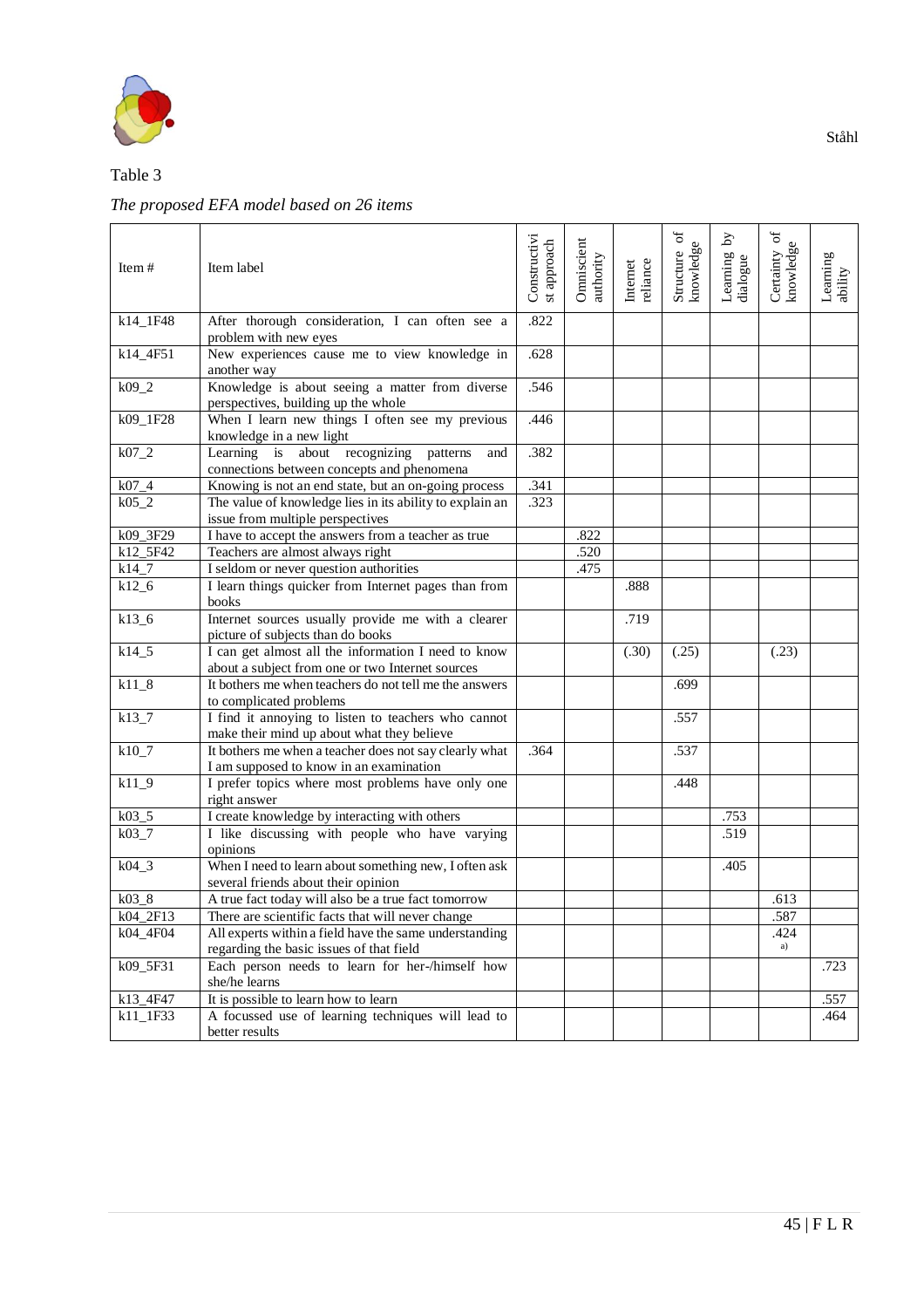Table 3

*The proposed EFA model based on 26 items*

| Item # | Item label | Constructivist approach | Omniscient authority | Internet reliance | Structure of knowledge | Learning by dialogue | Certainty of knowledge | Learning ability |
|---|---|---|---|---|---|---|---|---|
| k14_1F48 | After thorough consideration, I can often see a problem with new eyes | .822 | | | | | | |
| k14_4F51 | New experiences cause me to view knowledge in another way | .628 | | | | | | |
| k09_2 | Knowledge is about seeing a matter from diverse perspectives, building up the whole | .546 | | | | | | |
| k09_1F28 | When I learn new things I often see my previous knowledge in a new light | .446 | | | | | | |
| k07_2 | Learning is about recognizing patterns and connections between concepts and phenomena | .382 | | | | | | |
| k07_4 | Knowing is not an end state, but an on-going process | .341 | | | | | | |
| k05_2 | The value of knowledge lies in its ability to explain an issue from multiple perspectives | .323 | | | | | | |
| k09_3F29 | I have to accept the answers from a teacher as true | | .822 | | | | | |
| k12_5F42 | Teachers are almost always right | | .520 | | | | | |
| k14_7 | I seldom or never question authorities | | .475 | | | | | |
| k12_6 | I learn things quicker from Internet pages than from books | | | .888 | | | | |
| k13_6 | Internet sources usually provide me with a clearer picture of subjects than do books | | | .719 | | | | |
| k14_5 | I can get almost all the information I need to know about a subject from one or two Internet sources | | | (.30) | (.25) | | (.23) | |
| k11_8 | It bothers me when teachers do not tell me the answers to complicated problems | | | | .699 | | | |
| k13_7 | I find it annoying to listen to teachers who cannot make their mind up about what they believe | | | | .557 | | | |
| k10_7 | It bothers me when a teacher does not say clearly what I am supposed to know in an examination | .364 | | | .537 | | | |
| k11_9 | I prefer topics where most problems have only one right answer | | | | .448 | | | |
| k03_5 | I create knowledge by interacting with others | | | | | .753 | | |
| k03_7 | I like discussing with people who have varying opinions | | | | | .519 | | |
| k04_3 | When I need to learn about something new, I often ask several friends about their opinion | | | | | .405 | | |
| k03_8 | A true fact today will also be a true fact tomorrow | | | | | | .613 | |
| k04_2F13 | There are scientific facts that will never change | | | | | | .587 | |
| k04_4F04 | All experts within a field have the same understanding regarding the basic issues of that field | | | | | | .424 [a)] | |
| k09_5F31 | Each person needs to learn for her-/himself how she/he learns | | | | | | | .723 |
| k13_4F47 | It is possible to learn how to learn | | | | | | | .557 |
| k11_1F33 | A focussed use of learning techniques will lead to better results | | | | | | | .464 |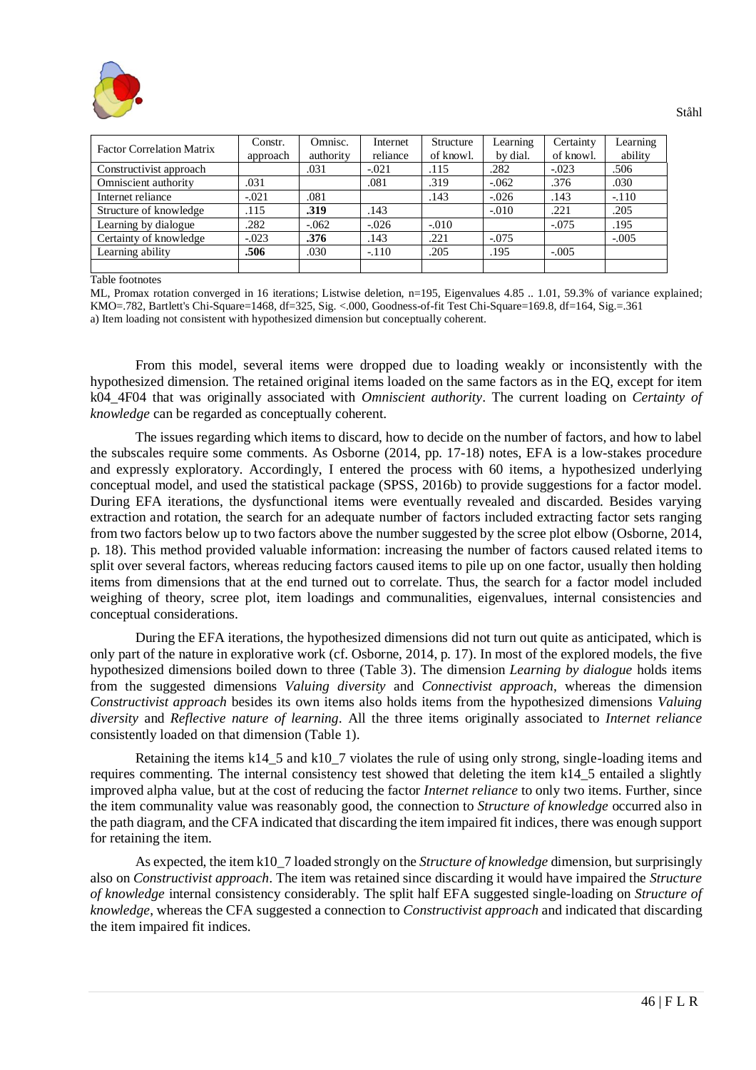| Factor Correlation Matrix | Constr. approach | Omnisc. authority | Internet reliance | Structure of knowl. | Learning by dial. | Certainty of knowl. | Learning ability |
|---|---|---|---|---|---|---|---|
| Constructivist approach | | .031 | -.021 | .115 | .282 | -.023 | .506 |
| Omniscient authority | .031 | | .081 | .319 | -.062 | .376 | .030 |
| Internet reliance | -.021 | .081 | | .143 | -.026 | .143 | -.110 |
| Structure of knowledge | .115 | **.319** | .143 | | -.010 | .221 | .205 |
| Learning by dialogue | .282 | -.062 | -.026 | -.010 | | -.075 | .195 |
| Certainty of knowledge | -.023 | **.376** | .143 | .221 | -.075 | | -.005 |
| Learning ability | **.506** | .030 | -.110 | .205 | .195 | -.005 | |
| | | | | | | | |

Table footnotes

ML, Promax rotation converged in 16 iterations; Listwise deletion, n=195, Eigenvalues 4.85 .. 1.01, 59.3% of variance explained; KMO=.782, Bartlett's Chi-Square=1468, df=325, Sig. <.000, Goodness-of-fit Test Chi-Square=169.8, df=164, Sig.=.361

a) Item loading not consistent with hypothesized dimension but conceptually coherent.

From this model, several items were dropped due to loading weakly or inconsistently with the hypothesized dimension. The retained original items loaded on the same factors as in the EQ, except for item k04_4F04 that was originally associated with *Omniscient authority*. The current loading on *Certainty of knowledge* can be regarded as conceptually coherent.

The issues regarding which items to discard, how to decide on the number of factors, and how to label the subscales require some comments. As Osborne (2014, pp. 17-18) notes, EFA is a low-stakes procedure and expressly exploratory. Accordingly, I entered the process with 60 items, a hypothesized underlying conceptual model, and used the statistical package (SPSS, 2016b) to provide suggestions for a factor model. During EFA iterations, the dysfunctional items were eventually revealed and discarded. Besides varying extraction and rotation, the search for an adequate number of factors included extracting factor sets ranging from two factors below up to two factors above the number suggested by the scree plot elbow (Osborne, 2014, p. 18). This method provided valuable information: increasing the number of factors caused related items to split over several factors, whereas reducing factors caused items to pile up on one factor, usually then holding items from dimensions that at the end turned out to correlate. Thus, the search for a factor model included weighing of theory, scree plot, item loadings and communalities, eigenvalues, internal consistencies and conceptual considerations.

During the EFA iterations, the hypothesized dimensions did not turn out quite as anticipated, which is only part of the nature in explorative work (cf. Osborne, 2014, p. 17). In most of the explored models, the five hypothesized dimensions boiled down to three (Table 3). The dimension *Learning by dialogue* holds items from the suggested dimensions *Valuing diversity* and *Connectivist approach*, whereas the dimension *Constructivist approach* besides its own items also holds items from the hypothesized dimensions *Valuing diversity* and *Reflective nature of learning*. All the three items originally associated to *Internet reliance* consistently loaded on that dimension (Table 1).

Retaining the items k14_5 and k10_7 violates the rule of using only strong, single-loading items and requires commenting. The internal consistency test showed that deleting the item k14_5 entailed a slightly improved alpha value, but at the cost of reducing the factor *Internet reliance* to only two items. Further, since the item communality value was reasonably good, the connection to *Structure of knowledge* occurred also in the path diagram, and the CFA indicated that discarding the item impaired fit indices, there was enough support for retaining the item.

As expected, the item k10_7 loaded strongly on the *Structure of knowledge* dimension, but surprisingly also on *Constructivist approach*. The item was retained since discarding it would have impaired the *Structure of knowledge* internal consistency considerably. The split half EFA suggested single-loading on *Structure of knowledge*, whereas the CFA suggested a connection to *Constructivist approach* and indicated that discarding the item impaired fit indices.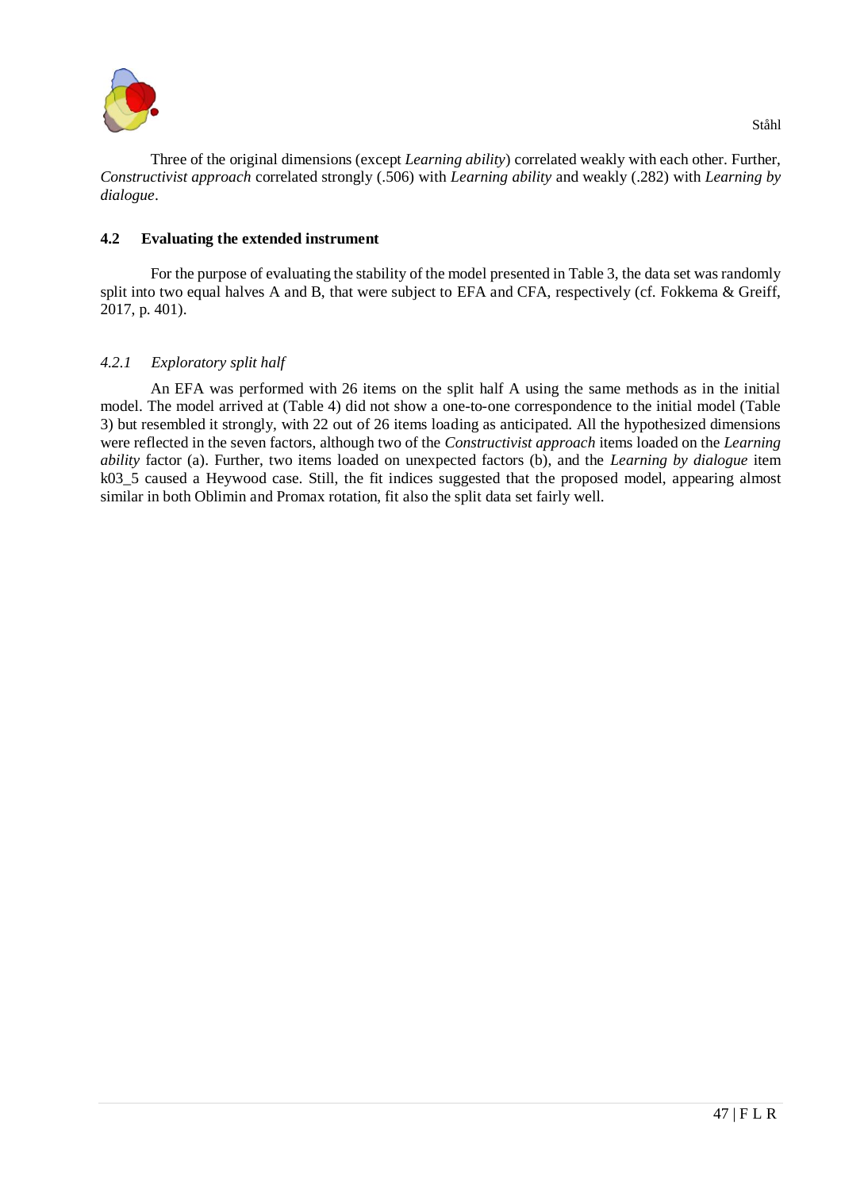Three of the original dimensions (except *Learning ability*) correlated weakly with each other. Further, *Constructivist approach* correlated strongly (.506) with *Learning ability* and weakly (.282) with *Learning by dialogue*.

### 4.2 Evaluating the extended instrument

For the purpose of evaluating the stability of the model presented in Table 3, the data set was randomly split into two equal halves A and B, that were subject to EFA and CFA, respectively (cf. Fokkema & Greiff, 2017, p. 401).

#### *4.2.1 Exploratory split half*

An EFA was performed with 26 items on the split half A using the same methods as in the initial model. The model arrived at (Table 4) did not show a one-to-one correspondence to the initial model (Table 3) but resembled it strongly, with 22 out of 26 items loading as anticipated. All the hypothesized dimensions were reflected in the seven factors, although two of the *Constructivist approach* items loaded on the *Learning ability* factor (a). Further, two items loaded on unexpected factors (b), and the *Learning by dialogue* item k03_5 caused a Heywood case. Still, the fit indices suggested that the proposed model, appearing almost similar in both Oblimin and Promax rotation, fit also the split data set fairly well.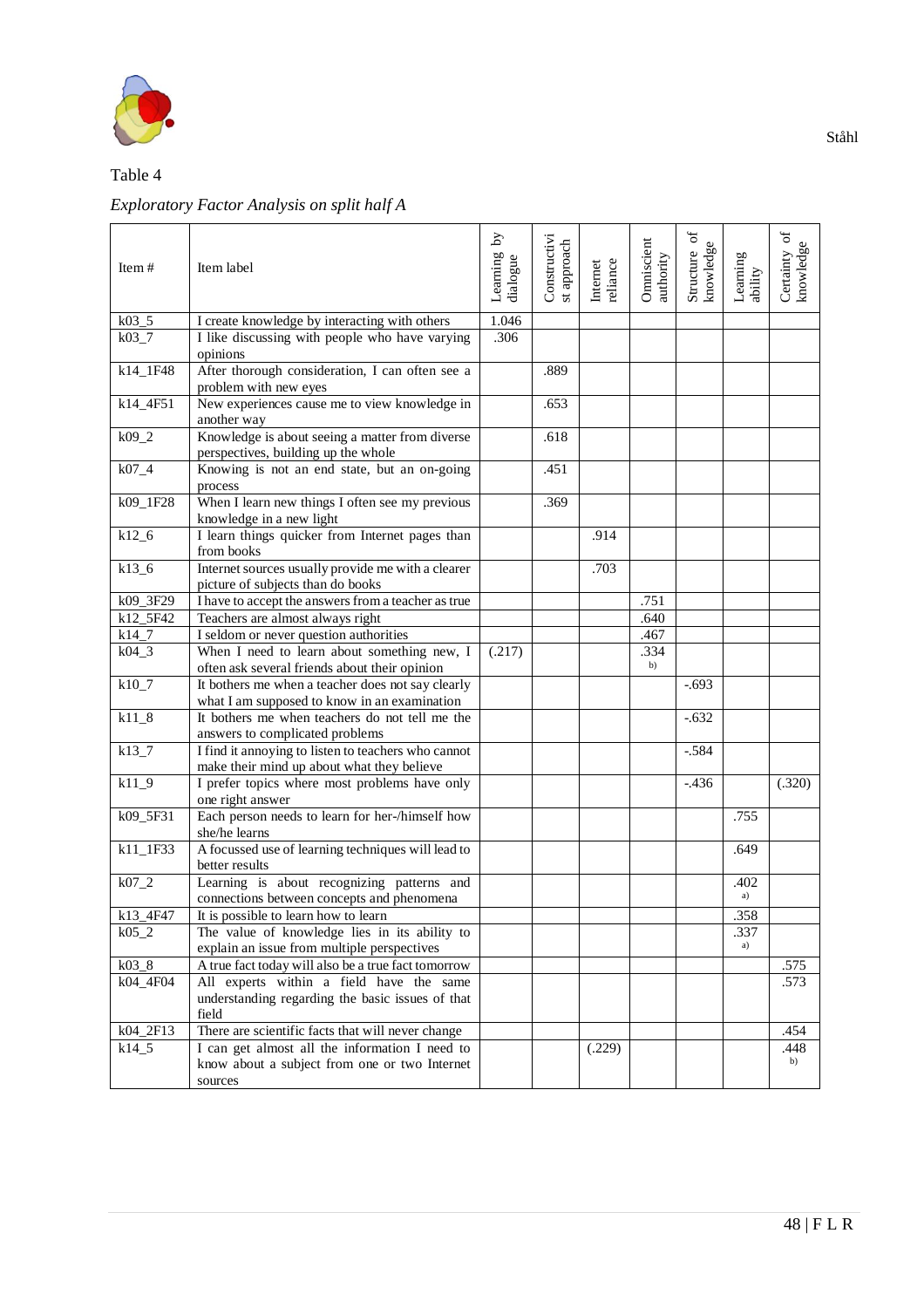Table 4

*Exploratory Factor Analysis on split half A*

| Item # | Item label | Learning by dialogue | Constructivist approach | Internet reliance | Omniscient authority | Structure of knowledge | Learning ability | Certainty of knowledge |
|---|---|---|---|---|---|---|---|---|
| k03_5 | I create knowledge by interacting with others | 1.046 | | | | | | |
| k03_7 | I like discussing with people who have varying opinions | .306 | | | | | | |
| k14_1F48 | After thorough consideration, I can often see a problem with new eyes | | .889 | | | | | |
| k14_4F51 | New experiences cause me to view knowledge in another way | | .653 | | | | | |
| k09_2 | Knowledge is about seeing a matter from diverse perspectives, building up the whole | | .618 | | | | | |
| k07_4 | Knowing is not an end state, but an on-going process | | .451 | | | | | |
| k09_1F28 | When I learn new things I often see my previous knowledge in a new light | | .369 | | | | | |
| k12_6 | I learn things quicker from Internet pages than from books | | | .914 | | | | |
| k13_6 | Internet sources usually provide me with a clearer picture of subjects than do books | | | .703 | | | | |
| k09_3F29 | I have to accept the answers from a teacher as true | | | | .751 | | | |
| k12_5F42 | Teachers are almost always right | | | | .640 | | | |
| k14_7 | I seldom or never question authorities | | | | .467 | | | |
| k04_3 | When I need to learn about something new, I often ask several friends about their opinion | (.217) | | | .334 [b] | | | |
| k10_7 | It bothers me when a teacher does not say clearly what I am supposed to know in an examination | | | | | -.693 | | |
| k11_8 | It bothers me when teachers do not tell me the answers to complicated problems | | | | | -.632 | | |
| k13_7 | I find it annoying to listen to teachers who cannot make their mind up about what they believe | | | | | -.584 | | |
| k11_9 | I prefer topics where most problems have only one right answer | | | | | -.436 | | (.320) |
| k09_5F31 | Each person needs to learn for her-/himself how she/he learns | | | | | | .755 | |
| k11_1F33 | A focussed use of learning techniques will lead to better results | | | | | | .649 | |
| k07_2 | Learning is about recognizing patterns and connections between concepts and phenomena | | | | | | .402 [a] | |
| k13_4F47 | It is possible to learn how to learn | | | | | | .358 | |
| k05_2 | The value of knowledge lies in its ability to explain an issue from multiple perspectives | | | | | | .337 [a] | |
| k03_8 | A true fact today will also be a true fact tomorrow | | | | | | | .575 |
| k04_4F04 | All experts within a field have the same understanding regarding the basic issues of that field | | | | | | | .573 |
| k04_2F13 | There are scientific facts that will never change | | | | | | | .454 |
| k14_5 | I can get almost all the information I need to know about a subject from one or two Internet sources | | | (.229) | | | | .448 [b] |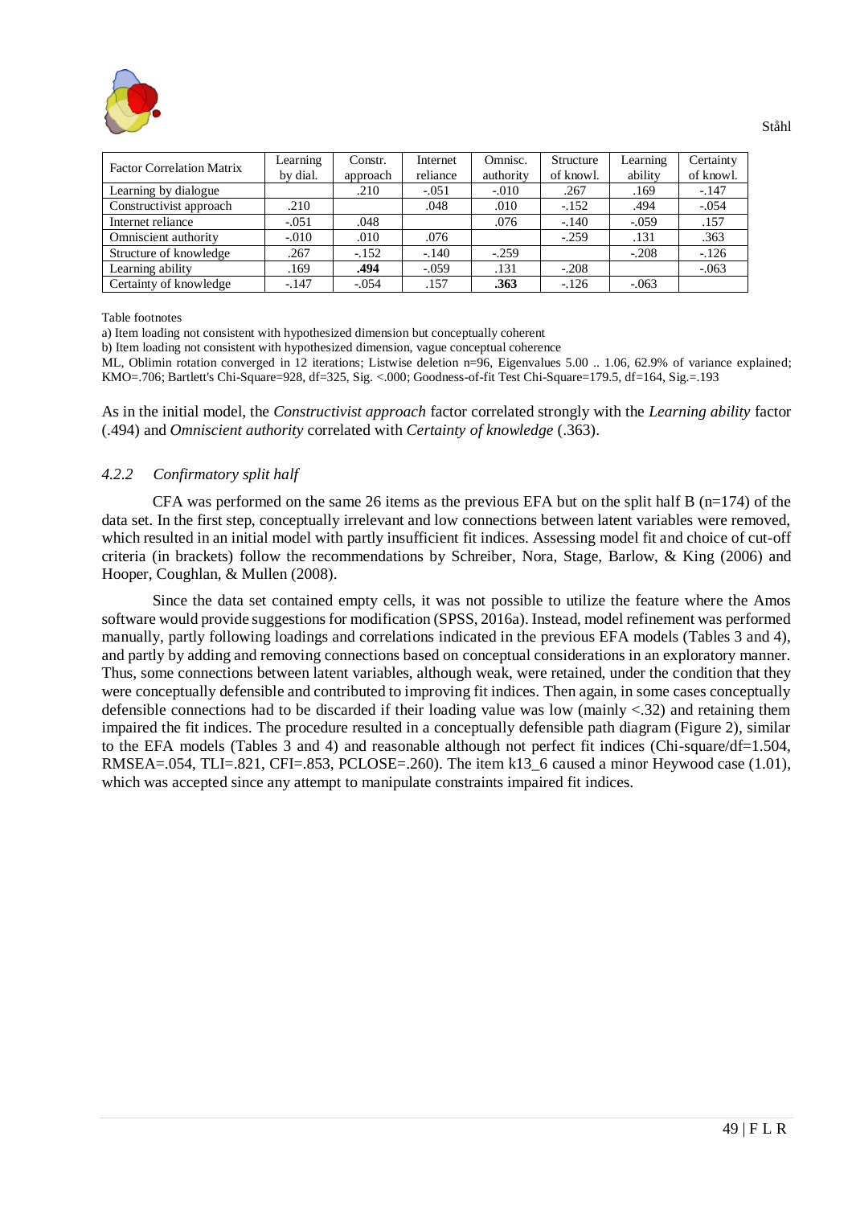| Factor Correlation Matrix | Learning by dial. | Constr. approach | Internet reliance | Omnisc. authority | Structure of knowl. | Learning ability | Certainty of knowl. |
|---|---|---|---|---|---|---|---|
| Learning by dialogue | | .210 | -.051 | -.010 | .267 | .169 | -.147 |
| Constructivist approach | .210 | | .048 | .010 | -.152 | .494 | -.054 |
| Internet reliance | -.051 | .048 | | .076 | -.140 | -.059 | .157 |
| Omniscient authority | -.010 | .010 | .076 | | -.259 | .131 | .363 |
| Structure of knowledge | .267 | -.152 | -.140 | -.259 | | -.208 | -.126 |
| Learning ability | .169 | **.494** | -.059 | .131 | -.208 | | -.063 |
| Certainty of knowledge | -.147 | -.054 | .157 | **.363** | -.126 | -.063 | |

Table footnotes

a) Item loading not consistent with hypothesized dimension but conceptually coherent

b) Item loading not consistent with hypothesized dimension, vague conceptual coherence

ML, Oblimin rotation converged in 12 iterations; Listwise deletion n=96, Eigenvalues 5.00 .. 1.06, 62.9% of variance explained; KMO=.706; Bartlett's Chi-Square=928, df=325, Sig. <.000; Goodness-of-fit Test Chi-Square=179.5, df=164, Sig.=.193

As in the initial model, the *Constructivist approach* factor correlated strongly with the *Learning ability* factor (.494) and *Omniscient authority* correlated with *Certainty of knowledge* (.363).

#### *4.2.2 Confirmatory split half*

CFA was performed on the same 26 items as the previous EFA but on the split half B (n=174) of the data set. In the first step, conceptually irrelevant and low connections between latent variables were removed, which resulted in an initial model with partly insufficient fit indices. Assessing model fit and choice of cut-off criteria (in brackets) follow the recommendations by Schreiber, Nora, Stage, Barlow, & King (2006) and Hooper, Coughlan, & Mullen (2008).

Since the data set contained empty cells, it was not possible to utilize the feature where the Amos software would provide suggestions for modification (SPSS, 2016a). Instead, model refinement was performed manually, partly following loadings and correlations indicated in the previous EFA models (Tables 3 and 4), and partly by adding and removing connections based on conceptual considerations in an exploratory manner. Thus, some connections between latent variables, although weak, were retained, under the condition that they were conceptually defensible and contributed to improving fit indices. Then again, in some cases conceptually defensible connections had to be discarded if their loading value was low (mainly <.32) and retaining them impaired the fit indices. The procedure resulted in a conceptually defensible path diagram (Figure 2), similar to the EFA models (Tables 3 and 4) and reasonable although not perfect fit indices (Chi-square/df=1.504, RMSEA=.054, TLI=.821, CFI=.853, PCLOSE=.260). The item k13_6 caused a minor Heywood case (1.01), which was accepted since any attempt to manipulate constraints impaired fit indices.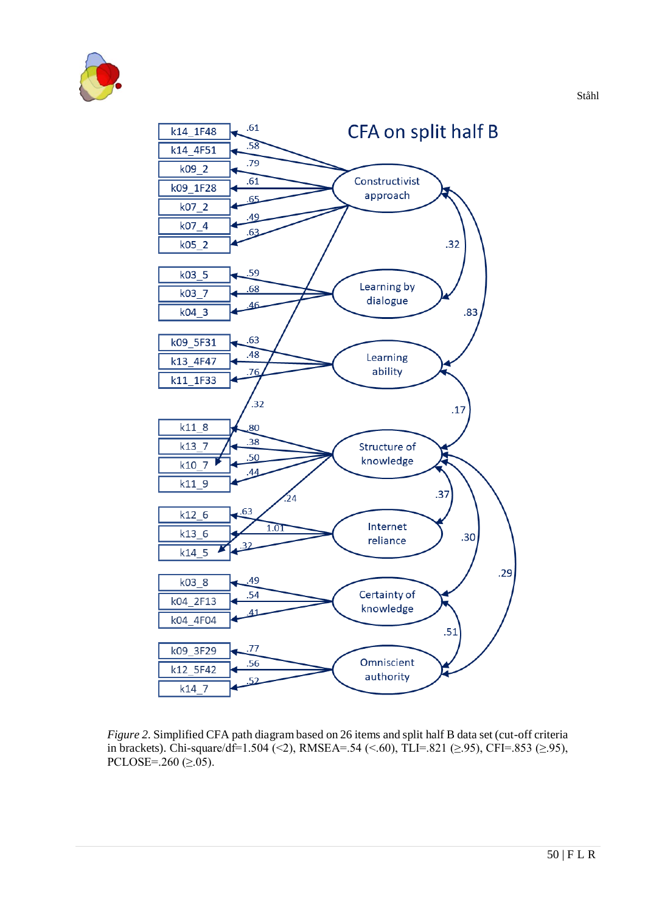*Figure 2.* Simplified CFA path diagram based on 26 items and split half B data set (cut-off criteria in brackets). Chi-square/df=1.504 (<2), RMSEA=.54 (<.60), TLI=.821 (≥.95), CFI=.853 (≥.95), PCLOSE=.260 (≥.05).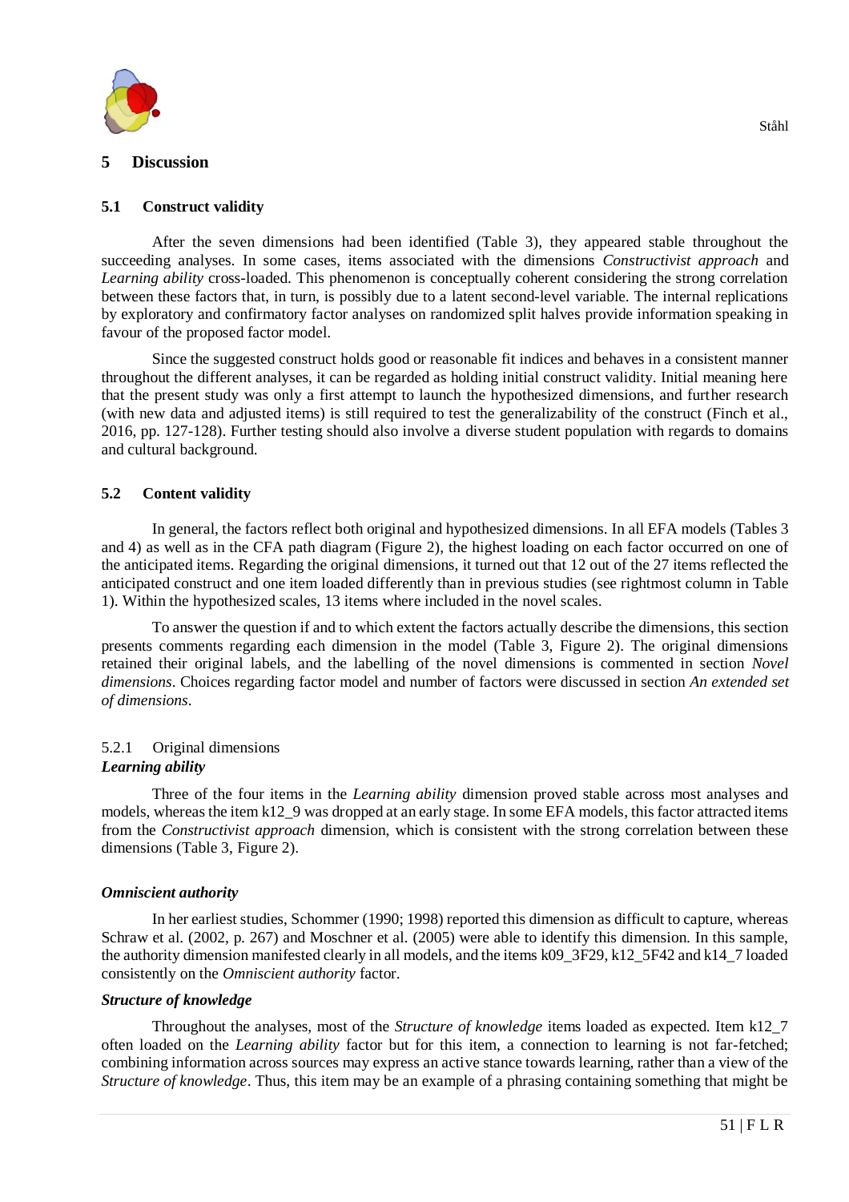# 5 Discussion

## 5.1 Construct validity

After the seven dimensions had been identified (Table 3), they appeared stable throughout the succeeding analyses. In some cases, items associated with the dimensions *Constructivist approach* and *Learning ability* cross-loaded. This phenomenon is conceptually coherent considering the strong correlation between these factors that, in turn, is possibly due to a latent second-level variable. The internal replications by exploratory and confirmatory factor analyses on randomized split halves provide information speaking in favour of the proposed factor model.

Since the suggested construct holds good or reasonable fit indices and behaves in a consistent manner throughout the different analyses, it can be regarded as holding initial construct validity. Initial meaning here that the present study was only a first attempt to launch the hypothesized dimensions, and further research (with new data and adjusted items) is still required to test the generalizability of the construct (Finch et al., 2016, pp. 127-128). Further testing should also involve a diverse student population with regards to domains and cultural background.

## 5.2 Content validity

In general, the factors reflect both original and hypothesized dimensions. In all EFA models (Tables 3 and 4) as well as in the CFA path diagram (Figure 2), the highest loading on each factor occurred on one of the anticipated items. Regarding the original dimensions, it turned out that 12 out of the 27 items reflected the anticipated construct and one item loaded differently than in previous studies (see rightmost column in Table 1). Within the hypothesized scales, 13 items where included in the novel scales.

To answer the question if and to which extent the factors actually describe the dimensions, this section presents comments regarding each dimension in the model (Table 3, Figure 2). The original dimensions retained their original labels, and the labelling of the novel dimensions is commented in section *Novel dimensions*. Choices regarding factor model and number of factors were discussed in section *An extended set of dimensions*.

### 5.2.1 Original dimensions

***Learning ability***

Three of the four items in the *Learning ability* dimension proved stable across most analyses and models, whereas the item k12_9 was dropped at an early stage. In some EFA models, this factor attracted items from the *Constructivist approach* dimension, which is consistent with the strong correlation between these dimensions (Table 3, Figure 2).

***Omniscient authority***

In her earliest studies, Schommer (1990; 1998) reported this dimension as difficult to capture, whereas Schraw et al. (2002, p. 267) and Moschner et al. (2005) were able to identify this dimension. In this sample, the authority dimension manifested clearly in all models, and the items k09_3F29, k12_5F42 and k14_7 loaded consistently on the *Omniscient authority* factor.

***Structure of knowledge***

Throughout the analyses, most of the *Structure of knowledge* items loaded as expected. Item k12_7 often loaded on the *Learning ability* factor but for this item, a connection to learning is not far-fetched; combining information across sources may express an active stance towards learning, rather than a view of the *Structure of knowledge*. Thus, this item may be an example of a phrasing containing something that might be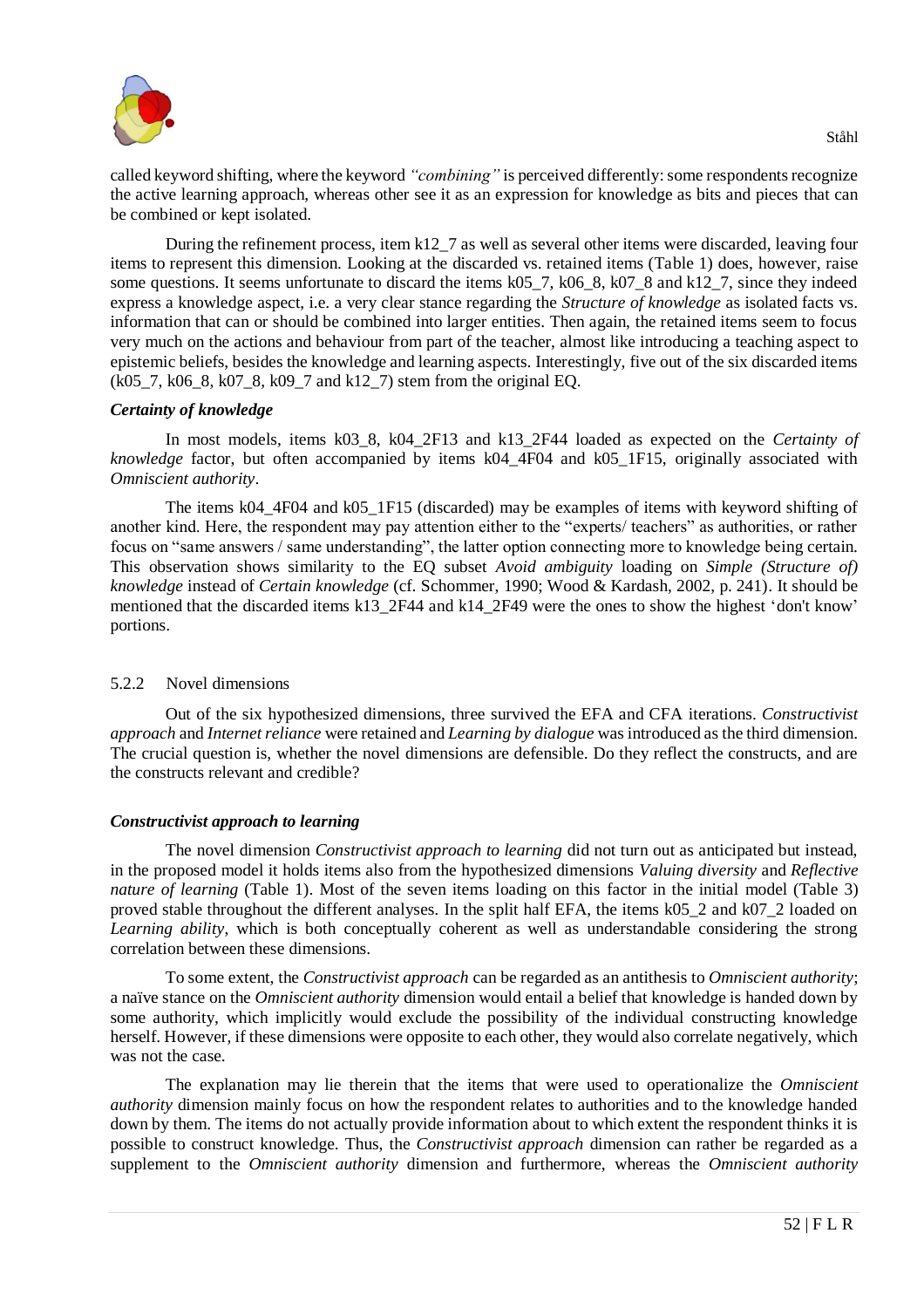called keyword shifting, where the keyword *"combining"* is perceived differently: some respondents recognize the active learning approach, whereas other see it as an expression for knowledge as bits and pieces that can be combined or kept isolated.

During the refinement process, item k12_7 as well as several other items were discarded, leaving four items to represent this dimension. Looking at the discarded vs. retained items (Table 1) does, however, raise some questions. It seems unfortunate to discard the items k05_7, k06_8, k07_8 and k12_7, since they indeed express a knowledge aspect, i.e. a very clear stance regarding the *Structure of knowledge* as isolated facts vs. information that can or should be combined into larger entities. Then again, the retained items seem to focus very much on the actions and behaviour from part of the teacher, almost like introducing a teaching aspect to epistemic beliefs, besides the knowledge and learning aspects. Interestingly, five out of the six discarded items (k05_7, k06_8, k07_8, k09_7 and k12_7) stem from the original EQ.

***Certainty of knowledge***

In most models, items k03_8, k04_2F13 and k13_2F44 loaded as expected on the *Certainty of knowledge* factor, but often accompanied by items k04_4F04 and k05_1F15, originally associated with *Omniscient authority*.

The items k04_4F04 and k05_1F15 (discarded) may be examples of items with keyword shifting of another kind. Here, the respondent may pay attention either to the "experts/ teachers" as authorities, or rather focus on "same answers / same understanding", the latter option connecting more to knowledge being certain. This observation shows similarity to the EQ subset *Avoid ambiguity* loading on *Simple (Structure of) knowledge* instead of *Certain knowledge* (cf. Schommer, 1990; Wood & Kardash, 2002, p. 241). It should be mentioned that the discarded items k13_2F44 and k14_2F49 were the ones to show the highest 'don't know' portions.

### 5.2.2 Novel dimensions

Out of the six hypothesized dimensions, three survived the EFA and CFA iterations. *Constructivist approach* and *Internet reliance* were retained and *Learning by dialogue* was introduced as the third dimension. The crucial question is, whether the novel dimensions are defensible. Do they reflect the constructs, and are the constructs relevant and credible?

***Constructivist approach to learning***

The novel dimension *Constructivist approach to learning* did not turn out as anticipated but instead, in the proposed model it holds items also from the hypothesized dimensions *Valuing diversity* and *Reflective nature of learning* (Table 1). Most of the seven items loading on this factor in the initial model (Table 3) proved stable throughout the different analyses. In the split half EFA, the items k05_2 and k07_2 loaded on *Learning ability*, which is both conceptually coherent as well as understandable considering the strong correlation between these dimensions.

To some extent, the *Constructivist approach* can be regarded as an antithesis to *Omniscient authority*; a naïve stance on the *Omniscient authority* dimension would entail a belief that knowledge is handed down by some authority, which implicitly would exclude the possibility of the individual constructing knowledge herself. However, if these dimensions were opposite to each other, they would also correlate negatively, which was not the case.

The explanation may lie therein that the items that were used to operationalize the *Omniscient authority* dimension mainly focus on how the respondent relates to authorities and to the knowledge handed down by them. The items do not actually provide information about to which extent the respondent thinks it is possible to construct knowledge. Thus, the *Constructivist approach* dimension can rather be regarded as a supplement to the *Omniscient authority* dimension and furthermore, whereas the *Omniscient authority*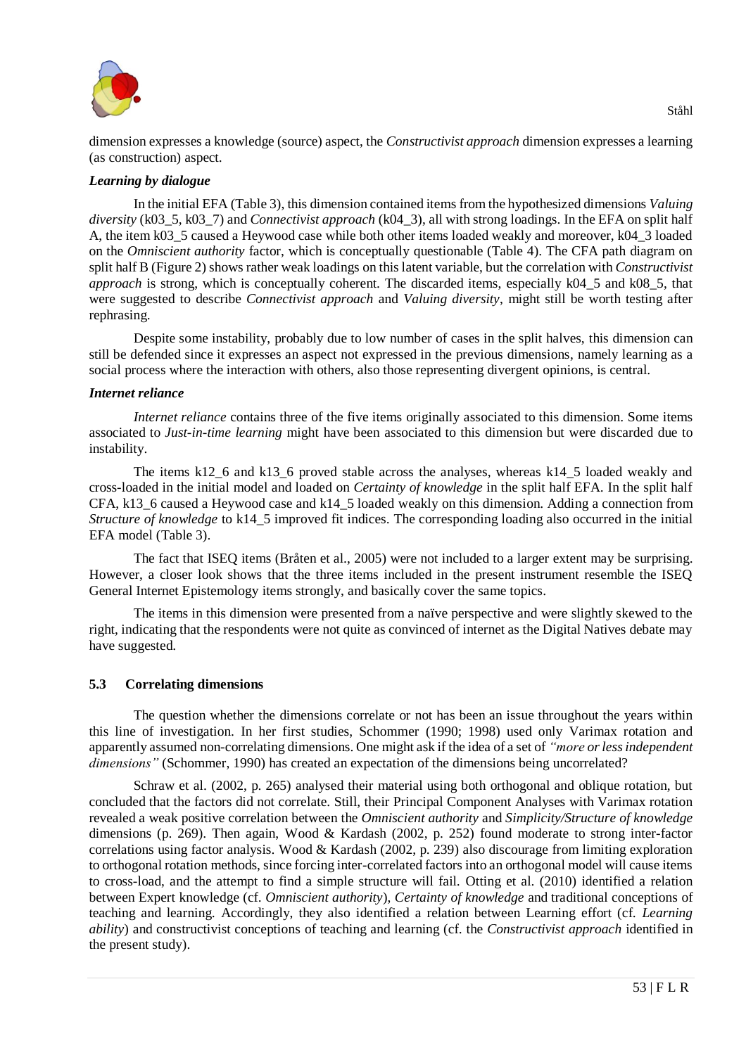dimension expresses a knowledge (source) aspect, the *Constructivist approach* dimension expresses a learning (as construction) aspect.

### *Learning by dialogue*

In the initial EFA (Table 3), this dimension contained items from the hypothesized dimensions *Valuing diversity* (k03_5, k03_7) and *Connectivist approach* (k04_3), all with strong loadings. In the EFA on split half A, the item k03_5 caused a Heywood case while both other items loaded weakly and moreover, k04_3 loaded on the *Omniscient authority* factor, which is conceptually questionable (Table 4). The CFA path diagram on split half B (Figure 2) shows rather weak loadings on this latent variable, but the correlation with *Constructivist approach* is strong, which is conceptually coherent. The discarded items, especially k04_5 and k08_5, that were suggested to describe *Connectivist approach* and *Valuing diversity*, might still be worth testing after rephrasing.

Despite some instability, probably due to low number of cases in the split halves, this dimension can still be defended since it expresses an aspect not expressed in the previous dimensions, namely learning as a social process where the interaction with others, also those representing divergent opinions, is central.

### *Internet reliance*

*Internet reliance* contains three of the five items originally associated to this dimension. Some items associated to *Just-in-time learning* might have been associated to this dimension but were discarded due to instability.

The items k12_6 and k13_6 proved stable across the analyses, whereas k14_5 loaded weakly and cross-loaded in the initial model and loaded on *Certainty of knowledge* in the split half EFA. In the split half CFA, k13_6 caused a Heywood case and k14_5 loaded weakly on this dimension. Adding a connection from *Structure of knowledge* to k14_5 improved fit indices. The corresponding loading also occurred in the initial EFA model (Table 3).

The fact that ISEQ items (Bråten et al., 2005) were not included to a larger extent may be surprising. However, a closer look shows that the three items included in the present instrument resemble the ISEQ General Internet Epistemology items strongly, and basically cover the same topics.

The items in this dimension were presented from a naïve perspective and were slightly skewed to the right, indicating that the respondents were not quite as convinced of internet as the Digital Natives debate may have suggested.

## 5.3 Correlating dimensions

The question whether the dimensions correlate or not has been an issue throughout the years within this line of investigation. In her first studies, Schommer (1990; 1998) used only Varimax rotation and apparently assumed non-correlating dimensions. One might ask if the idea of a set of *"more or less independent dimensions"* (Schommer, 1990) has created an expectation of the dimensions being uncorrelated?

Schraw et al. (2002, p. 265) analysed their material using both orthogonal and oblique rotation, but concluded that the factors did not correlate. Still, their Principal Component Analyses with Varimax rotation revealed a weak positive correlation between the *Omniscient authority* and *Simplicity/Structure of knowledge* dimensions (p. 269). Then again, Wood & Kardash (2002, p. 252) found moderate to strong inter-factor correlations using factor analysis. Wood & Kardash (2002, p. 239) also discourage from limiting exploration to orthogonal rotation methods, since forcing inter-correlated factors into an orthogonal model will cause items to cross-load, and the attempt to find a simple structure will fail. Otting et al. (2010) identified a relation between Expert knowledge (cf. *Omniscient authority*), *Certainty of knowledge* and traditional conceptions of teaching and learning. Accordingly, they also identified a relation between Learning effort (cf. *Learning ability*) and constructivist conceptions of teaching and learning (cf. the *Constructivist approach* identified in the present study).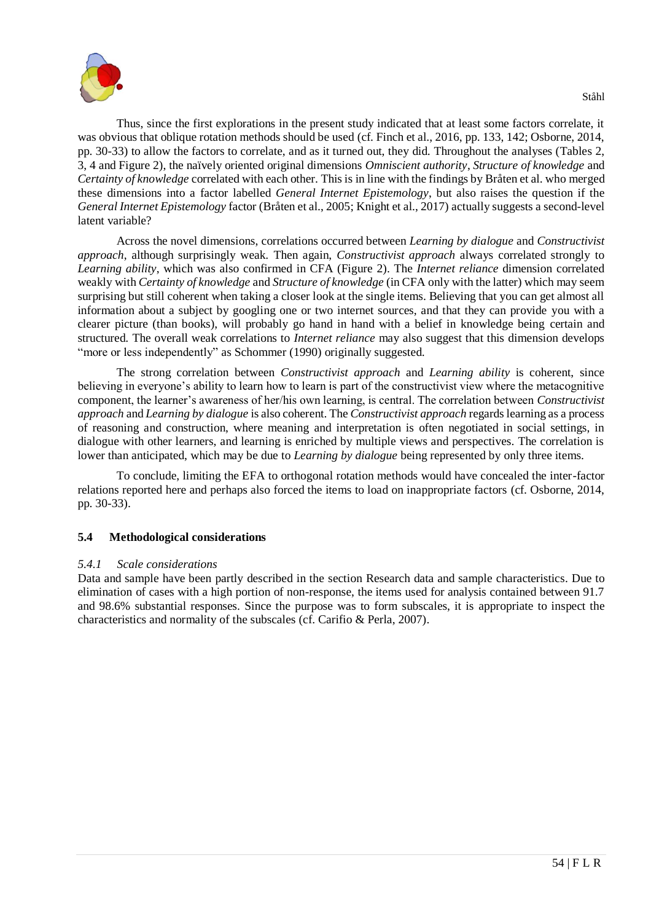Thus, since the first explorations in the present study indicated that at least some factors correlate, it was obvious that oblique rotation methods should be used (cf. Finch et al., 2016, pp. 133, 142; Osborne, 2014, pp. 30-33) to allow the factors to correlate, and as it turned out, they did. Throughout the analyses (Tables 2, 3, 4 and Figure 2), the naïvely oriented original dimensions *Omniscient authority*, *Structure of knowledge* and *Certainty of knowledge* correlated with each other. This is in line with the findings by Bråten et al. who merged these dimensions into a factor labelled *General Internet Epistemology*, but also raises the question if the *General Internet Epistemology* factor (Bråten et al., 2005; Knight et al., 2017) actually suggests a second-level latent variable?

Across the novel dimensions, correlations occurred between *Learning by dialogue* and *Constructivist approach*, although surprisingly weak. Then again, *Constructivist approach* always correlated strongly to *Learning ability*, which was also confirmed in CFA (Figure 2). The *Internet reliance* dimension correlated weakly with *Certainty of knowledge* and *Structure of knowledge* (in CFA only with the latter) which may seem surprising but still coherent when taking a closer look at the single items. Believing that you can get almost all information about a subject by googling one or two internet sources, and that they can provide you with a clearer picture (than books), will probably go hand in hand with a belief in knowledge being certain and structured. The overall weak correlations to *Internet reliance* may also suggest that this dimension develops "more or less independently" as Schommer (1990) originally suggested.

The strong correlation between *Constructivist approach* and *Learning ability* is coherent, since believing in everyone's ability to learn how to learn is part of the constructivist view where the metacognitive component, the learner's awareness of her/his own learning, is central. The correlation between *Constructivist approach* and *Learning by dialogue* is also coherent. The *Constructivist approach* regards learning as a process of reasoning and construction, where meaning and interpretation is often negotiated in social settings, in dialogue with other learners, and learning is enriched by multiple views and perspectives. The correlation is lower than anticipated, which may be due to *Learning by dialogue* being represented by only three items.

To conclude, limiting the EFA to orthogonal rotation methods would have concealed the inter-factor relations reported here and perhaps also forced the items to load on inappropriate factors (cf. Osborne, 2014, pp. 30-33).

### 5.4 Methodological considerations

#### *5.4.1 Scale considerations*

Data and sample have been partly described in the section Research data and sample characteristics. Due to elimination of cases with a high portion of non-response, the items used for analysis contained between 91.7 and 98.6% substantial responses. Since the purpose was to form subscales, it is appropriate to inspect the characteristics and normality of the subscales (cf. Carifio & Perla, 2007).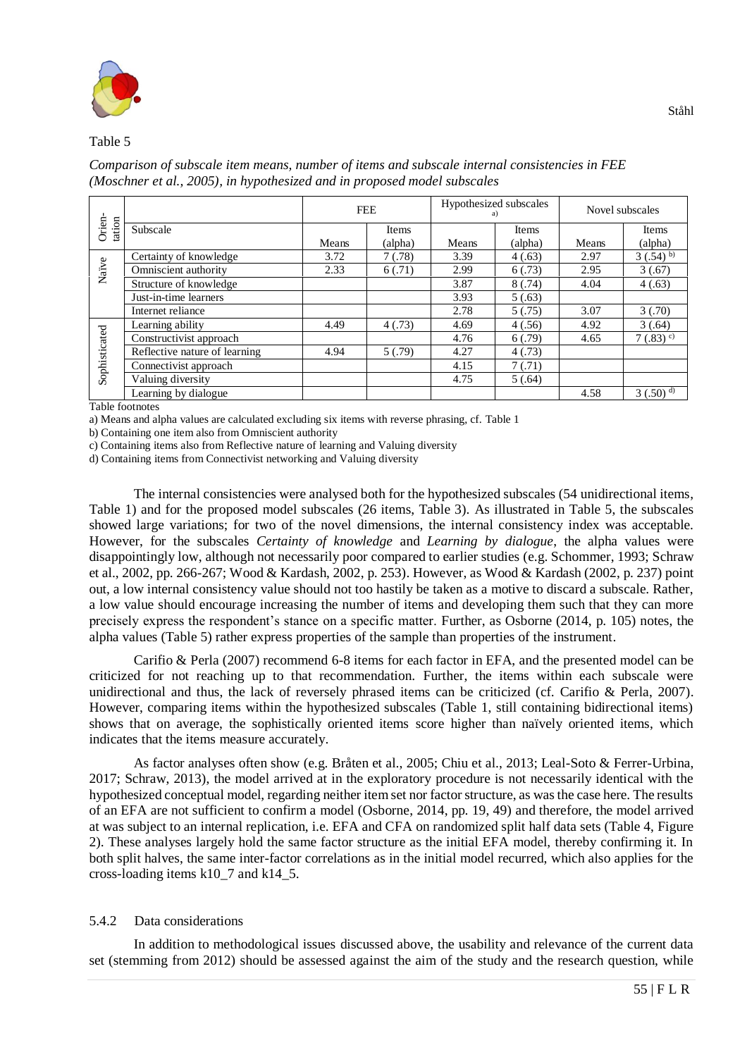Table 5

*Comparison of subscale item means, number of items and subscale internal consistencies in FEE (Moschner et al., 2005), in hypothesized and in proposed model subscales*

| Orien-tation | Subscale | FEE | | Hypothesized subscales [a] | | Novel subscales | |
|---|---|---|---|---|---|---|---|
| | | Means | Items (alpha) | Means | Items (alpha) | Means | Items (alpha) |
| Naïve | Certainty of knowledge | 3.72 | 7 (.78) | 3.39 | 4 (.63) | 2.97 | 3 (.54) [b] |
| | Omniscient authority | 2.33 | 6 (.71) | 2.99 | 6 (.73) | 2.95 | 3 (.67) |
| | Structure of knowledge | | | 3.87 | 8 (.74) | 4.04 | 4 (.63) |
| | Just-in-time learners | | | 3.93 | 5 (.63) | | |
| | Internet reliance | | | 2.78 | 5 (.75) | 3.07 | 3 (.70) |
| Sophisticated | Learning ability | 4.49 | 4 (.73) | 4.69 | 4 (.56) | 4.92 | 3 (.64) |
| | Constructivist approach | | | 4.76 | 6 (.79) | 4.65 | 7 (.83) [c] |
| | Reflective nature of learning | 4.94 | 5 (.79) | 4.27 | 4 (.73) | | |
| | Connectivist approach | | | 4.15 | 7 (.71) | | |
| | Valuing diversity | | | 4.75 | 5 (.64) | | |
| | Learning by dialogue | | | | | 4.58 | 3 (.50) [d] |

Table footnotes

a) Means and alpha values are calculated excluding six items with reverse phrasing, cf. Table 1

b) Containing one item also from Omniscient authority

c) Containing items also from Reflective nature of learning and Valuing diversity

d) Containing items from Connectivist networking and Valuing diversity

The internal consistencies were analysed both for the hypothesized subscales (54 unidirectional items, Table 1) and for the proposed model subscales (26 items, Table 3). As illustrated in Table 5, the subscales showed large variations; for two of the novel dimensions, the internal consistency index was acceptable. However, for the subscales *Certainty of knowledge* and *Learning by dialogue*, the alpha values were disappointingly low, although not necessarily poor compared to earlier studies (e.g. Schommer, 1993; Schraw et al., 2002, pp. 266-267; Wood & Kardash, 2002, p. 253). However, as Wood & Kardash (2002, p. 237) point out, a low internal consistency value should not too hastily be taken as a motive to discard a subscale. Rather, a low value should encourage increasing the number of items and developing them such that they can more precisely express the respondent's stance on a specific matter. Further, as Osborne (2014, p. 105) notes, the alpha values (Table 5) rather express properties of the sample than properties of the instrument.

Carifio & Perla (2007) recommend 6-8 items for each factor in EFA, and the presented model can be criticized for not reaching up to that recommendation. Further, the items within each subscale were unidirectional and thus, the lack of reversely phrased items can be criticized (cf. Carifio & Perla, 2007). However, comparing items within the hypothesized subscales (Table 1, still containing bidirectional items) shows that on average, the sophistically oriented items score higher than naïvely oriented items, which indicates that the items measure accurately.

As factor analyses often show (e.g. Bråten et al., 2005; Chiu et al., 2013; Leal-Soto & Ferrer-Urbina, 2017; Schraw, 2013), the model arrived at in the exploratory procedure is not necessarily identical with the hypothesized conceptual model, regarding neither item set nor factor structure, as was the case here. The results of an EFA are not sufficient to confirm a model (Osborne, 2014, pp. 19, 49) and therefore, the model arrived at was subject to an internal replication, i.e. EFA and CFA on randomized split half data sets (Table 4, Figure 2). These analyses largely hold the same factor structure as the initial EFA model, thereby confirming it. In both split halves, the same inter-factor correlations as in the initial model recurred, which also applies for the cross-loading items k10_7 and k14_5.

### 5.4.2 Data considerations

In addition to methodological issues discussed above, the usability and relevance of the current data set (stemming from 2012) should be assessed against the aim of the study and the research question, while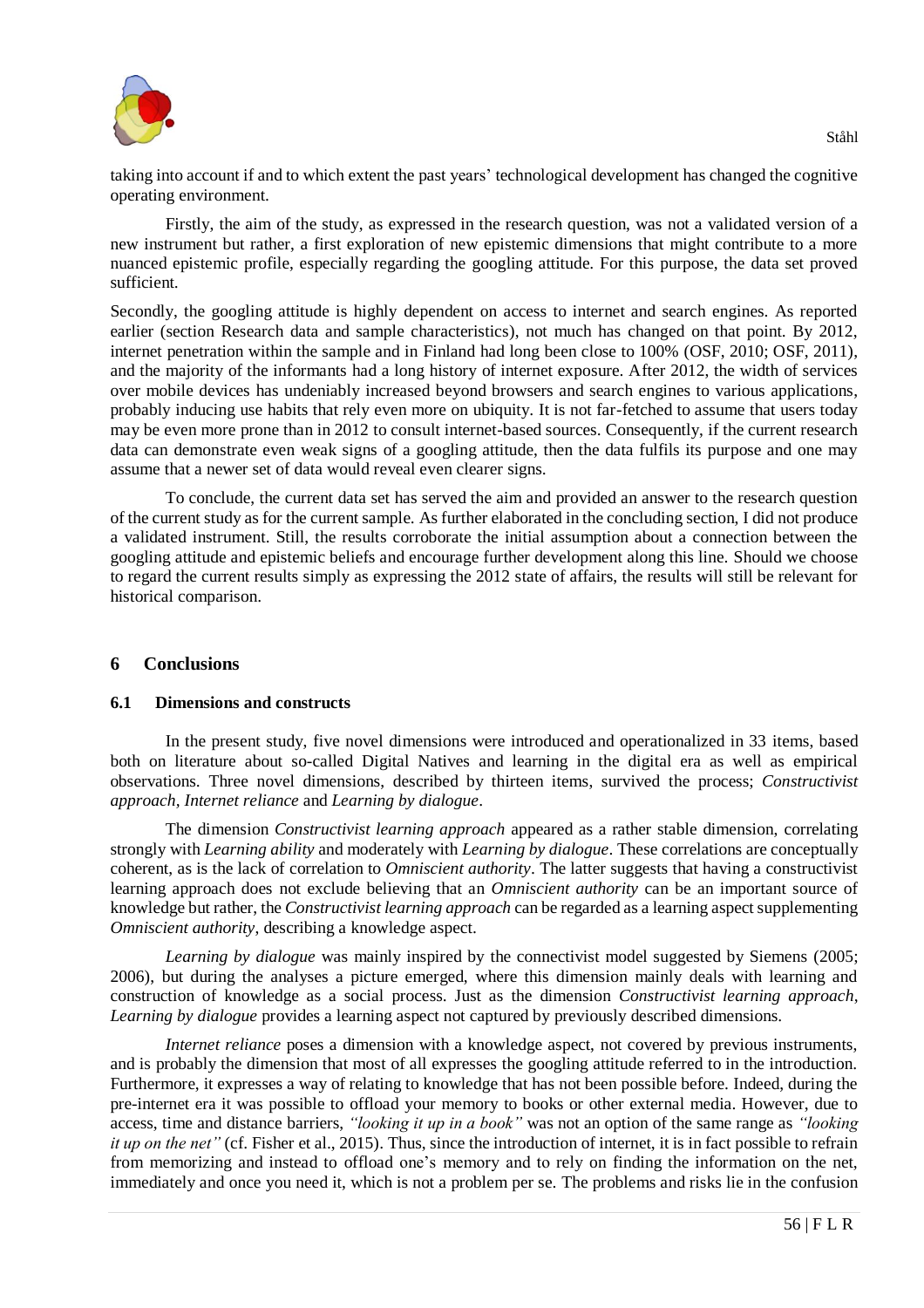taking into account if and to which extent the past years' technological development has changed the cognitive operating environment.

Firstly, the aim of the study, as expressed in the research question, was not a validated version of a new instrument but rather, a first exploration of new epistemic dimensions that might contribute to a more nuanced epistemic profile, especially regarding the googling attitude. For this purpose, the data set proved sufficient.

Secondly, the googling attitude is highly dependent on access to internet and search engines. As reported earlier (section Research data and sample characteristics), not much has changed on that point. By 2012, internet penetration within the sample and in Finland had long been close to 100% (OSF, 2010; OSF, 2011), and the majority of the informants had a long history of internet exposure. After 2012, the width of services over mobile devices has undeniably increased beyond browsers and search engines to various applications, probably inducing use habits that rely even more on ubiquity. It is not far-fetched to assume that users today may be even more prone than in 2012 to consult internet-based sources. Consequently, if the current research data can demonstrate even weak signs of a googling attitude, then the data fulfils its purpose and one may assume that a newer set of data would reveal even clearer signs.

To conclude, the current data set has served the aim and provided an answer to the research question of the current study as for the current sample. As further elaborated in the concluding section, I did not produce a validated instrument. Still, the results corroborate the initial assumption about a connection between the googling attitude and epistemic beliefs and encourage further development along this line. Should we choose to regard the current results simply as expressing the 2012 state of affairs, the results will still be relevant for historical comparison.

## 6 Conclusions

### 6.1 Dimensions and constructs

In the present study, five novel dimensions were introduced and operationalized in 33 items, based both on literature about so-called Digital Natives and learning in the digital era as well as empirical observations. Three novel dimensions, described by thirteen items, survived the process; *Constructivist approach*, *Internet reliance* and *Learning by dialogue*.

The dimension *Constructivist learning approach* appeared as a rather stable dimension, correlating strongly with *Learning ability* and moderately with *Learning by dialogue*. These correlations are conceptually coherent, as is the lack of correlation to *Omniscient authority*. The latter suggests that having a constructivist learning approach does not exclude believing that an *Omniscient authority* can be an important source of knowledge but rather, the *Constructivist learning approach* can be regarded as a learning aspect supplementing *Omniscient authority*, describing a knowledge aspect.

*Learning by dialogue* was mainly inspired by the connectivist model suggested by Siemens (2005; 2006), but during the analyses a picture emerged, where this dimension mainly deals with learning and construction of knowledge as a social process. Just as the dimension *Constructivist learning approach*, *Learning by dialogue* provides a learning aspect not captured by previously described dimensions.

*Internet reliance* poses a dimension with a knowledge aspect, not covered by previous instruments, and is probably the dimension that most of all expresses the googling attitude referred to in the introduction. Furthermore, it expresses a way of relating to knowledge that has not been possible before. Indeed, during the pre-internet era it was possible to offload your memory to books or other external media. However, due to access, time and distance barriers, *"looking it up in a book"* was not an option of the same range as *"looking it up on the net"* (cf. Fisher et al., 2015). Thus, since the introduction of internet, it is in fact possible to refrain from memorizing and instead to offload one's memory and to rely on finding the information on the net, immediately and once you need it, which is not a problem per se. The problems and risks lie in the confusion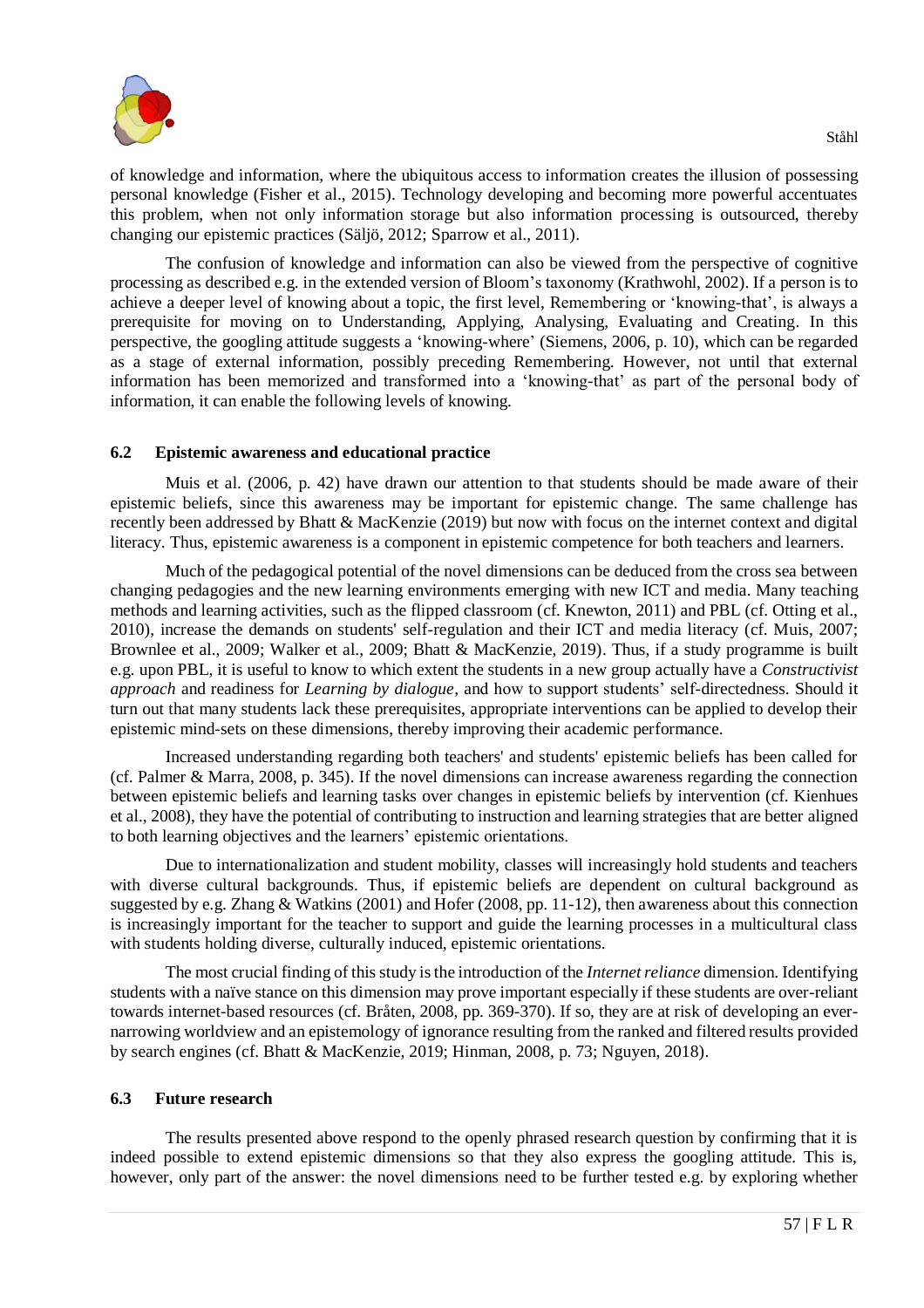of knowledge and information, where the ubiquitous access to information creates the illusion of possessing personal knowledge (Fisher et al., 2015). Technology developing and becoming more powerful accentuates this problem, when not only information storage but also information processing is outsourced, thereby changing our epistemic practices (Säljö, 2012; Sparrow et al., 2011).

The confusion of knowledge and information can also be viewed from the perspective of cognitive processing as described e.g. in the extended version of Bloom's taxonomy (Krathwohl, 2002). If a person is to achieve a deeper level of knowing about a topic, the first level, Remembering or 'knowing-that', is always a prerequisite for moving on to Understanding, Applying, Analysing, Evaluating and Creating. In this perspective, the googling attitude suggests a 'knowing-where' (Siemens, 2006, p. 10), which can be regarded as a stage of external information, possibly preceding Remembering. However, not until that external information has been memorized and transformed into a 'knowing-that' as part of the personal body of information, it can enable the following levels of knowing.

### 6.2 Epistemic awareness and educational practice

Muis et al. (2006, p. 42) have drawn our attention to that students should be made aware of their epistemic beliefs, since this awareness may be important for epistemic change. The same challenge has recently been addressed by Bhatt & MacKenzie (2019) but now with focus on the internet context and digital literacy. Thus, epistemic awareness is a component in epistemic competence for both teachers and learners.

Much of the pedagogical potential of the novel dimensions can be deduced from the cross sea between changing pedagogies and the new learning environments emerging with new ICT and media. Many teaching methods and learning activities, such as the flipped classroom (cf. Knewton, 2011) and PBL (cf. Otting et al., 2010), increase the demands on students' self-regulation and their ICT and media literacy (cf. Muis, 2007; Brownlee et al., 2009; Walker et al., 2009; Bhatt & MacKenzie, 2019). Thus, if a study programme is built e.g. upon PBL, it is useful to know to which extent the students in a new group actually have a *Constructivist approach* and readiness for *Learning by dialogue*, and how to support students' self-directedness. Should it turn out that many students lack these prerequisites, appropriate interventions can be applied to develop their epistemic mind-sets on these dimensions, thereby improving their academic performance.

Increased understanding regarding both teachers' and students' epistemic beliefs has been called for (cf. Palmer & Marra, 2008, p. 345). If the novel dimensions can increase awareness regarding the connection between epistemic beliefs and learning tasks over changes in epistemic beliefs by intervention (cf. Kienhues et al., 2008), they have the potential of contributing to instruction and learning strategies that are better aligned to both learning objectives and the learners' epistemic orientations.

Due to internationalization and student mobility, classes will increasingly hold students and teachers with diverse cultural backgrounds. Thus, if epistemic beliefs are dependent on cultural background as suggested by e.g. Zhang & Watkins (2001) and Hofer (2008, pp. 11-12), then awareness about this connection is increasingly important for the teacher to support and guide the learning processes in a multicultural class with students holding diverse, culturally induced, epistemic orientations.

The most crucial finding of this study is the introduction of the *Internet reliance* dimension. Identifying students with a naïve stance on this dimension may prove important especially if these students are over-reliant towards internet-based resources (cf. Bråten, 2008, pp. 369-370). If so, they are at risk of developing an ever-narrowing worldview and an epistemology of ignorance resulting from the ranked and filtered results provided by search engines (cf. Bhatt & MacKenzie, 2019; Hinman, 2008, p. 73; Nguyen, 2018).

### 6.3 Future research

The results presented above respond to the openly phrased research question by confirming that it is indeed possible to extend epistemic dimensions so that they also express the googling attitude. This is, however, only part of the answer: the novel dimensions need to be further tested e.g. by exploring whether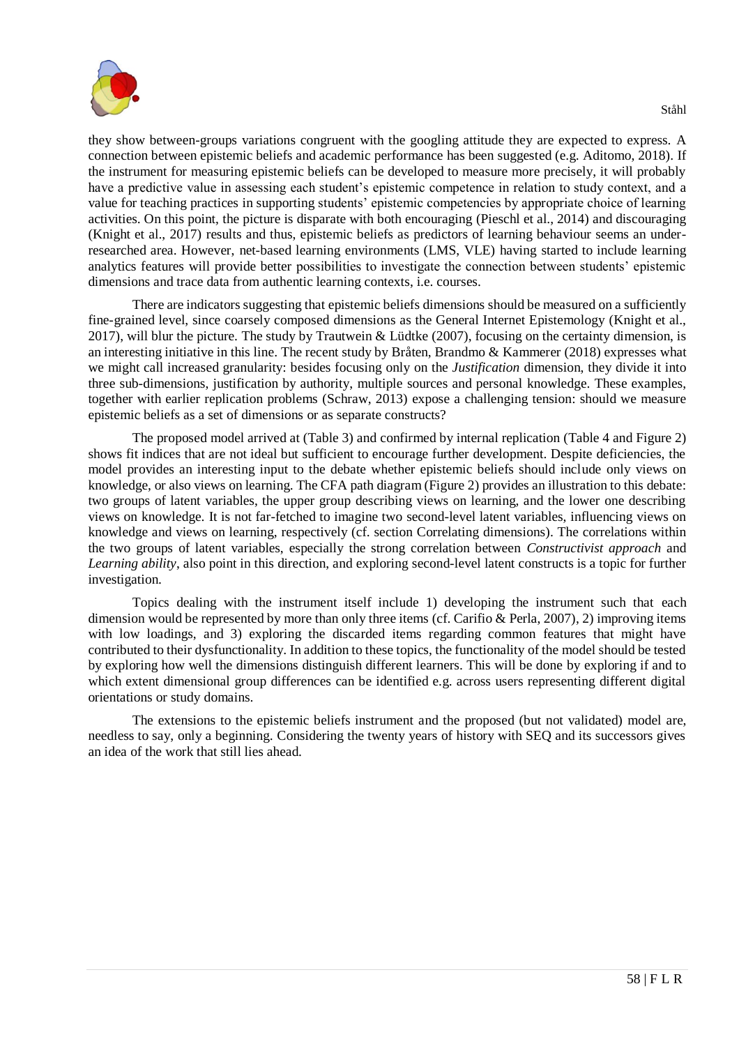they show between-groups variations congruent with the googling attitude they are expected to express. A connection between epistemic beliefs and academic performance has been suggested (e.g. Aditomo, 2018). If the instrument for measuring epistemic beliefs can be developed to measure more precisely, it will probably have a predictive value in assessing each student's epistemic competence in relation to study context, and a value for teaching practices in supporting students' epistemic competencies by appropriate choice of learning activities. On this point, the picture is disparate with both encouraging (Pieschl et al., 2014) and discouraging (Knight et al., 2017) results and thus, epistemic beliefs as predictors of learning behaviour seems an under-researched area. However, net-based learning environments (LMS, VLE) having started to include learning analytics features will provide better possibilities to investigate the connection between students' epistemic dimensions and trace data from authentic learning contexts, i.e. courses.

There are indicators suggesting that epistemic beliefs dimensions should be measured on a sufficiently fine-grained level, since coarsely composed dimensions as the General Internet Epistemology (Knight et al., 2017), will blur the picture. The study by Trautwein & Lüdtke (2007), focusing on the certainty dimension, is an interesting initiative in this line. The recent study by Bråten, Brandmo & Kammerer (2018) expresses what we might call increased granularity: besides focusing only on the *Justification* dimension, they divide it into three sub-dimensions, justification by authority, multiple sources and personal knowledge. These examples, together with earlier replication problems (Schraw, 2013) expose a challenging tension: should we measure epistemic beliefs as a set of dimensions or as separate constructs?

The proposed model arrived at (Table 3) and confirmed by internal replication (Table 4 and Figure 2) shows fit indices that are not ideal but sufficient to encourage further development. Despite deficiencies, the model provides an interesting input to the debate whether epistemic beliefs should include only views on knowledge, or also views on learning. The CFA path diagram (Figure 2) provides an illustration to this debate: two groups of latent variables, the upper group describing views on learning, and the lower one describing views on knowledge. It is not far-fetched to imagine two second-level latent variables, influencing views on knowledge and views on learning, respectively (cf. section Correlating dimensions). The correlations within the two groups of latent variables, especially the strong correlation between *Constructivist approach* and *Learning ability*, also point in this direction, and exploring second-level latent constructs is a topic for further investigation.

Topics dealing with the instrument itself include 1) developing the instrument such that each dimension would be represented by more than only three items (cf. Carifio & Perla, 2007), 2) improving items with low loadings, and 3) exploring the discarded items regarding common features that might have contributed to their dysfunctionality. In addition to these topics, the functionality of the model should be tested by exploring how well the dimensions distinguish different learners. This will be done by exploring if and to which extent dimensional group differences can be identified e.g. across users representing different digital orientations or study domains.

The extensions to the epistemic beliefs instrument and the proposed (but not validated) model are, needless to say, only a beginning. Considering the twenty years of history with SEQ and its successors gives an idea of the work that still lies ahead.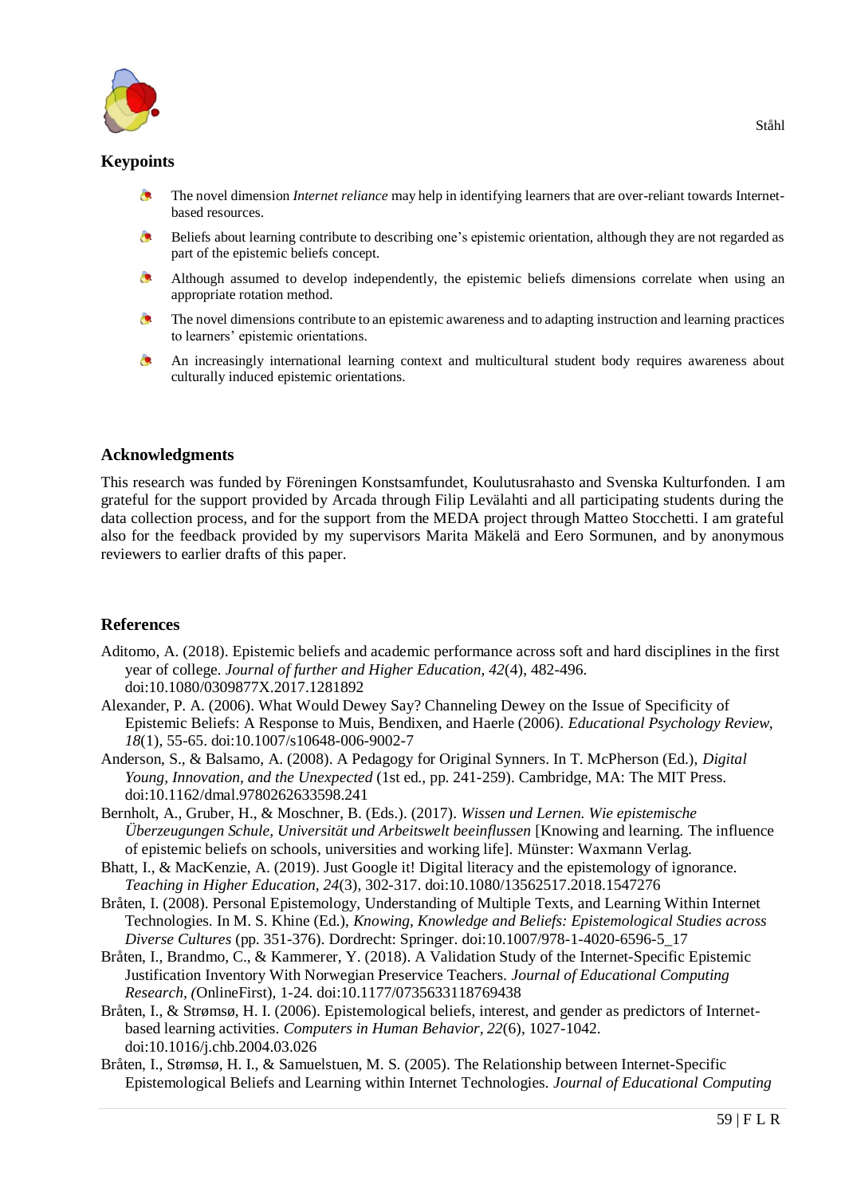## Keypoints

- The novel dimension *Internet reliance* may help in identifying learners that are over-reliant towards Internet-based resources.
- Beliefs about learning contribute to describing one's epistemic orientation, although they are not regarded as part of the epistemic beliefs concept.
- Although assumed to develop independently, the epistemic beliefs dimensions correlate when using an appropriate rotation method.
- The novel dimensions contribute to an epistemic awareness and to adapting instruction and learning practices to learners' epistemic orientations.
- An increasingly international learning context and multicultural student body requires awareness about culturally induced epistemic orientations.

## Acknowledgments

This research was funded by Föreningen Konstsamfundet, Koulutusrahasto and Svenska Kulturfonden. I am grateful for the support provided by Arcada through Filip Levälahti and all participating students during the data collection process, and for the support from the MEDA project through Matteo Stocchetti. I am grateful also for the feedback provided by my supervisors Marita Mäkelä and Eero Sormunen, and by anonymous reviewers to earlier drafts of this paper.

## References

Aditomo, A. (2018). Epistemic beliefs and academic performance across soft and hard disciplines in the first year of college. *Journal of further and Higher Education, 42*(4), 482-496. doi:10.1080/0309877X.2017.1281892

Alexander, P. A. (2006). What Would Dewey Say? Channeling Dewey on the Issue of Specificity of Epistemic Beliefs: A Response to Muis, Bendixen, and Haerle (2006). *Educational Psychology Review, 18*(1), 55-65. doi:10.1007/s10648-006-9002-7

Anderson, S., & Balsamo, A. (2008). A Pedagogy for Original Synners. In T. McPherson (Ed.), *Digital Young, Innovation, and the Unexpected* (1st ed., pp. 241-259). Cambridge, MA: The MIT Press. doi:10.1162/dmal.9780262633598.241

Bernholt, A., Gruber, H., & Moschner, B. (Eds.). (2017). *Wissen und Lernen. Wie epistemische Überzeugungen Schule, Universität und Arbeitswelt beeinflussen* [Knowing and learning. The influence of epistemic beliefs on schools, universities and working life]. Münster: Waxmann Verlag.

Bhatt, I., & MacKenzie, A. (2019). Just Google it! Digital literacy and the epistemology of ignorance. *Teaching in Higher Education, 24*(3), 302-317. doi:10.1080/13562517.2018.1547276

Bråten, I. (2008). Personal Epistemology, Understanding of Multiple Texts, and Learning Within Internet Technologies. In M. S. Khine (Ed.), *Knowing, Knowledge and Beliefs: Epistemological Studies across Diverse Cultures* (pp. 351-376). Dordrecht: Springer. doi:10.1007/978-1-4020-6596-5_17

Bråten, I., Brandmo, C., & Kammerer, Y. (2018). A Validation Study of the Internet-Specific Epistemic Justification Inventory With Norwegian Preservice Teachers. *Journal of Educational Computing Research, (*OnlineFirst), 1-24. doi:10.1177/0735633118769438

Bråten, I., & Strømsø, H. I. (2006). Epistemological beliefs, interest, and gender as predictors of Internet-based learning activities. *Computers in Human Behavior, 22*(6), 1027-1042. doi:10.1016/j.chb.2004.03.026

Bråten, I., Strømsø, H. I., & Samuelstuen, M. S. (2005). The Relationship between Internet-Specific Epistemological Beliefs and Learning within Internet Technologies. *Journal of Educational Computing*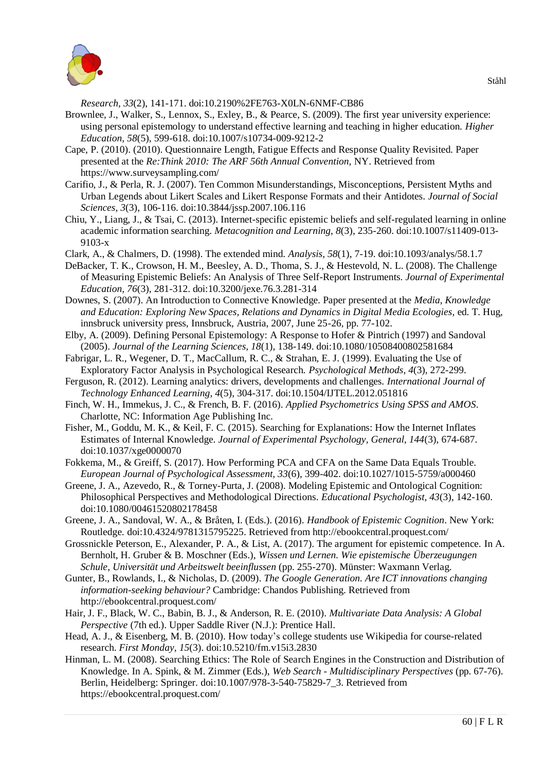*Research, 33*(2), 141-171. doi:10.2190%2FE763-X0LN-6NMF-CB86

Brownlee, J., Walker, S., Lennox, S., Exley, B., & Pearce, S. (2009). The first year university experience: using personal epistemology to understand effective learning and teaching in higher education. *Higher Education, 58*(5), 599-618. doi:10.1007/s10734-009-9212-2

Cape, P. (2010). (2010). Questionnaire Length, Fatigue Effects and Response Quality Revisited. Paper presented at the *Re:Think 2010: The ARF 56th Annual Convention,* NY. Retrieved from https://www.surveysampling.com/

Carifio, J., & Perla, R. J. (2007). Ten Common Misunderstandings, Misconceptions, Persistent Myths and Urban Legends about Likert Scales and Likert Response Formats and their Antidotes. *Journal of Social Sciences, 3*(3), 106-116. doi:10.3844/jssp.2007.106.116

Chiu, Y., Liang, J., & Tsai, C. (2013). Internet-specific epistemic beliefs and self-regulated learning in online academic information searching. *Metacognition and Learning, 8*(3), 235-260. doi:10.1007/s11409-013-9103-x

Clark, A., & Chalmers, D. (1998). The extended mind. *Analysis, 58*(1), 7-19. doi:10.1093/analys/58.1.7

DeBacker, T. K., Crowson, H. M., Beesley, A. D., Thoma, S. J., & Hestevold, N. L. (2008). The Challenge of Measuring Epistemic Beliefs: An Analysis of Three Self-Report Instruments. *Journal of Experimental Education, 76*(3), 281-312. doi:10.3200/jexe.76.3.281-314

Downes, S. (2007). An Introduction to Connective Knowledge. Paper presented at the *Media, Knowledge and Education: Exploring New Spaces, Relations and Dynamics in Digital Media Ecologies,* ed. T. Hug, innsbruck university press, Innsbruck, Austria, 2007, June 25-26, pp. 77-102.

Elby, A. (2009). Defining Personal Epistemology: A Response to Hofer & Pintrich (1997) and Sandoval (2005). *Journal of the Learning Sciences, 18*(1), 138-149. doi:10.1080/10508400802581684

Fabrigar, L. R., Wegener, D. T., MacCallum, R. C., & Strahan, E. J. (1999). Evaluating the Use of Exploratory Factor Analysis in Psychological Research. *Psychological Methods, 4*(3), 272-299.

Ferguson, R. (2012). Learning analytics: drivers, developments and challenges. *International Journal of Technology Enhanced Learning, 4*(5), 304-317. doi:10.1504/IJTEL.2012.051816

Finch, W. H., Immekus, J. C., & French, B. F. (2016). *Applied Psychometrics Using SPSS and AMOS*. Charlotte, NC: Information Age Publishing Inc.

Fisher, M., Goddu, M. K., & Keil, F. C. (2015). Searching for Explanations: How the Internet Inflates Estimates of Internal Knowledge. *Journal of Experimental Psychology, General, 144*(3), 674-687. doi:10.1037/xge0000070

Fokkema, M., & Greiff, S. (2017). How Performing PCA and CFA on the Same Data Equals Trouble. *European Journal of Psychological Assessment, 33*(6), 399-402. doi:10.1027/1015-5759/a000460

Greene, J. A., Azevedo, R., & Torney-Purta, J. (2008). Modeling Epistemic and Ontological Cognition: Philosophical Perspectives and Methodological Directions. *Educational Psychologist, 43*(3), 142-160. doi:10.1080/00461520802178458

Greene, J. A., Sandoval, W. A., & Bråten, I. (Eds.). (2016). *Handbook of Epistemic Cognition*. New York: Routledge. doi:10.4324/9781315795225. Retrieved from http://ebookcentral.proquest.com/

Grossnickle Peterson, E., Alexander, P. A., & List, A. (2017). The argument for epistemic competence. In A. Bernholt, H. Gruber & B. Moschner (Eds.), *Wissen und Lernen. Wie epistemische Überzeugungen Schule, Universität und Arbeitswelt beeinflussen* (pp. 255-270). Münster: Waxmann Verlag.

Gunter, B., Rowlands, I., & Nicholas, D. (2009). *The Google Generation. Are ICT innovations changing information-seeking behaviour?* Cambridge: Chandos Publishing. Retrieved from http://ebookcentral.proquest.com/

Hair, J. F., Black, W. C., Babin, B. J., & Anderson, R. E. (2010). *Multivariate Data Analysis: A Global Perspective* (7th ed.). Upper Saddle River (N.J.): Prentice Hall.

Head, A. J., & Eisenberg, M. B. (2010). How today's college students use Wikipedia for course-related research. *First Monday, 15*(3). doi:10.5210/fm.v15i3.2830

Hinman, L. M. (2008). Searching Ethics: The Role of Search Engines in the Construction and Distribution of Knowledge. In A. Spink, & M. Zimmer (Eds.), *Web Search - Multidisciplinary Perspectives* (pp. 67-76). Berlin, Heidelberg: Springer. doi:10.1007/978-3-540-75829-7_3. Retrieved from https://ebookcentral.proquest.com/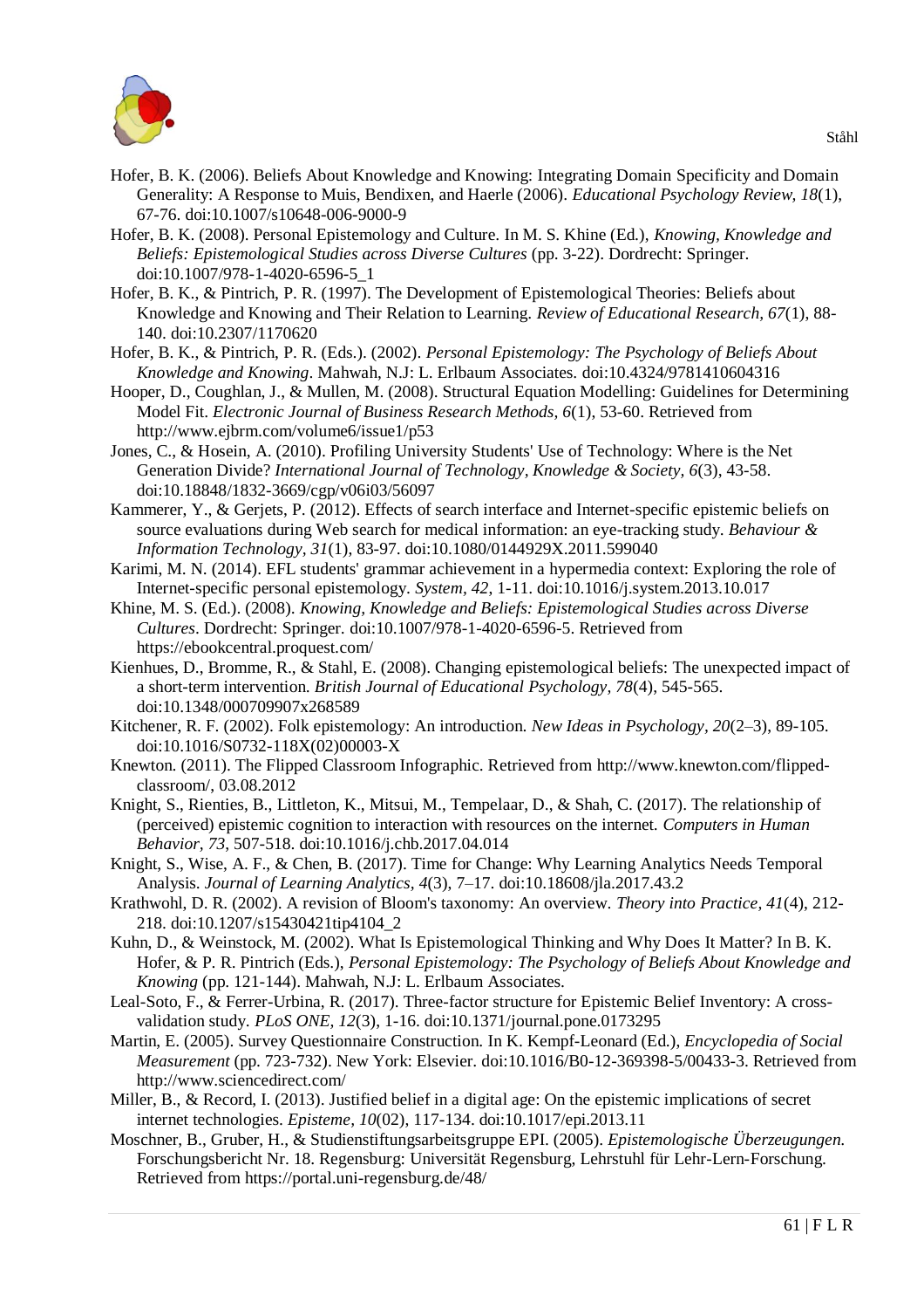Hofer, B. K. (2006). Beliefs About Knowledge and Knowing: Integrating Domain Specificity and Domain Generality: A Response to Muis, Bendixen, and Haerle (2006). *Educational Psychology Review, 18*(1), 67-76. doi:10.1007/s10648-006-9000-9

Hofer, B. K. (2008). Personal Epistemology and Culture. In M. S. Khine (Ed.), *Knowing, Knowledge and Beliefs: Epistemological Studies across Diverse Cultures* (pp. 3-22). Dordrecht: Springer. doi:10.1007/978-1-4020-6596-5_1

Hofer, B. K., & Pintrich, P. R. (1997). The Development of Epistemological Theories: Beliefs about Knowledge and Knowing and Their Relation to Learning. *Review of Educational Research, 67*(1), 88-140. doi:10.2307/1170620

Hofer, B. K., & Pintrich, P. R. (Eds.). (2002). *Personal Epistemology: The Psychology of Beliefs About Knowledge and Knowing*. Mahwah, N.J: L. Erlbaum Associates. doi:10.4324/9781410604316

Hooper, D., Coughlan, J., & Mullen, M. (2008). Structural Equation Modelling: Guidelines for Determining Model Fit. *Electronic Journal of Business Research Methods, 6*(1), 53-60. Retrieved from http://www.ejbrm.com/volume6/issue1/p53

Jones, C., & Hosein, A. (2010). Profiling University Students' Use of Technology: Where is the Net Generation Divide? *International Journal of Technology, Knowledge & Society, 6*(3), 43-58. doi:10.18848/1832-3669/cgp/v06i03/56097

Kammerer, Y., & Gerjets, P. (2012). Effects of search interface and Internet-specific epistemic beliefs on source evaluations during Web search for medical information: an eye-tracking study. *Behaviour & Information Technology, 31*(1), 83-97. doi:10.1080/0144929X.2011.599040

Karimi, M. N. (2014). EFL students' grammar achievement in a hypermedia context: Exploring the role of Internet-specific personal epistemology. *System, 42*, 1-11. doi:10.1016/j.system.2013.10.017

Khine, M. S. (Ed.). (2008). *Knowing, Knowledge and Beliefs: Epistemological Studies across Diverse Cultures*. Dordrecht: Springer. doi:10.1007/978-1-4020-6596-5. Retrieved from https://ebookcentral.proquest.com/

Kienhues, D., Bromme, R., & Stahl, E. (2008). Changing epistemological beliefs: The unexpected impact of a short-term intervention. *British Journal of Educational Psychology, 78*(4), 545-565. doi:10.1348/000709907x268589

Kitchener, R. F. (2002). Folk epistemology: An introduction. *New Ideas in Psychology, 20*(2–3), 89-105. doi:10.1016/S0732-118X(02)00003-X

Knewton. (2011). The Flipped Classroom Infographic. Retrieved from http://www.knewton.com/flipped-classroom/, 03.08.2012

Knight, S., Rienties, B., Littleton, K., Mitsui, M., Tempelaar, D., & Shah, C. (2017). The relationship of (perceived) epistemic cognition to interaction with resources on the internet. *Computers in Human Behavior, 73*, 507-518. doi:10.1016/j.chb.2017.04.014

Knight, S., Wise, A. F., & Chen, B. (2017). Time for Change: Why Learning Analytics Needs Temporal Analysis. *Journal of Learning Analytics, 4*(3), 7–17. doi:10.18608/jla.2017.43.2

Krathwohl, D. R. (2002). A revision of Bloom's taxonomy: An overview. *Theory into Practice, 41*(4), 212-218. doi:10.1207/s15430421tip4104_2

Kuhn, D., & Weinstock, M. (2002). What Is Epistemological Thinking and Why Does It Matter? In B. K. Hofer, & P. R. Pintrich (Eds.), *Personal Epistemology: The Psychology of Beliefs About Knowledge and Knowing* (pp. 121-144). Mahwah, N.J: L. Erlbaum Associates.

Leal-Soto, F., & Ferrer-Urbina, R. (2017). Three-factor structure for Epistemic Belief Inventory: A cross-validation study. *PLoS ONE, 12*(3), 1-16. doi:10.1371/journal.pone.0173295

Martin, E. (2005). Survey Questionnaire Construction. In K. Kempf-Leonard (Ed.), *Encyclopedia of Social Measurement* (pp. 723-732). New York: Elsevier. doi:10.1016/B0-12-369398-5/00433-3. Retrieved from http://www.sciencedirect.com/

Miller, B., & Record, I. (2013). Justified belief in a digital age: On the epistemic implications of secret internet technologies. *Episteme, 10*(02), 117-134. doi:10.1017/epi.2013.11

Moschner, B., Gruber, H., & Studienstiftungsarbeitsgruppe EPI. (2005). *Epistemologische Überzeugungen*. Forschungsbericht Nr. 18. Regensburg: Universität Regensburg, Lehrstuhl für Lehr-Lern-Forschung. Retrieved from https://portal.uni-regensburg.de/48/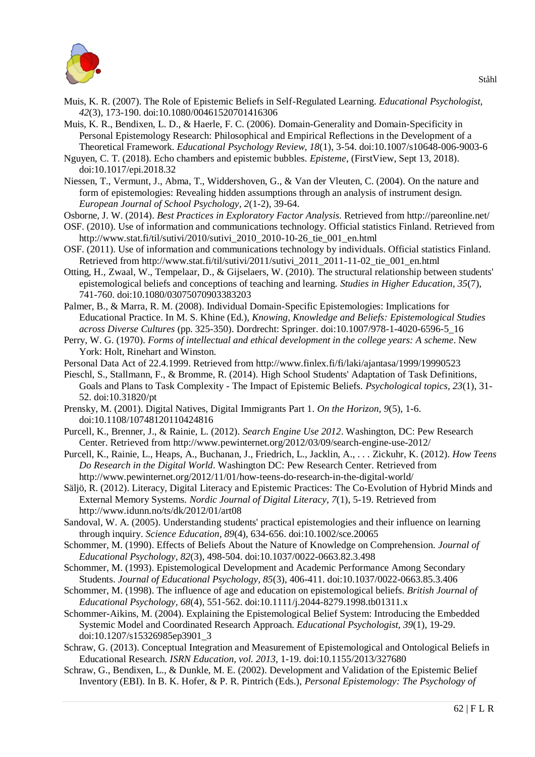Muis, K. R. (2007). The Role of Epistemic Beliefs in Self-Regulated Learning. *Educational Psychologist, 42*(3), 173-190. doi:10.1080/00461520701416306

Muis, K. R., Bendixen, L. D., & Haerle, F. C. (2006). Domain-Generality and Domain-Specificity in Personal Epistemology Research: Philosophical and Empirical Reflections in the Development of a Theoretical Framework. *Educational Psychology Review, 18*(1), 3-54. doi:10.1007/s10648-006-9003-6

Nguyen, C. T. (2018). Echo chambers and epistemic bubbles. *Episteme*, (FirstView, Sept 13, 2018). doi:10.1017/epi.2018.32

Niessen, T., Vermunt, J., Abma, T., Widdershoven, G., & Van der Vleuten, C. (2004). On the nature and form of epistemologies: Revealing hidden assumptions through an analysis of instrument design. *European Journal of School Psychology, 2*(1-2), 39-64.

Osborne, J. W. (2014). *Best Practices in Exploratory Factor Analysis.* Retrieved from http://pareonline.net/

OSF. (2010). Use of information and communications technology. Official statistics Finland. Retrieved from http://www.stat.fi/til/sutivi/2010/sutivi_2010_2010-10-26_tie_001_en.html

OSF. (2011). Use of information and communications technology by individuals. Official statistics Finland. Retrieved from http://www.stat.fi/til/sutivi/2011/sutivi_2011_2011-11-02_tie_001_en.html

Otting, H., Zwaal, W., Tempelaar, D., & Gijselaers, W. (2010). The structural relationship between students' epistemological beliefs and conceptions of teaching and learning. *Studies in Higher Education, 35*(7), 741-760. doi:10.1080/03075070903383203

Palmer, B., & Marra, R. M. (2008). Individual Domain-Specific Epistemologies: Implications for Educational Practice. In M. S. Khine (Ed.), *Knowing, Knowledge and Beliefs: Epistemological Studies across Diverse Cultures* (pp. 325-350). Dordrecht: Springer. doi:10.1007/978-1-4020-6596-5_16

Perry, W. G. (1970). *Forms of intellectual and ethical development in the college years: A scheme*. New York: Holt, Rinehart and Winston.

Personal Data Act of 22.4.1999. Retrieved from http://www.finlex.fi/fi/laki/ajantasa/1999/19990523

Pieschl, S., Stallmann, F., & Bromme, R. (2014). High School Students' Adaptation of Task Definitions, Goals and Plans to Task Complexity - The Impact of Epistemic Beliefs. *Psychological topics, 23*(1), 31-52. doi:10.31820/pt

Prensky, M. (2001). Digital Natives, Digital Immigrants Part 1. *On the Horizon, 9*(5), 1-6. doi:10.1108/10748120110424816

Purcell, K., Brenner, J., & Rainie, L. (2012). *Search Engine Use 2012*. Washington, DC: Pew Research Center. Retrieved from http://www.pewinternet.org/2012/03/09/search-engine-use-2012/

Purcell, K., Rainie, L., Heaps, A., Buchanan, J., Friedrich, L., Jacklin, A., . . . Zickuhr, K. (2012). *How Teens Do Research in the Digital World*. Washington DC: Pew Research Center. Retrieved from http://www.pewinternet.org/2012/11/01/how-teens-do-research-in-the-digital-world/

Säljö, R. (2012). Literacy, Digital Literacy and Epistemic Practices: The Co-Evolution of Hybrid Minds and External Memory Systems. *Nordic Journal of Digital Literacy, 7*(1), 5-19. Retrieved from http://www.idunn.no/ts/dk/2012/01/art08

Sandoval, W. A. (2005). Understanding students' practical epistemologies and their influence on learning through inquiry. *Science Education, 89*(4), 634-656. doi:10.1002/sce.20065

Schommer, M. (1990). Effects of Beliefs About the Nature of Knowledge on Comprehension. *Journal of Educational Psychology, 82*(3), 498-504. doi:10.1037/0022-0663.82.3.498

Schommer, M. (1993). Epistemological Development and Academic Performance Among Secondary Students. *Journal of Educational Psychology, 85*(3), 406-411. doi:10.1037/0022-0663.85.3.406

Schommer, M. (1998). The influence of age and education on epistemological beliefs. *British Journal of Educational Psychology, 68*(4), 551-562. doi:10.1111/j.2044-8279.1998.tb01311.x

Schommer-Aikins, M. (2004). Explaining the Epistemological Belief System: Introducing the Embedded Systemic Model and Coordinated Research Approach. *Educational Psychologist, 39*(1), 19-29. doi:10.1207/s15326985ep3901_3

Schraw, G. (2013). Conceptual Integration and Measurement of Epistemological and Ontological Beliefs in Educational Research. *ISRN Education, vol. 2013*, 1-19. doi:10.1155/2013/327680

Schraw, G., Bendixen, L., & Dunkle, M. E. (2002). Development and Validation of the Epistemic Belief Inventory (EBI). In B. K. Hofer, & P. R. Pintrich (Eds.), *Personal Epistemology: The Psychology of*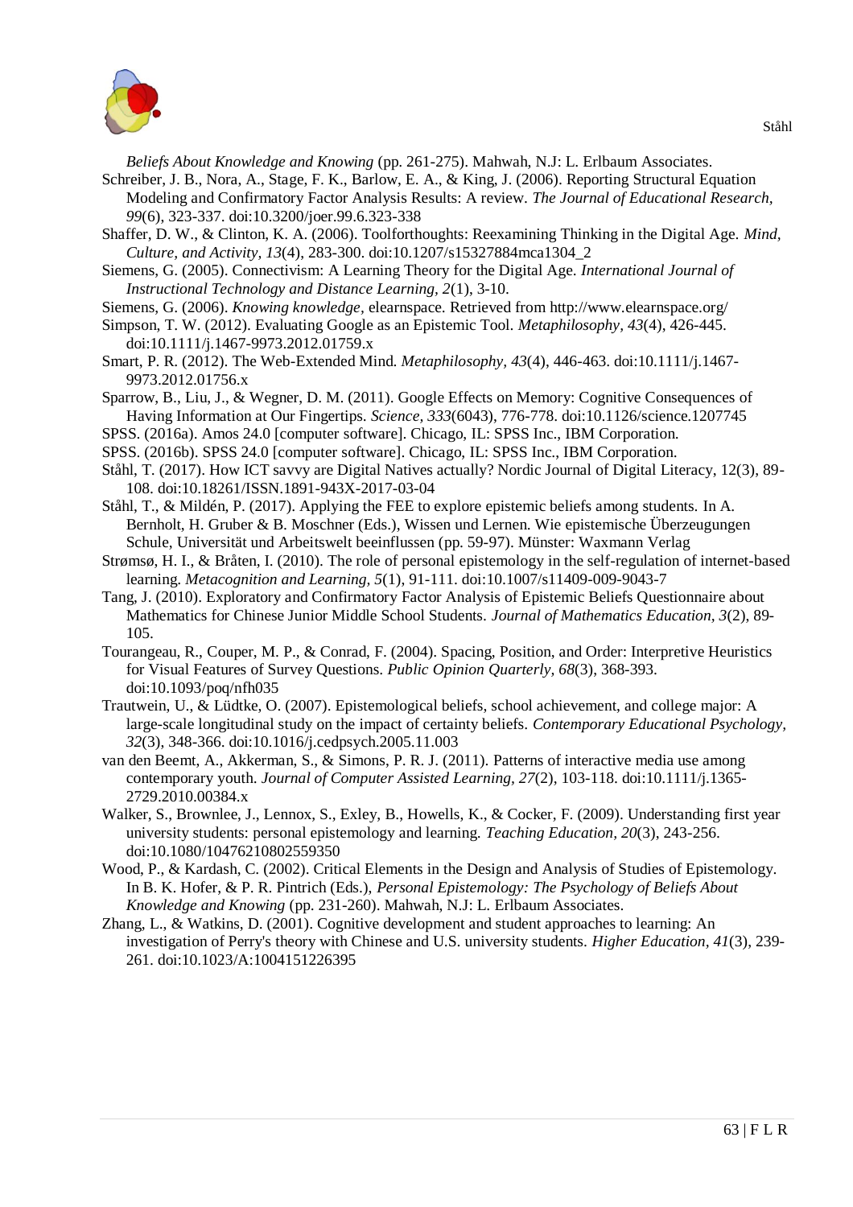*Beliefs About Knowledge and Knowing* (pp. 261-275). Mahwah, N.J: L. Erlbaum Associates.

Schreiber, J. B., Nora, A., Stage, F. K., Barlow, E. A., & King, J. (2006). Reporting Structural Equation Modeling and Confirmatory Factor Analysis Results: A review. *The Journal of Educational Research, 99*(6), 323-337. doi:10.3200/joer.99.6.323-338

Shaffer, D. W., & Clinton, K. A. (2006). Toolforthoughts: Reexamining Thinking in the Digital Age. *Mind, Culture, and Activity, 13*(4), 283-300. doi:10.1207/s15327884mca1304_2

Siemens, G. (2005). Connectivism: A Learning Theory for the Digital Age. *International Journal of Instructional Technology and Distance Learning, 2*(1), 3-10.

Siemens, G. (2006). *Knowing knowledge*, elearnspace. Retrieved from http://www.elearnspace.org/

Simpson, T. W. (2012). Evaluating Google as an Epistemic Tool. *Metaphilosophy, 43*(4), 426-445. doi:10.1111/j.1467-9973.2012.01759.x

Smart, P. R. (2012). The Web-Extended Mind. *Metaphilosophy, 43*(4), 446-463. doi:10.1111/j.1467-9973.2012.01756.x

Sparrow, B., Liu, J., & Wegner, D. M. (2011). Google Effects on Memory: Cognitive Consequences of Having Information at Our Fingertips. *Science, 333*(6043), 776-778. doi:10.1126/science.1207745

SPSS. (2016a). Amos 24.0 [computer software]. Chicago, IL: SPSS Inc., IBM Corporation.

SPSS. (2016b). SPSS 24.0 [computer software]. Chicago, IL: SPSS Inc., IBM Corporation.

Ståhl, T. (2017). How ICT savvy are Digital Natives actually? Nordic Journal of Digital Literacy, 12(3), 89-108. doi:10.18261/ISSN.1891-943X-2017-03-04

Ståhl, T., & Mildén, P. (2017). Applying the FEE to explore epistemic beliefs among students. In A. Bernholt, H. Gruber & B. Moschner (Eds.), Wissen und Lernen. Wie epistemische Überzeugungen Schule, Universität und Arbeitswelt beeinflussen (pp. 59-97). Münster: Waxmann Verlag

Strømsø, H. I., & Bråten, I. (2010). The role of personal epistemology in the self-regulation of internet-based learning. *Metacognition and Learning, 5*(1), 91-111. doi:10.1007/s11409-009-9043-7

Tang, J. (2010). Exploratory and Confirmatory Factor Analysis of Epistemic Beliefs Questionnaire about Mathematics for Chinese Junior Middle School Students. *Journal of Mathematics Education, 3*(2), 89-105.

Tourangeau, R., Couper, M. P., & Conrad, F. (2004). Spacing, Position, and Order: Interpretive Heuristics for Visual Features of Survey Questions. *Public Opinion Quarterly, 68*(3), 368-393. doi:10.1093/poq/nfh035

Trautwein, U., & Lüdtke, O. (2007). Epistemological beliefs, school achievement, and college major: A large-scale longitudinal study on the impact of certainty beliefs. *Contemporary Educational Psychology, 32*(3), 348-366. doi:10.1016/j.cedpsych.2005.11.003

van den Beemt, A., Akkerman, S., & Simons, P. R. J. (2011). Patterns of interactive media use among contemporary youth. *Journal of Computer Assisted Learning, 27*(2), 103-118. doi:10.1111/j.1365-2729.2010.00384.x

Walker, S., Brownlee, J., Lennox, S., Exley, B., Howells, K., & Cocker, F. (2009). Understanding first year university students: personal epistemology and learning. *Teaching Education, 20*(3), 243-256. doi:10.1080/10476210802559350

Wood, P., & Kardash, C. (2002). Critical Elements in the Design and Analysis of Studies of Epistemology. In B. K. Hofer, & P. R. Pintrich (Eds.), *Personal Epistemology: The Psychology of Beliefs About Knowledge and Knowing* (pp. 231-260). Mahwah, N.J: L. Erlbaum Associates.

Zhang, L., & Watkins, D. (2001). Cognitive development and student approaches to learning: An investigation of Perry's theory with Chinese and U.S. university students. *Higher Education, 41*(3), 239-261. doi:10.1023/A:1004151226395